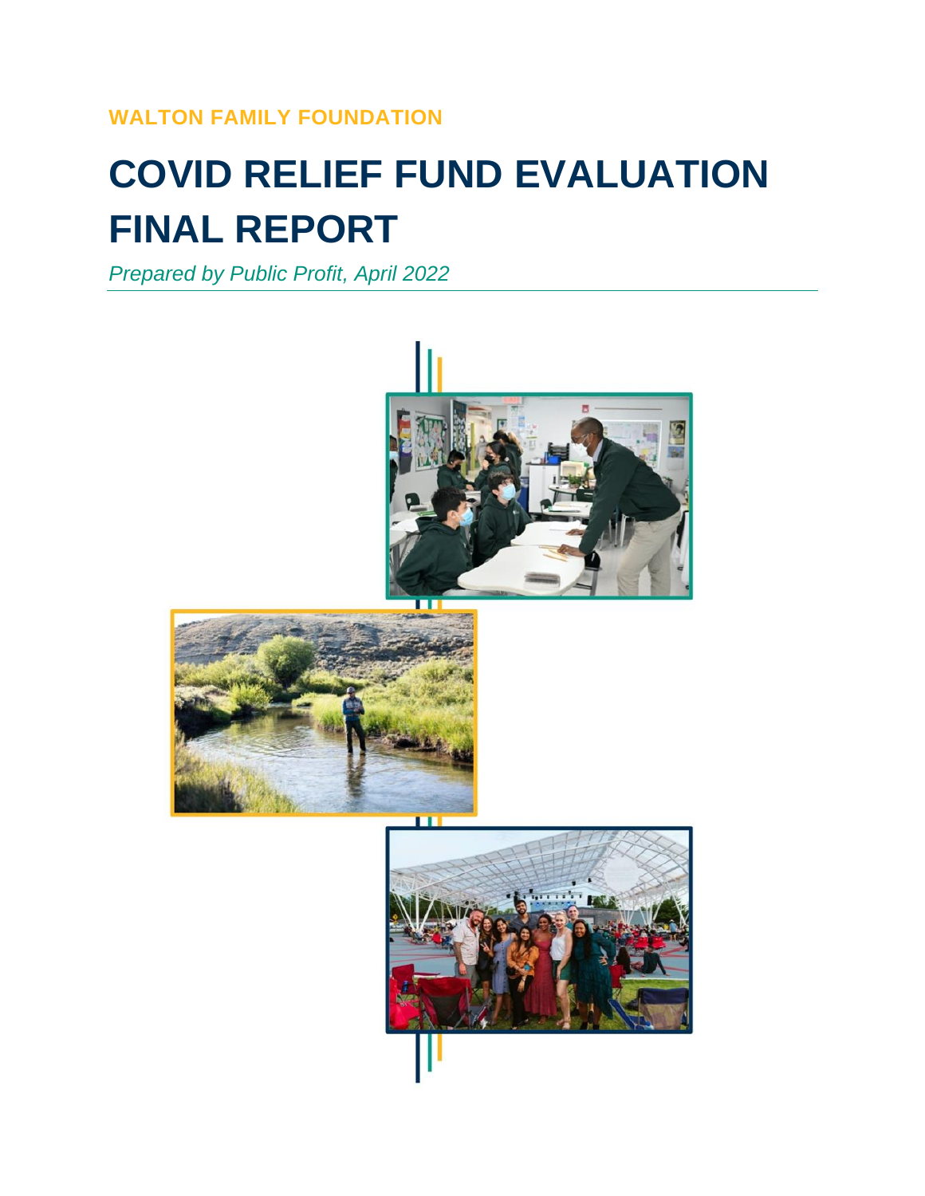**WALTON FAMILY FOUNDATION**

# COVID RELIEF FUND EVALUATION FINAL REPORT

*Prepared by Public Profit, April 2022*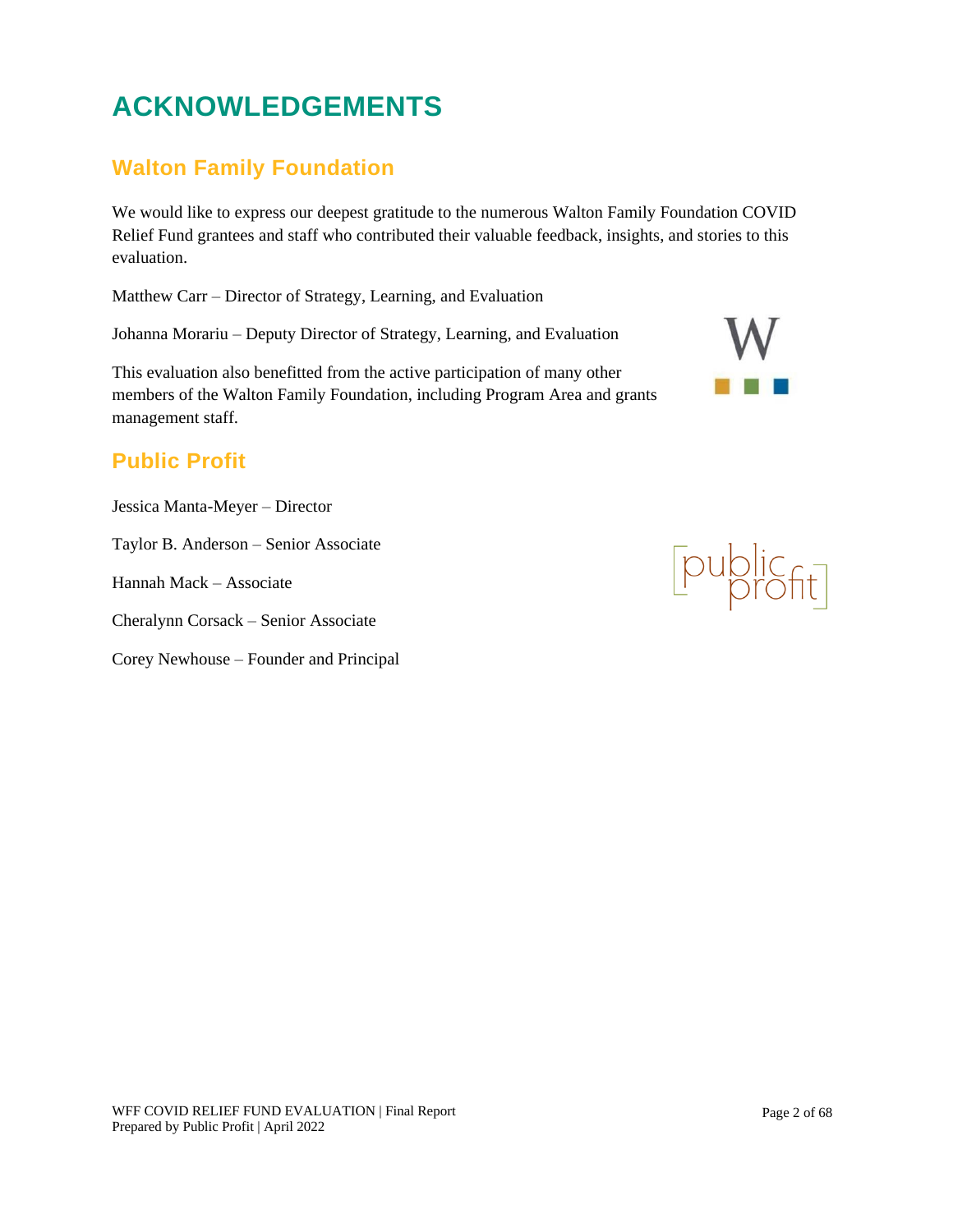# ACKNOWLEDGEMENTS

## Walton Family Foundation

We would like to express our deepest gratitude to the numerous Walton Family Foundation COVID Relief Fund grantees and staff who contributed their valuable feedback, insights, and stories to this evaluation.

Matthew Carr – Director of Strategy, Learning, and Evaluation

Johanna Morariu – Deputy Director of Strategy, Learning, and Evaluation

This evaluation also benefitted from the active participation of many other members of the Walton Family Foundation, including Program Area and grants management staff.

## Public Profit

Jessica Manta-Meyer – Director

Taylor B. Anderson – Senior Associate

Hannah Mack – Associate

Cheralynn Corsack – Senior Associate

Corey Newhouse – Founder and Principal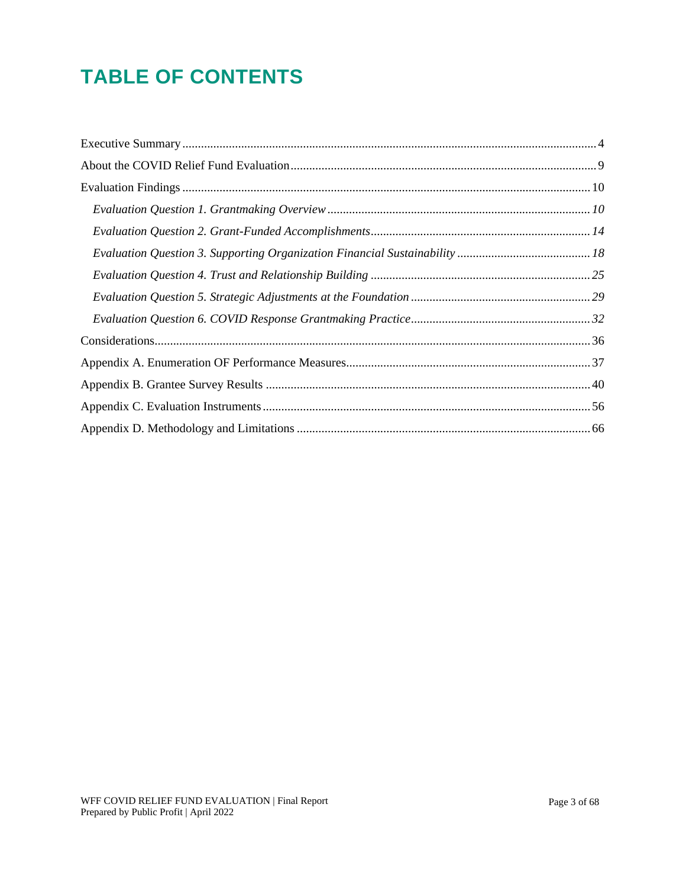# TABLE OF CONTENTS

Executive Summary ........................................................................................................................ 4

About the COVID Relief Fund Evaluation ..................................................................................... 9

Evaluation Findings ...................................................................................................................... 10

*Evaluation Question 1. Grantmaking Overview* ...................................................................... *10*

*Evaluation Question 2. Grant-Funded Accomplishments* ........................................................ *14*

*Evaluation Question 3. Supporting Organization Financial Sustainability* ............................ *18*

*Evaluation Question 4. Trust and Relationship Building* ........................................................ *25*

*Evaluation Question 5. Strategic Adjustments at the Foundation* ........................................... *29*

*Evaluation Question 6. COVID Response Grantmaking Practice* ........................................... *32*

Considerations .............................................................................................................................. 36

Appendix A. Enumeration OF Performance Measures ................................................................. 37

Appendix B. Grantee Survey Results ........................................................................................... 40

Appendix C. Evaluation Instruments ............................................................................................ 56

Appendix D. Methodology and Limitations ................................................................................. 66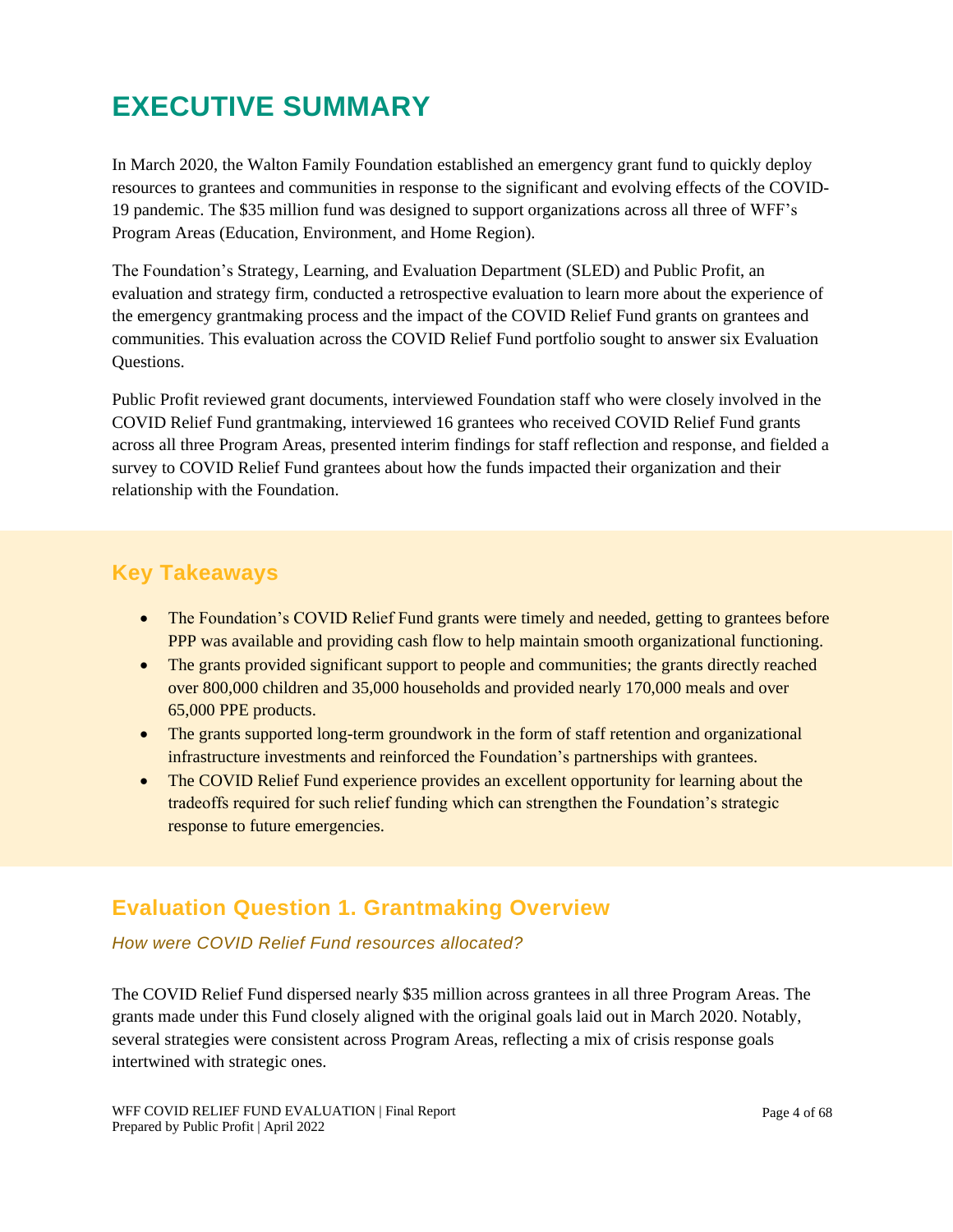# EXECUTIVE SUMMARY

In March 2020, the Walton Family Foundation established an emergency grant fund to quickly deploy resources to grantees and communities in response to the significant and evolving effects of the COVID-19 pandemic. The $35 million fund was designed to support organizations across all three of WFF's Program Areas (Education, Environment, and Home Region).

The Foundation's Strategy, Learning, and Evaluation Department (SLED) and Public Profit, an evaluation and strategy firm, conducted a retrospective evaluation to learn more about the experience of the emergency grantmaking process and the impact of the COVID Relief Fund grants on grantees and communities. This evaluation across the COVID Relief Fund portfolio sought to answer six Evaluation Questions.

Public Profit reviewed grant documents, interviewed Foundation staff who were closely involved in the COVID Relief Fund grantmaking, interviewed 16 grantees who received COVID Relief Fund grants across all three Program Areas, presented interim findings for staff reflection and response, and fielded a survey to COVID Relief Fund grantees about how the funds impacted their organization and their relationship with the Foundation.

## Key Takeaways

- The Foundation's COVID Relief Fund grants were timely and needed, getting to grantees before PPP was available and providing cash flow to help maintain smooth organizational functioning.
- The grants provided significant support to people and communities; the grants directly reached over 800,000 children and 35,000 households and provided nearly 170,000 meals and over 65,000 PPE products.
- The grants supported long-term groundwork in the form of staff retention and organizational infrastructure investments and reinforced the Foundation's partnerships with grantees.
- The COVID Relief Fund experience provides an excellent opportunity for learning about the tradeoffs required for such relief funding which can strengthen the Foundation's strategic response to future emergencies.

## Evaluation Question 1. Grantmaking Overview

*How were COVID Relief Fund resources allocated?*

The COVID Relief Fund dispersed nearly $35 million across grantees in all three Program Areas. The grants made under this Fund closely aligned with the original goals laid out in March 2020. Notably, several strategies were consistent across Program Areas, reflecting a mix of crisis response goals intertwined with strategic ones.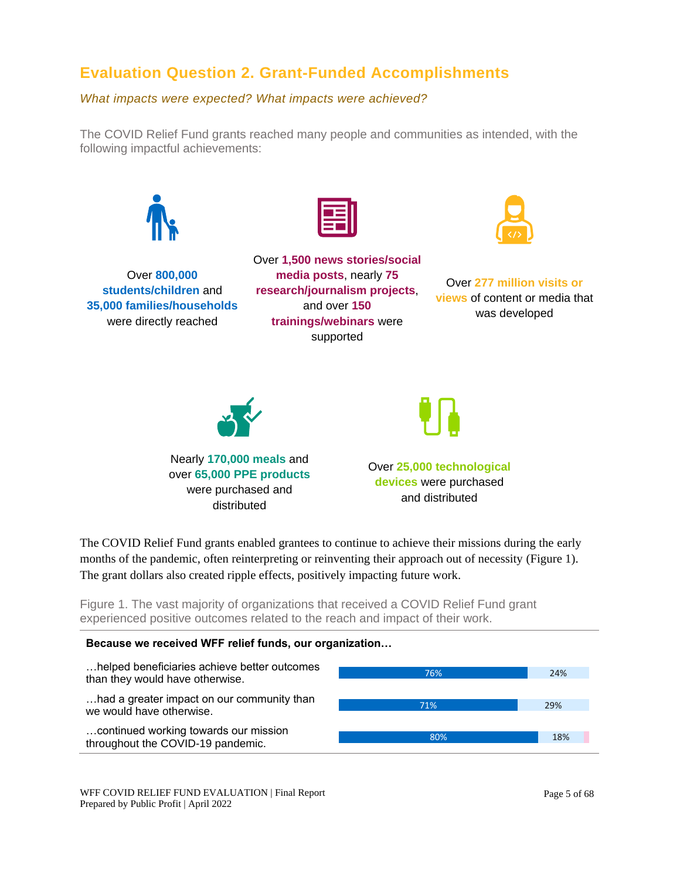## Evaluation Question 2. Grant-Funded Accomplishments

*What impacts were expected? What impacts were achieved?*

The COVID Relief Fund grants reached many people and communities as intended, with the following impactful achievements:

Over **800,000 students/children** and **35,000 families/households** were directly reached

Over **1,500 news stories/social media posts**, nearly **75 research/journalism projects**, and over **150 trainings/webinars** were supported

Over **277 million visits or views** of content or media that was developed

Nearly **170,000 meals** and over **65,000 PPE products** were purchased and distributed

Over **25,000 technological devices** were purchased and distributed

The COVID Relief Fund grants enabled grantees to continue to achieve their missions during the early months of the pandemic, often reinterpreting or reinventing their approach out of necessity (Figure 1). The grant dollars also created ripple effects, positively impacting future work.

Figure 1. The vast majority of organizations that received a COVID Relief Fund grant experienced positive outcomes related to the reach and impact of their work.

| Because we received WFF relief funds, our organization… | | | |
|---|---|---|---|
| …helped beneficiaries achieve better outcomes than they would have otherwise. | 76% | 24% | |
| …had a greater impact on our community than we would have otherwise. | 71% | 29% | |
| …continued working towards our mission throughout the COVID-19 pandemic. | 80% | 18% | |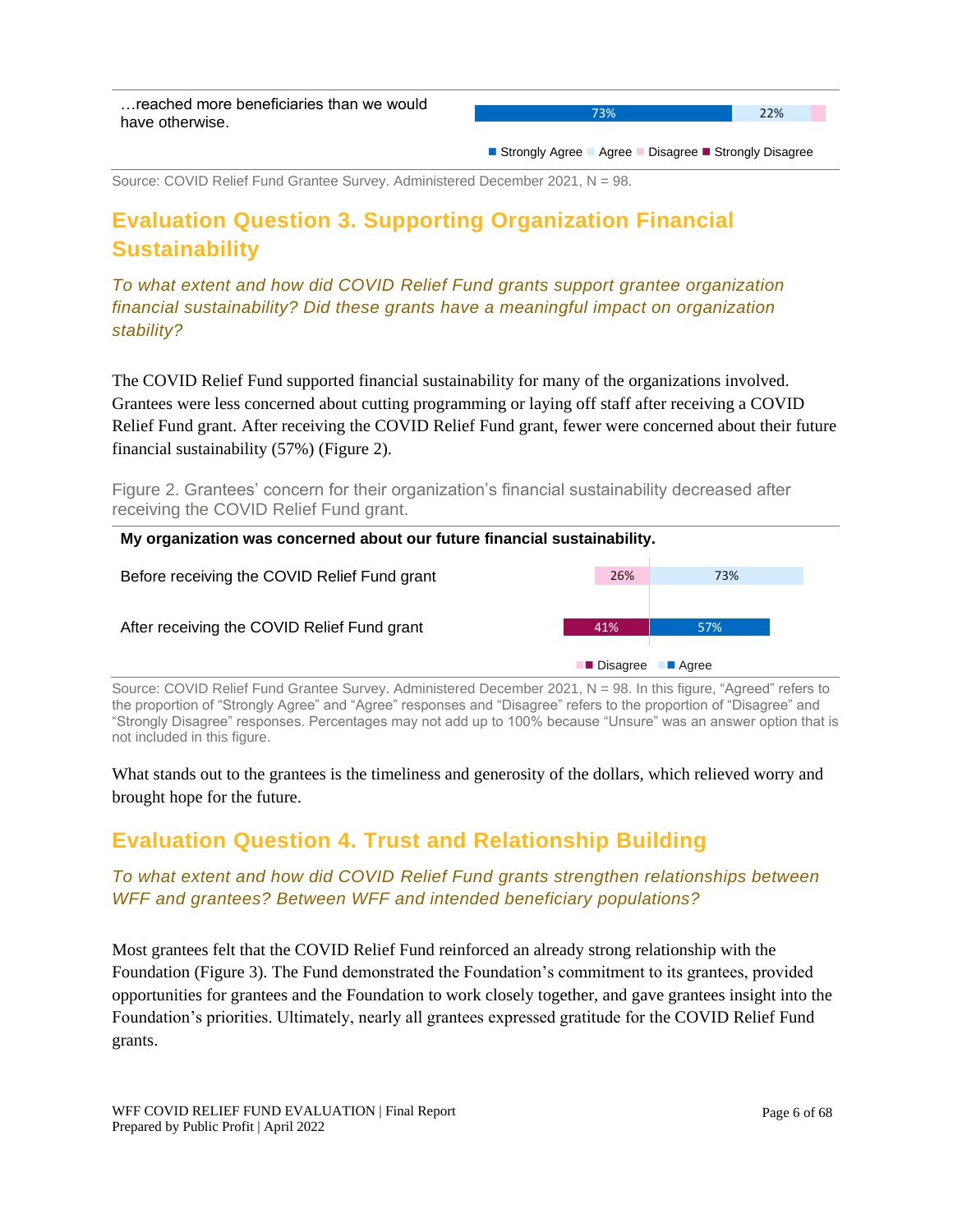| | Strongly Agree | Agree | Disagree | Strongly Disagree |
|---|---|---|---|---|
| …reached more beneficiaries than we would have otherwise. | 73% | 22% | | |

Source: COVID Relief Fund Grantee Survey. Administered December 2021, N = 98.

## Evaluation Question 3. Supporting Organization Financial Sustainability

*To what extent and how did COVID Relief Fund grants support grantee organization financial sustainability? Did these grants have a meaningful impact on organization stability?*

The COVID Relief Fund supported financial sustainability for many of the organizations involved. Grantees were less concerned about cutting programming or laying off staff after receiving a COVID Relief Fund grant. After receiving the COVID Relief Fund grant, fewer were concerned about their future financial sustainability (57%) (Figure 2).

Figure 2. Grantees' concern for their organization's financial sustainability decreased after receiving the COVID Relief Fund grant.

**My organization was concerned about our future financial sustainability.**

| | Disagree | Agree |
|---|---|---|
| Before receiving the COVID Relief Fund grant | 26% | 73% |
| After receiving the COVID Relief Fund grant | 41% | 57% |

Source: COVID Relief Fund Grantee Survey. Administered December 2021, N = 98. In this figure, "Agreed" refers to the proportion of "Strongly Agree" and "Agree" responses and "Disagree" refers to the proportion of "Disagree" and "Strongly Disagree" responses. Percentages may not add up to 100% because "Unsure" was an answer option that is not included in this figure.

What stands out to the grantees is the timeliness and generosity of the dollars, which relieved worry and brought hope for the future.

## Evaluation Question 4. Trust and Relationship Building

*To what extent and how did COVID Relief Fund grants strengthen relationships between WFF and grantees? Between WFF and intended beneficiary populations?*

Most grantees felt that the COVID Relief Fund reinforced an already strong relationship with the Foundation (Figure 3). The Fund demonstrated the Foundation's commitment to its grantees, provided opportunities for grantees and the Foundation to work closely together, and gave grantees insight into the Foundation's priorities. Ultimately, nearly all grantees expressed gratitude for the COVID Relief Fund grants.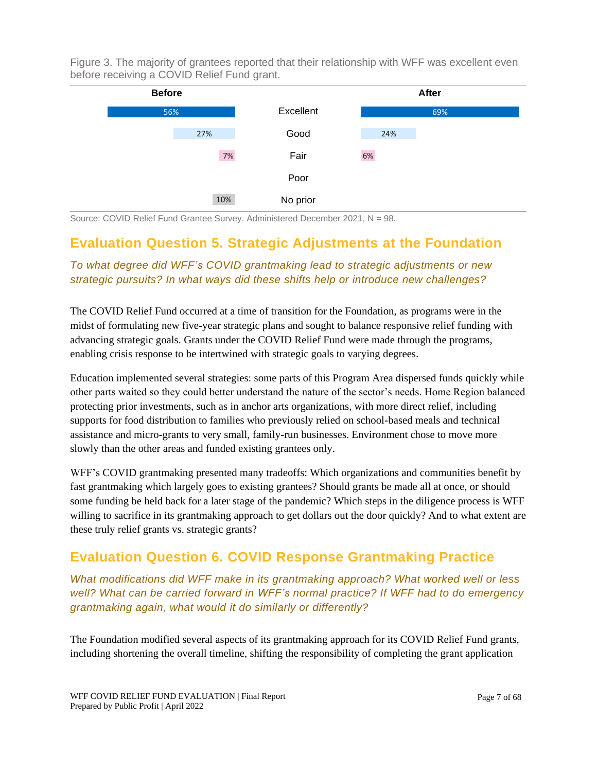Figure 3. The majority of grantees reported that their relationship with WFF was excellent even before receiving a COVID Relief Fund grant.

| Before | | After |
|---|---|---|
| 56% | Excellent | 69% |
| 27% | Good | 24% |
| 7% | Fair | 6% |
| | Poor | |
| 10% | No prior | |

Source: COVID Relief Fund Grantee Survey. Administered December 2021, N = 98.

## Evaluation Question 5. Strategic Adjustments at the Foundation

*To what degree did WFF's COVID grantmaking lead to strategic adjustments or new strategic pursuits? In what ways did these shifts help or introduce new challenges?*

The COVID Relief Fund occurred at a time of transition for the Foundation, as programs were in the midst of formulating new five-year strategic plans and sought to balance responsive relief funding with advancing strategic goals. Grants under the COVID Relief Fund were made through the programs, enabling crisis response to be intertwined with strategic goals to varying degrees.

Education implemented several strategies: some parts of this Program Area dispersed funds quickly while other parts waited so they could better understand the nature of the sector's needs. Home Region balanced protecting prior investments, such as in anchor arts organizations, with more direct relief, including supports for food distribution to families who previously relied on school-based meals and technical assistance and micro-grants to very small, family-run businesses. Environment chose to move more slowly than the other areas and funded existing grantees only.

WFF's COVID grantmaking presented many tradeoffs: Which organizations and communities benefit by fast grantmaking which largely goes to existing grantees? Should grants be made all at once, or should some funding be held back for a later stage of the pandemic? Which steps in the diligence process is WFF willing to sacrifice in its grantmaking approach to get dollars out the door quickly? And to what extent are these truly relief grants vs. strategic grants?

## Evaluation Question 6. COVID Response Grantmaking Practice

*What modifications did WFF make in its grantmaking approach? What worked well or less well? What can be carried forward in WFF's normal practice? If WFF had to do emergency grantmaking again, what would it do similarly or differently?*

The Foundation modified several aspects of its grantmaking approach for its COVID Relief Fund grants, including shortening the overall timeline, shifting the responsibility of completing the grant application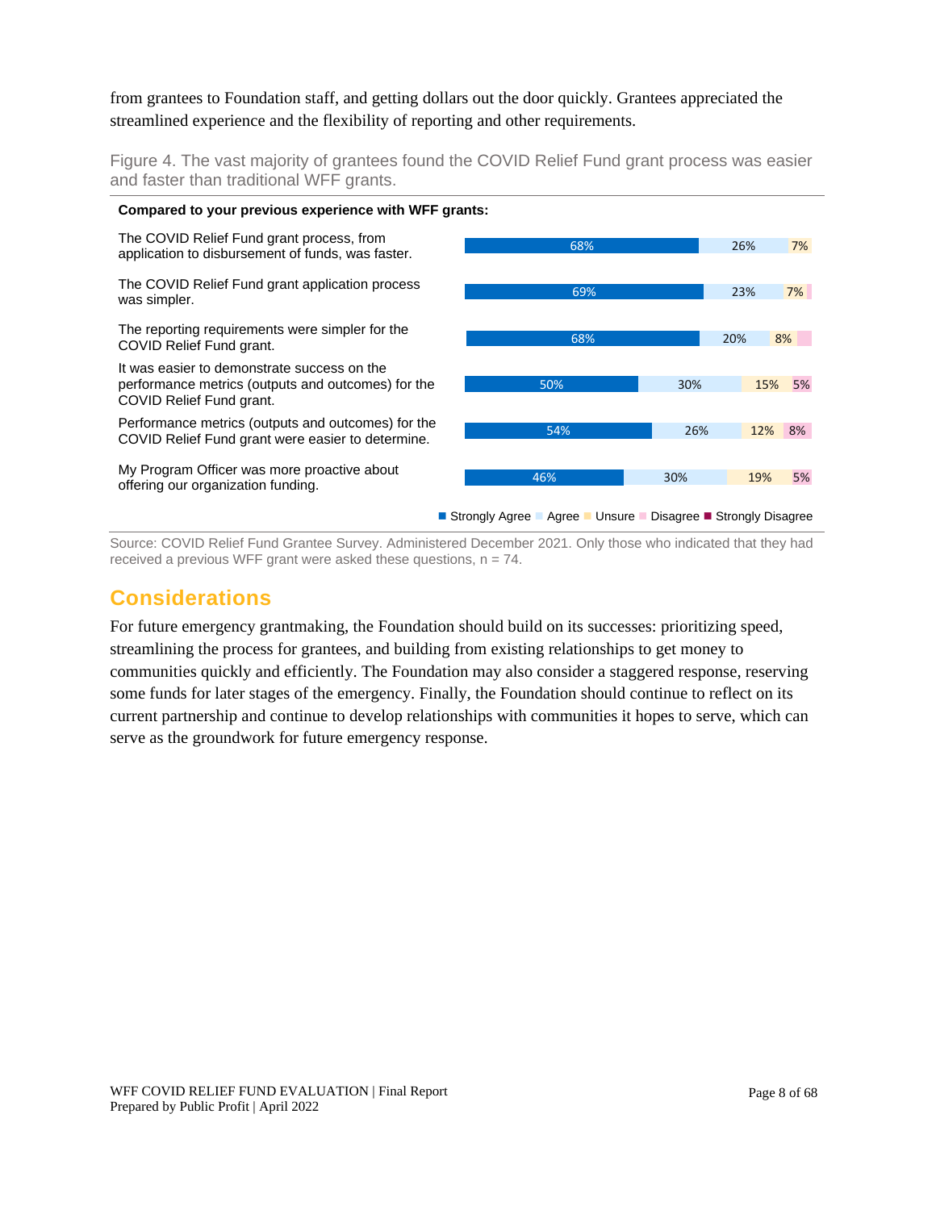from grantees to Foundation staff, and getting dollars out the door quickly. Grantees appreciated the streamlined experience and the flexibility of reporting and other requirements.

Figure 4. The vast majority of grantees found the COVID Relief Fund grant process was easier and faster than traditional WFF grants.

**Compared to your previous experience with WFF grants:**

| Statement | Strongly Agree | Agree | Unsure | Disagree | Strongly Disagree |
|---|---|---|---|---|---|
| The COVID Relief Fund grant process, from application to disbursement of funds, was faster. | 68% | 26% | 7% | | |
| The COVID Relief Fund grant application process was simpler. | 69% | 23% | 7% | | |
| The reporting requirements were simpler for the COVID Relief Fund grant. | 68% | 20% | 8% | | |
| It was easier to demonstrate success on the performance metrics (outputs and outcomes) for the COVID Relief Fund grant. | 50% | 30% | 15% | 5% | |
| Performance metrics (outputs and outcomes) for the COVID Relief Fund grant were easier to determine. | 54% | 26% | 12% | 8% | |
| My Program Officer was more proactive about offering our organization funding. | 46% | 30% | 19% | 5% | |

Source: COVID Relief Fund Grantee Survey. Administered December 2021. Only those who indicated that they had received a previous WFF grant were asked these questions, n = 74.

## Considerations

For future emergency grantmaking, the Foundation should build on its successes: prioritizing speed, streamlining the process for grantees, and building from existing relationships to get money to communities quickly and efficiently. The Foundation may also consider a staggered response, reserving some funds for later stages of the emergency. Finally, the Foundation should continue to reflect on its current partnership and continue to develop relationships with communities it hopes to serve, which can serve as the groundwork for future emergency response.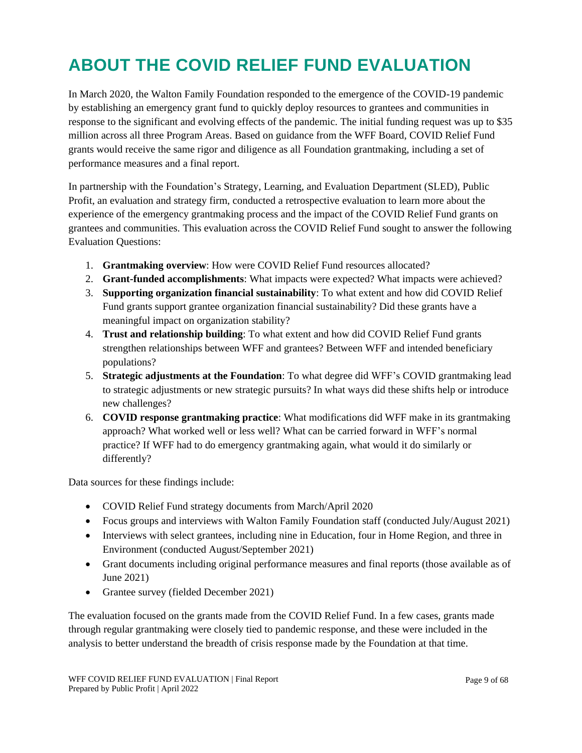# ABOUT THE COVID RELIEF FUND EVALUATION

In March 2020, the Walton Family Foundation responded to the emergence of the COVID-19 pandemic by establishing an emergency grant fund to quickly deploy resources to grantees and communities in response to the significant and evolving effects of the pandemic. The initial funding request was up to $35 million across all three Program Areas. Based on guidance from the WFF Board, COVID Relief Fund grants would receive the same rigor and diligence as all Foundation grantmaking, including a set of performance measures and a final report.

In partnership with the Foundation's Strategy, Learning, and Evaluation Department (SLED), Public Profit, an evaluation and strategy firm, conducted a retrospective evaluation to learn more about the experience of the emergency grantmaking process and the impact of the COVID Relief Fund grants on grantees and communities. This evaluation across the COVID Relief Fund sought to answer the following Evaluation Questions:

1. **Grantmaking overview**: How were COVID Relief Fund resources allocated?
2. **Grant-funded accomplishments**: What impacts were expected? What impacts were achieved?
3. **Supporting organization financial sustainability**: To what extent and how did COVID Relief Fund grants support grantee organization financial sustainability? Did these grants have a meaningful impact on organization stability?
4. **Trust and relationship building**: To what extent and how did COVID Relief Fund grants strengthen relationships between WFF and grantees? Between WFF and intended beneficiary populations?
5. **Strategic adjustments at the Foundation**: To what degree did WFF's COVID grantmaking lead to strategic adjustments or new strategic pursuits? In what ways did these shifts help or introduce new challenges?
6. **COVID response grantmaking practice**: What modifications did WFF make in its grantmaking approach? What worked well or less well? What can be carried forward in WFF's normal practice? If WFF had to do emergency grantmaking again, what would it do similarly or differently?

Data sources for these findings include:

- COVID Relief Fund strategy documents from March/April 2020
- Focus groups and interviews with Walton Family Foundation staff (conducted July/August 2021)
- Interviews with select grantees, including nine in Education, four in Home Region, and three in Environment (conducted August/September 2021)
- Grant documents including original performance measures and final reports (those available as of June 2021)
- Grantee survey (fielded December 2021)

The evaluation focused on the grants made from the COVID Relief Fund. In a few cases, grants made through regular grantmaking were closely tied to pandemic response, and these were included in the analysis to better understand the breadth of crisis response made by the Foundation at that time.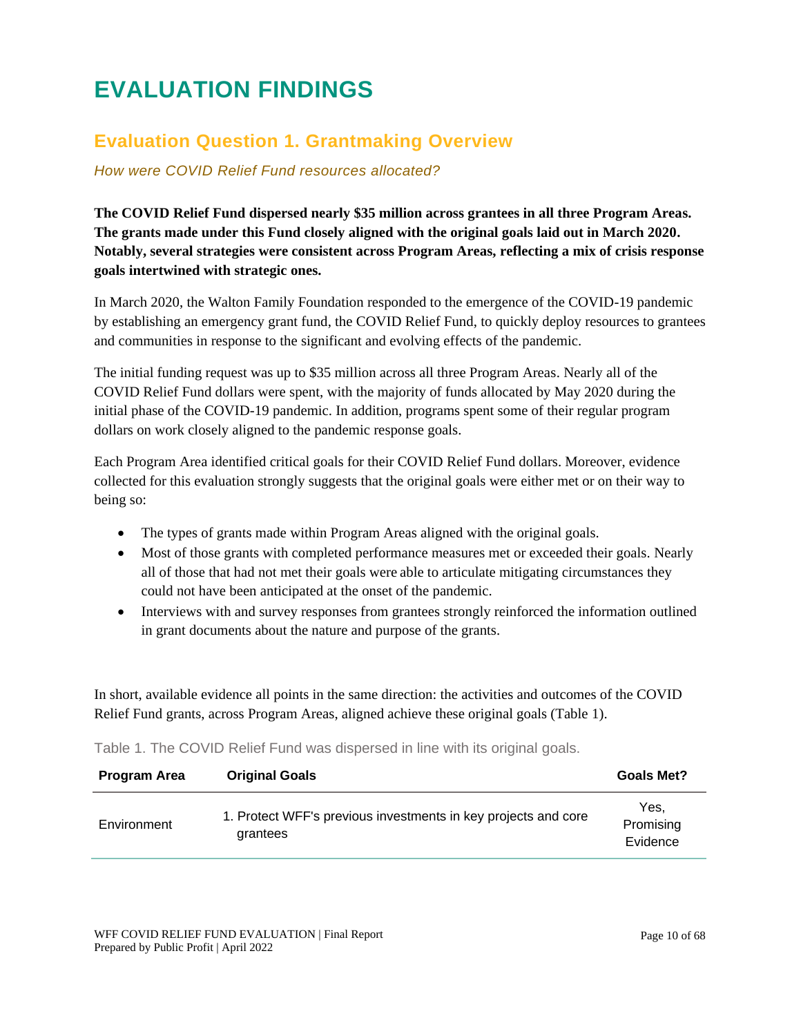# EVALUATION FINDINGS

## Evaluation Question 1. Grantmaking Overview

*How were COVID Relief Fund resources allocated?*

**The COVID Relief Fund dispersed nearly $35 million across grantees in all three Program Areas. The grants made under this Fund closely aligned with the original goals laid out in March 2020. Notably, several strategies were consistent across Program Areas, reflecting a mix of crisis response goals intertwined with strategic ones.**

In March 2020, the Walton Family Foundation responded to the emergence of the COVID-19 pandemic by establishing an emergency grant fund, the COVID Relief Fund, to quickly deploy resources to grantees and communities in response to the significant and evolving effects of the pandemic.

The initial funding request was up to $35 million across all three Program Areas. Nearly all of the COVID Relief Fund dollars were spent, with the majority of funds allocated by May 2020 during the initial phase of the COVID-19 pandemic. In addition, programs spent some of their regular program dollars on work closely aligned to the pandemic response goals.

Each Program Area identified critical goals for their COVID Relief Fund dollars. Moreover, evidence collected for this evaluation strongly suggests that the original goals were either met or on their way to being so:

- The types of grants made within Program Areas aligned with the original goals.
- Most of those grants with completed performance measures met or exceeded their goals. Nearly all of those that had not met their goals were able to articulate mitigating circumstances they could not have been anticipated at the onset of the pandemic.
- Interviews with and survey responses from grantees strongly reinforced the information outlined in grant documents about the nature and purpose of the grants.

In short, available evidence all points in the same direction: the activities and outcomes of the COVID Relief Fund grants, across Program Areas, aligned achieve these original goals (Table 1).

Table 1. The COVID Relief Fund was dispersed in line with its original goals.

| Program Area | Original Goals | Goals Met? |
|---|---|---|
| Environment | 1. Protect WFF's previous investments in key projects and core grantees | Yes, Promising Evidence |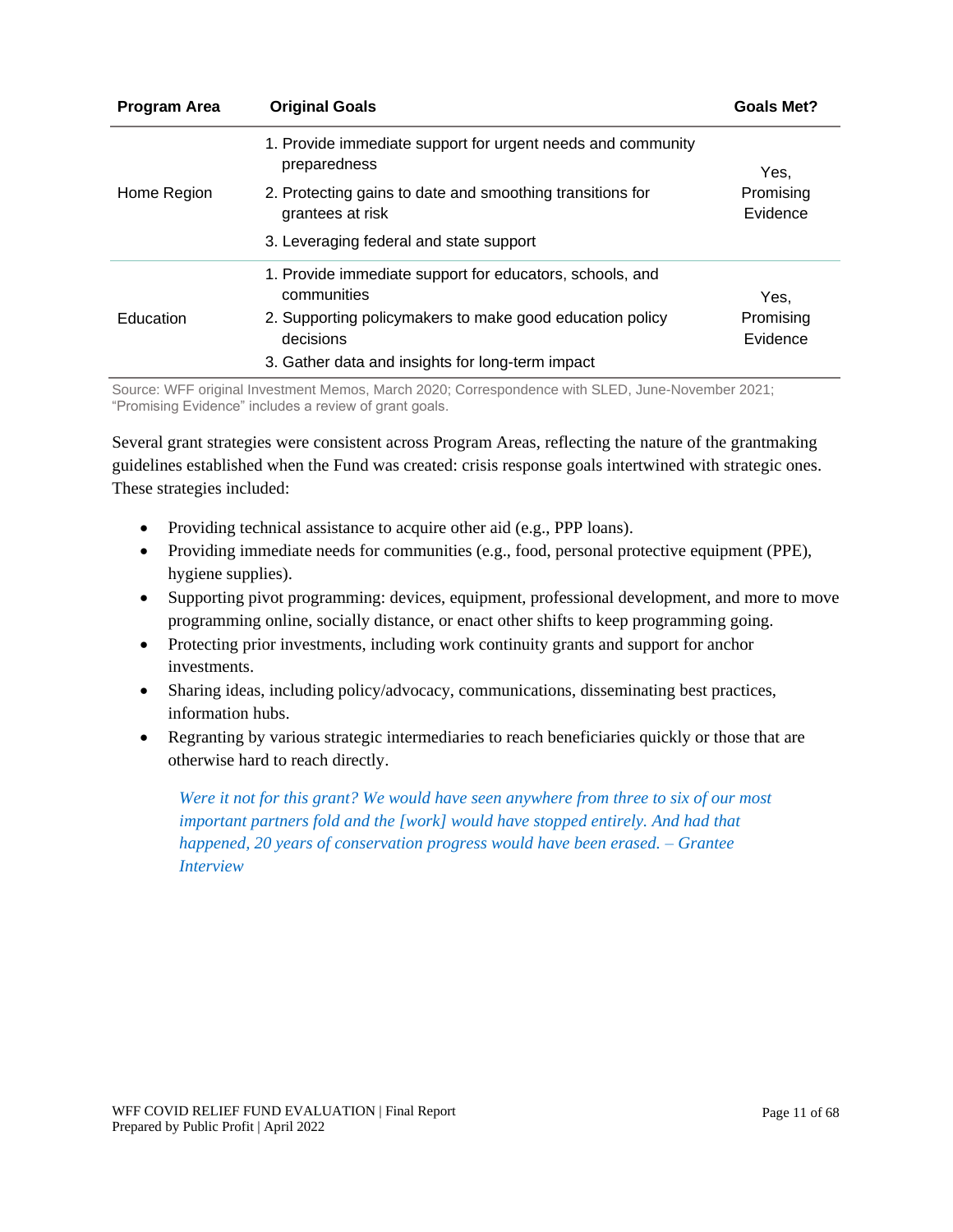| Program Area | Original Goals | Goals Met? |
|---|---|---|
| Home Region | 1. Provide immediate support for urgent needs and community preparedness<br>2. Protecting gains to date and smoothing transitions for grantees at risk<br>3. Leveraging federal and state support | Yes, Promising Evidence |
| Education | 1. Provide immediate support for educators, schools, and communities<br>2. Supporting policymakers to make good education policy decisions<br>3. Gather data and insights for long-term impact | Yes, Promising Evidence |

Source: WFF original Investment Memos, March 2020; Correspondence with SLED, June-November 2021; "Promising Evidence" includes a review of grant goals.

Several grant strategies were consistent across Program Areas, reflecting the nature of the grantmaking guidelines established when the Fund was created: crisis response goals intertwined with strategic ones. These strategies included:

- Providing technical assistance to acquire other aid (e.g., PPP loans).
- Providing immediate needs for communities (e.g., food, personal protective equipment (PPE), hygiene supplies).
- Supporting pivot programming: devices, equipment, professional development, and more to move programming online, socially distance, or enact other shifts to keep programming going.
- Protecting prior investments, including work continuity grants and support for anchor investments.
- Sharing ideas, including policy/advocacy, communications, disseminating best practices, information hubs.
- Regranting by various strategic intermediaries to reach beneficiaries quickly or those that are otherwise hard to reach directly.

> *Were it not for this grant? We would have seen anywhere from three to six of our most important partners fold and the [work] would have stopped entirely. And had that happened, 20 years of conservation progress would have been erased. – Grantee Interview*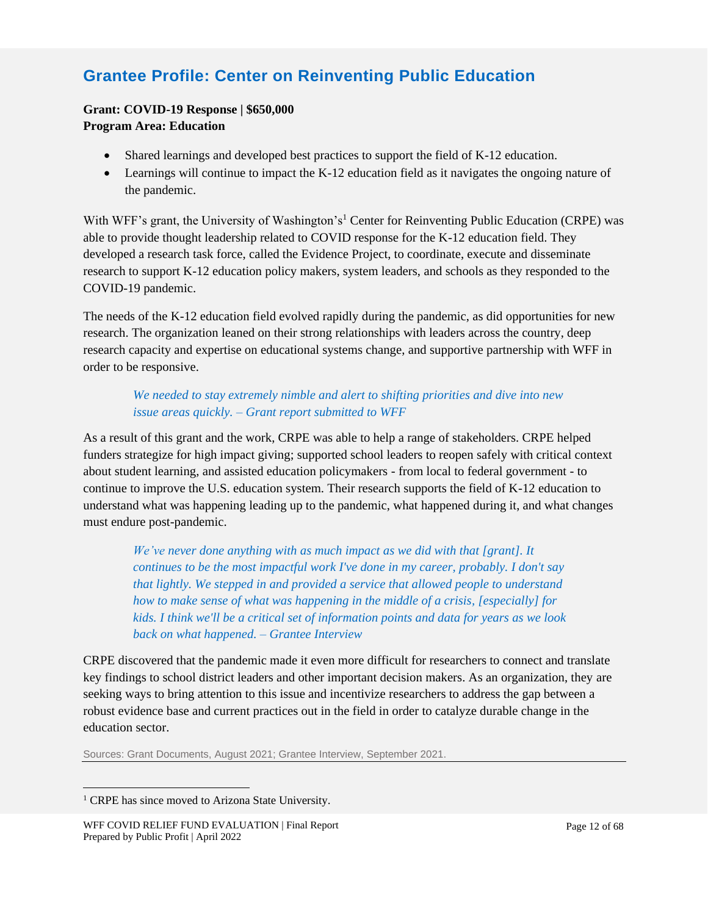## Grantee Profile: Center on Reinventing Public Education

**Grant: COVID-19 Response | $650,000**
**Program Area: Education**

- Shared learnings and developed best practices to support the field of K-12 education.
- Learnings will continue to impact the K-12 education field as it navigates the ongoing nature of the pandemic.

With WFF's grant, the University of Washington's[1] Center for Reinventing Public Education (CRPE) was able to provide thought leadership related to COVID response for the K-12 education field. They developed a research task force, called the Evidence Project, to coordinate, execute and disseminate research to support K-12 education policy makers, system leaders, and schools as they responded to the COVID-19 pandemic.

The needs of the K-12 education field evolved rapidly during the pandemic, as did opportunities for new research. The organization leaned on their strong relationships with leaders across the country, deep research capacity and expertise on educational systems change, and supportive partnership with WFF in order to be responsive.

> *We needed to stay extremely nimble and alert to shifting priorities and dive into new issue areas quickly. – Grant report submitted to WFF*

As a result of this grant and the work, CRPE was able to help a range of stakeholders. CRPE helped funders strategize for high impact giving; supported school leaders to reopen safely with critical context about student learning, and assisted education policymakers - from local to federal government - to continue to improve the U.S. education system. Their research supports the field of K-12 education to understand what was happening leading up to the pandemic, what happened during it, and what changes must endure post-pandemic.

> *We've never done anything with as much impact as we did with that [grant]. It continues to be the most impactful work I've done in my career, probably. I don't say that lightly. We stepped in and provided a service that allowed people to understand how to make sense of what was happening in the middle of a crisis, [especially] for kids. I think we'll be a critical set of information points and data for years as we look back on what happened. – Grantee Interview*

CRPE discovered that the pandemic made it even more difficult for researchers to connect and translate key findings to school district leaders and other important decision makers. As an organization, they are seeking ways to bring attention to this issue and incentivize researchers to address the gap between a robust evidence base and current practices out in the field in order to catalyze durable change in the education sector.

Sources: Grant Documents, August 2021; Grantee Interview, September 2021.

---

[1] CRPE has since moved to Arizona State University.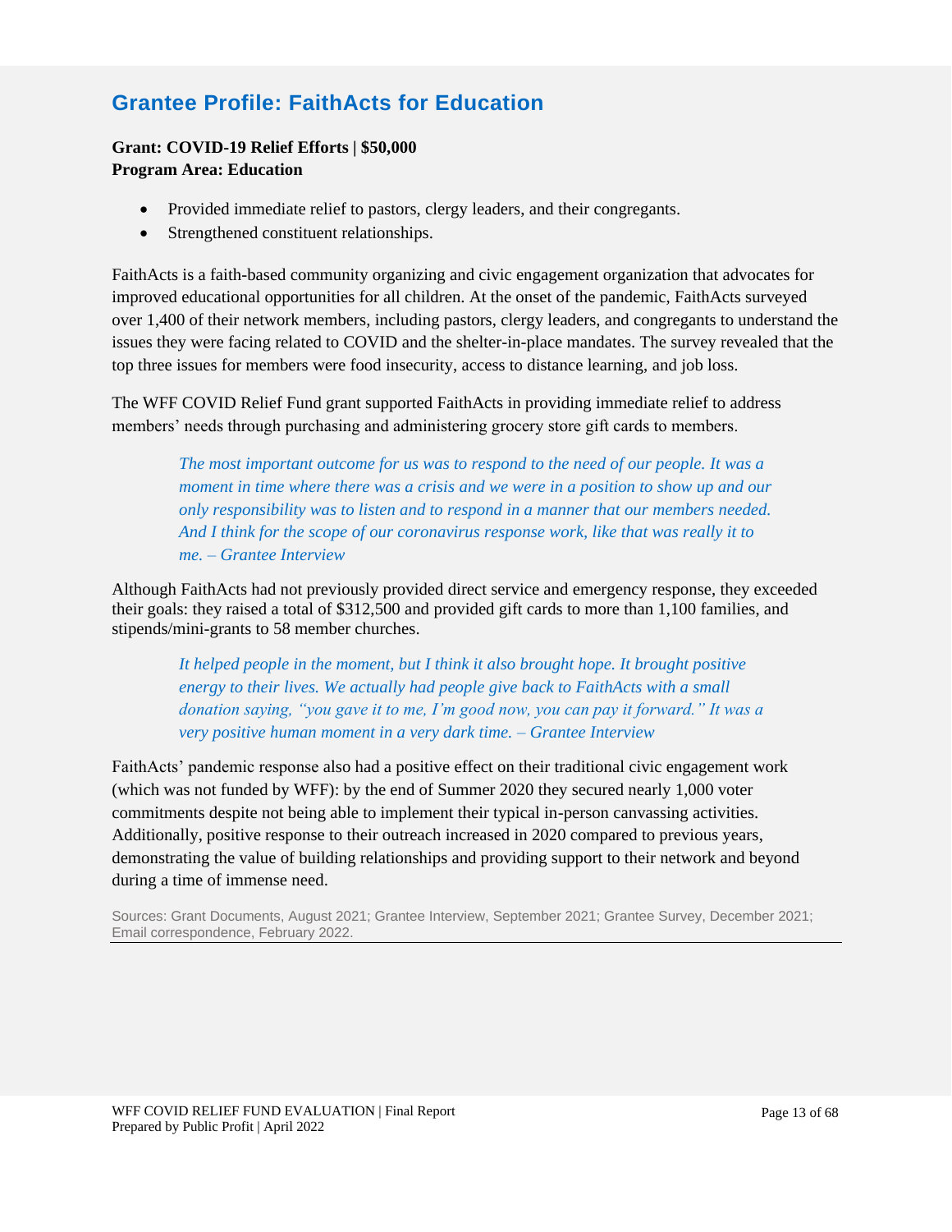## Grantee Profile: FaithActs for Education

**Grant: COVID-19 Relief Efforts | $50,000**
**Program Area: Education**

- Provided immediate relief to pastors, clergy leaders, and their congregants.
- Strengthened constituent relationships.

FaithActs is a faith-based community organizing and civic engagement organization that advocates for improved educational opportunities for all children. At the onset of the pandemic, FaithActs surveyed over 1,400 of their network members, including pastors, clergy leaders, and congregants to understand the issues they were facing related to COVID and the shelter-in-place mandates. The survey revealed that the top three issues for members were food insecurity, access to distance learning, and job loss.

The WFF COVID Relief Fund grant supported FaithActs in providing immediate relief to address members' needs through purchasing and administering grocery store gift cards to members.

> *The most important outcome for us was to respond to the need of our people. It was a moment in time where there was a crisis and we were in a position to show up and our only responsibility was to listen and to respond in a manner that our members needed. And I think for the scope of our coronavirus response work, like that was really it to me. – Grantee Interview*

Although FaithActs had not previously provided direct service and emergency response, they exceeded their goals: they raised a total of $312,500 and provided gift cards to more than 1,100 families, and stipends/mini-grants to 58 member churches.

> *It helped people in the moment, but I think it also brought hope. It brought positive energy to their lives. We actually had people give back to FaithActs with a small donation saying, "you gave it to me, I'm good now, you can pay it forward." It was a very positive human moment in a very dark time. – Grantee Interview*

FaithActs' pandemic response also had a positive effect on their traditional civic engagement work (which was not funded by WFF): by the end of Summer 2020 they secured nearly 1,000 voter commitments despite not being able to implement their typical in-person canvassing activities. Additionally, positive response to their outreach increased in 2020 compared to previous years, demonstrating the value of building relationships and providing support to their network and beyond during a time of immense need.

Sources: Grant Documents, August 2021; Grantee Interview, September 2021; Grantee Survey, December 2021; Email correspondence, February 2022.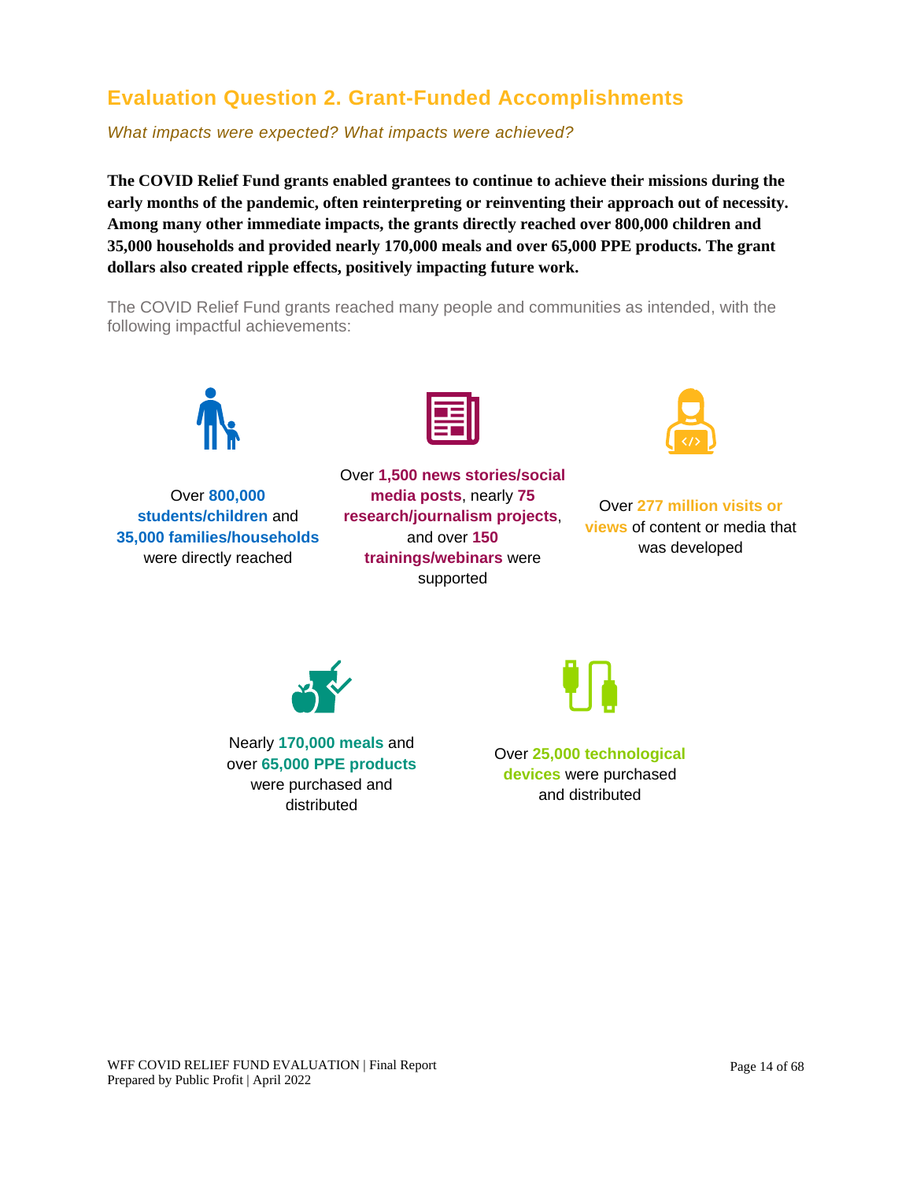## Evaluation Question 2. Grant-Funded Accomplishments

*What impacts were expected? What impacts were achieved?*

**The COVID Relief Fund grants enabled grantees to continue to achieve their missions during the early months of the pandemic, often reinterpreting or reinventing their approach out of necessity. Among many other immediate impacts, the grants directly reached over 800,000 children and 35,000 households and provided nearly 170,000 meals and over 65,000 PPE products. The grant dollars also created ripple effects, positively impacting future work.**

The COVID Relief Fund grants reached many people and communities as intended, with the following impactful achievements:

Over **800,000 students/children** and **35,000 families/households** were directly reached

Over **1,500 news stories/social media posts**, nearly **75 research/journalism projects**, and over **150 trainings/webinars** were supported

Over **277 million visits or views** of content or media that was developed

Nearly **170,000 meals** and over **65,000 PPE products** were purchased and distributed

Over **25,000 technological devices** were purchased and distributed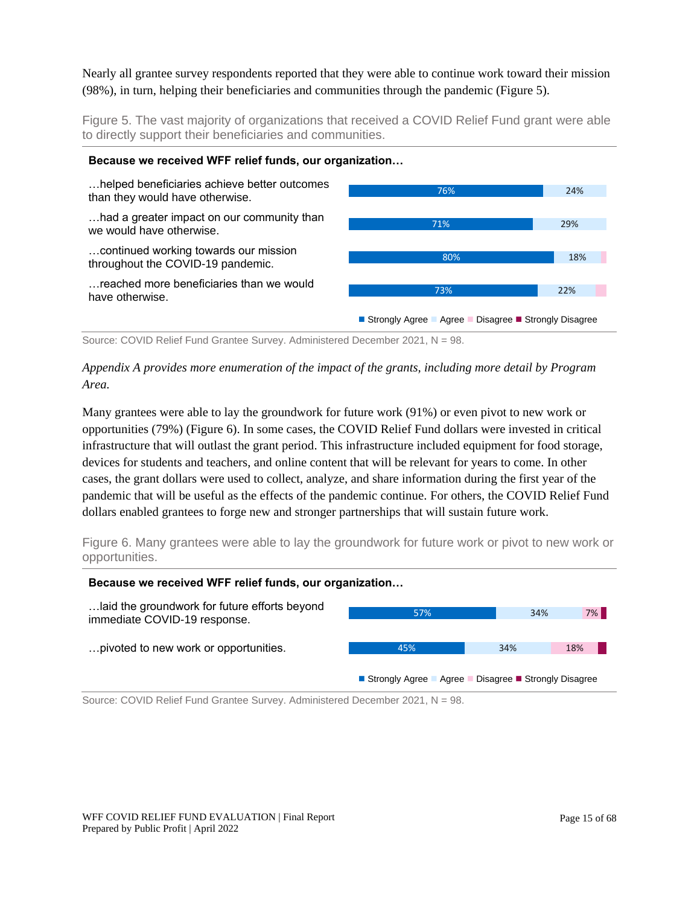Nearly all grantee survey respondents reported that they were able to continue work toward their mission (98%), in turn, helping their beneficiaries and communities through the pandemic (Figure 5).

Figure 5. The vast majority of organizations that received a COVID Relief Fund grant were able to directly support their beneficiaries and communities.

**Because we received WFF relief funds, our organization…**

| | Strongly Agree | Agree | Disagree | Strongly Disagree |
|---|---|---|---|---|
| …helped beneficiaries achieve better outcomes than they would have otherwise. | 76% | 24% | | |
| …had a greater impact on our community than we would have otherwise. | 71% | 29% | | |
| …continued working towards our mission throughout the COVID-19 pandemic. | 80% | 18% | | |
| …reached more beneficiaries than we would have otherwise. | 73% | 22% | | |

Source: COVID Relief Fund Grantee Survey. Administered December 2021, N = 98.

*Appendix A provides more enumeration of the impact of the grants, including more detail by Program Area.*

Many grantees were able to lay the groundwork for future work (91%) or even pivot to new work or opportunities (79%) (Figure 6). In some cases, the COVID Relief Fund dollars were invested in critical infrastructure that will outlast the grant period. This infrastructure included equipment for food storage, devices for students and teachers, and online content that will be relevant for years to come. In other cases, the grant dollars were used to collect, analyze, and share information during the first year of the pandemic that will be useful as the effects of the pandemic continue. For others, the COVID Relief Fund dollars enabled grantees to forge new and stronger partnerships that will sustain future work.

Figure 6. Many grantees were able to lay the groundwork for future work or pivot to new work or opportunities.

**Because we received WFF relief funds, our organization…**

| | Strongly Agree | Agree | Disagree | Strongly Disagree |
|---|---|---|---|---|
| …laid the groundwork for future efforts beyond immediate COVID-19 response. | 57% | 34% | 7% | |
| …pivoted to new work or opportunities. | 45% | 34% | 18% | |

Source: COVID Relief Fund Grantee Survey. Administered December 2021, N = 98.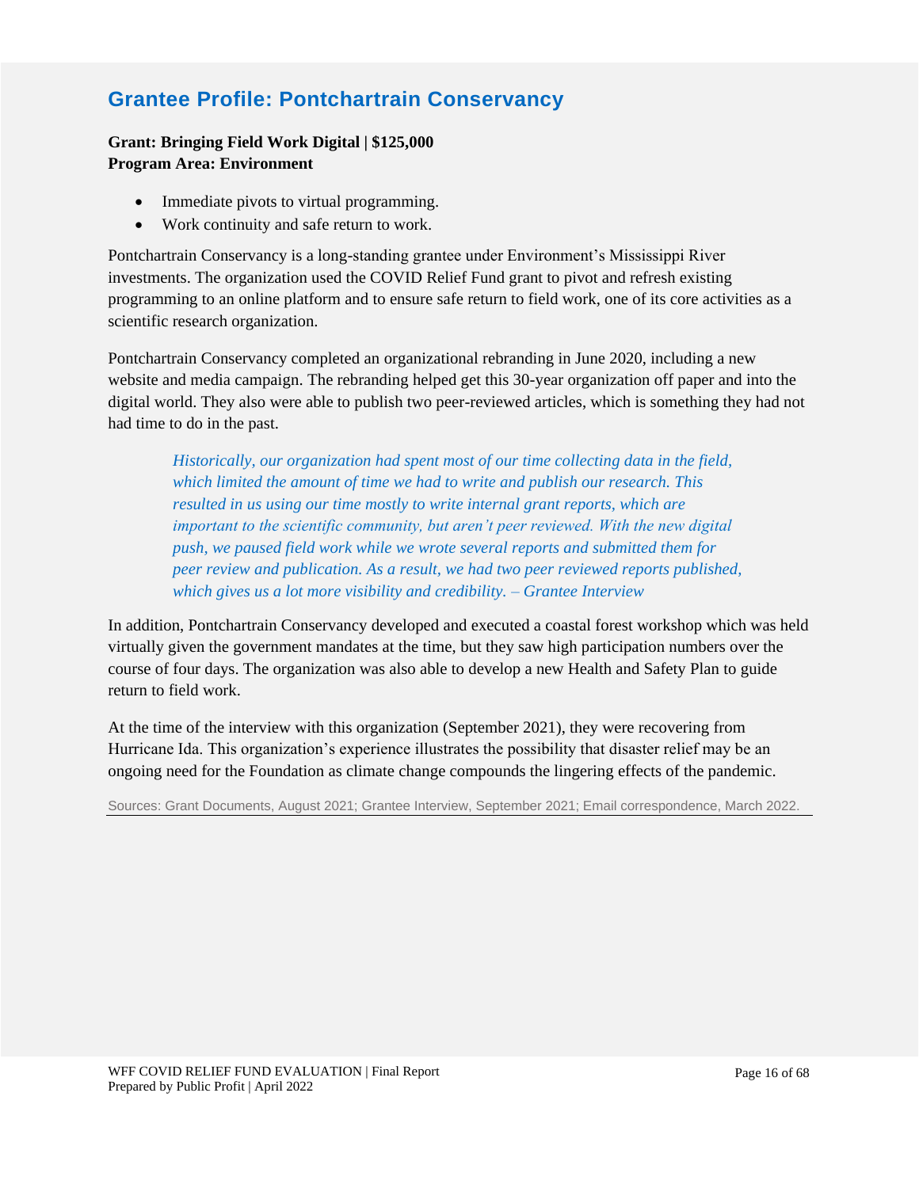## Grantee Profile: Pontchartrain Conservancy

**Grant: Bringing Field Work Digital | $125,000**
**Program Area: Environment**

- Immediate pivots to virtual programming.
- Work continuity and safe return to work.

Pontchartrain Conservancy is a long-standing grantee under Environment's Mississippi River investments. The organization used the COVID Relief Fund grant to pivot and refresh existing programming to an online platform and to ensure safe return to field work, one of its core activities as a scientific research organization.

Pontchartrain Conservancy completed an organizational rebranding in June 2020, including a new website and media campaign. The rebranding helped get this 30-year organization off paper and into the digital world. They also were able to publish two peer-reviewed articles, which is something they had not had time to do in the past.

> *Historically, our organization had spent most of our time collecting data in the field, which limited the amount of time we had to write and publish our research. This resulted in us using our time mostly to write internal grant reports, which are important to the scientific community, but aren't peer reviewed. With the new digital push, we paused field work while we wrote several reports and submitted them for peer review and publication. As a result, we had two peer reviewed reports published, which gives us a lot more visibility and credibility. – Grantee Interview*

In addition, Pontchartrain Conservancy developed and executed a coastal forest workshop which was held virtually given the government mandates at the time, but they saw high participation numbers over the course of four days. The organization was also able to develop a new Health and Safety Plan to guide return to field work.

At the time of the interview with this organization (September 2021), they were recovering from Hurricane Ida. This organization's experience illustrates the possibility that disaster relief may be an ongoing need for the Foundation as climate change compounds the lingering effects of the pandemic.

Sources: Grant Documents, August 2021; Grantee Interview, September 2021; Email correspondence, March 2022.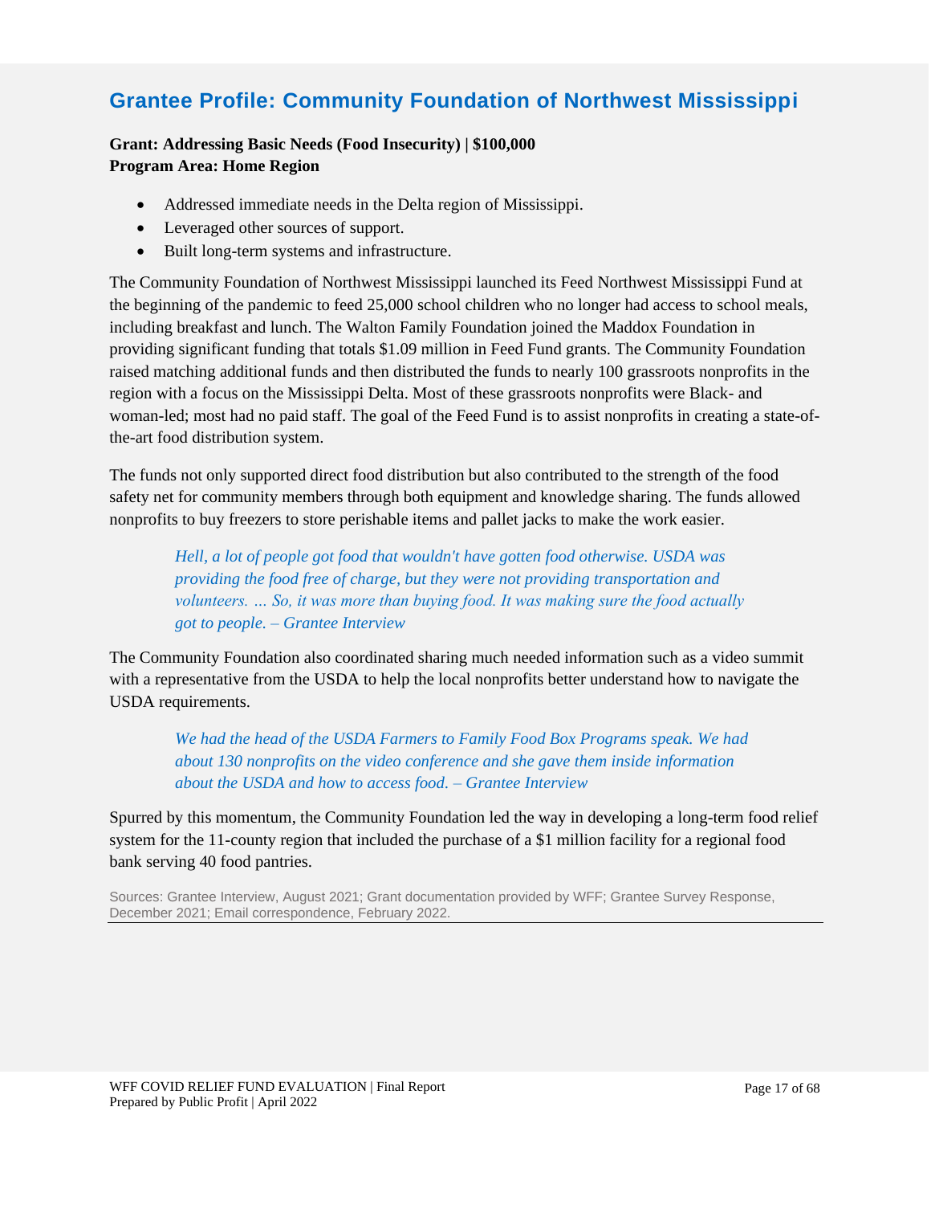## Grantee Profile: Community Foundation of Northwest Mississippi

**Grant: Addressing Basic Needs (Food Insecurity) | $100,000**
**Program Area: Home Region**

- Addressed immediate needs in the Delta region of Mississippi.
- Leveraged other sources of support.
- Built long-term systems and infrastructure.

The Community Foundation of Northwest Mississippi launched its Feed Northwest Mississippi Fund at the beginning of the pandemic to feed 25,000 school children who no longer had access to school meals, including breakfast and lunch. The Walton Family Foundation joined the Maddox Foundation in providing significant funding that totals $1.09 million in Feed Fund grants. The Community Foundation raised matching additional funds and then distributed the funds to nearly 100 grassroots nonprofits in the region with a focus on the Mississippi Delta. Most of these grassroots nonprofits were Black- and woman-led; most had no paid staff. The goal of the Feed Fund is to assist nonprofits in creating a state-of-the-art food distribution system.

The funds not only supported direct food distribution but also contributed to the strength of the food safety net for community members through both equipment and knowledge sharing. The funds allowed nonprofits to buy freezers to store perishable items and pallet jacks to make the work easier.

> *Hell, a lot of people got food that wouldn't have gotten food otherwise. USDA was providing the food free of charge, but they were not providing transportation and volunteers. … So, it was more than buying food. It was making sure the food actually got to people. – Grantee Interview*

The Community Foundation also coordinated sharing much needed information such as a video summit with a representative from the USDA to help the local nonprofits better understand how to navigate the USDA requirements.

> *We had the head of the USDA Farmers to Family Food Box Programs speak. We had about 130 nonprofits on the video conference and she gave them inside information about the USDA and how to access food. – Grantee Interview*

Spurred by this momentum, the Community Foundation led the way in developing a long-term food relief system for the 11-county region that included the purchase of a $1 million facility for a regional food bank serving 40 food pantries.

Sources: Grantee Interview, August 2021; Grant documentation provided by WFF; Grantee Survey Response, December 2021; Email correspondence, February 2022.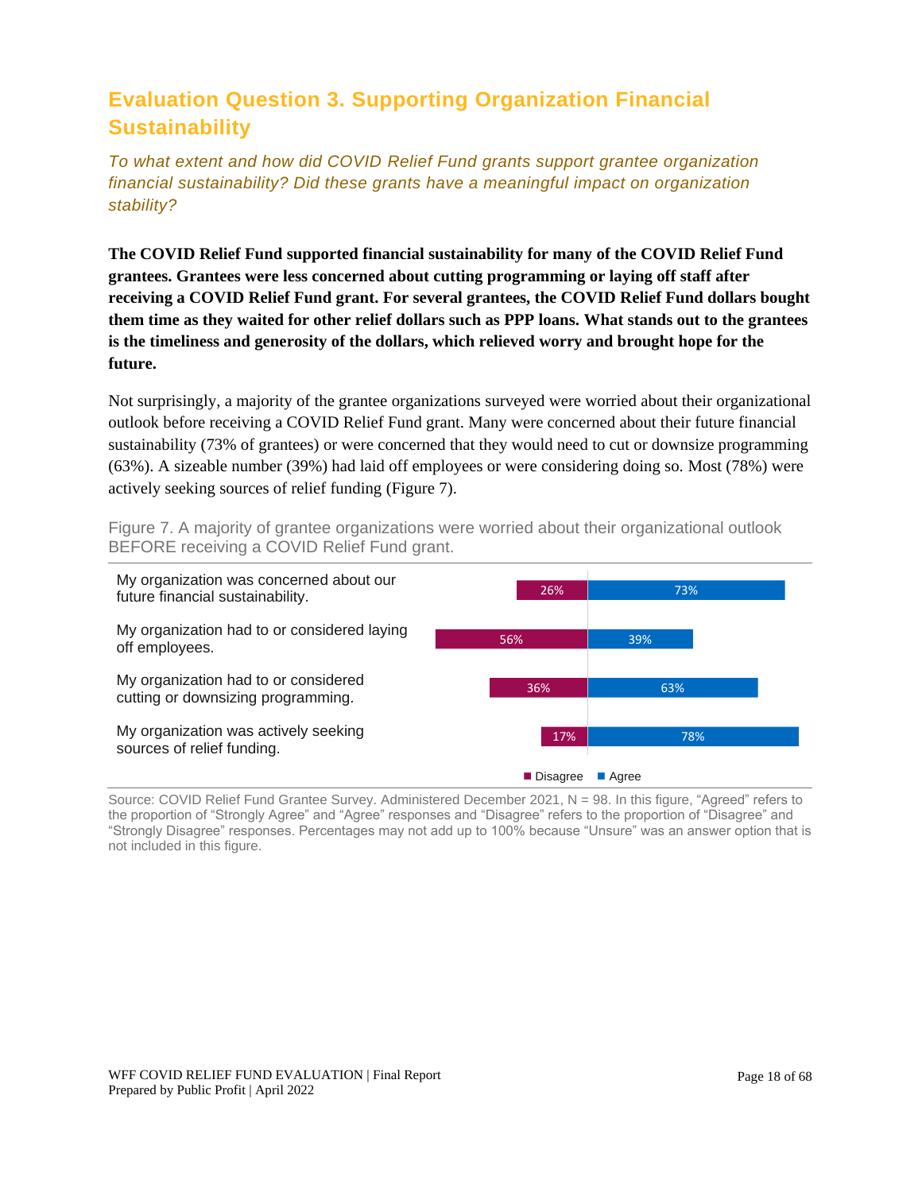## Evaluation Question 3. Supporting Organization Financial Sustainability

*To what extent and how did COVID Relief Fund grants support grantee organization financial sustainability? Did these grants have a meaningful impact on organization stability?*

**The COVID Relief Fund supported financial sustainability for many of the COVID Relief Fund grantees. Grantees were less concerned about cutting programming or laying off staff after receiving a COVID Relief Fund grant. For several grantees, the COVID Relief Fund dollars bought them time as they waited for other relief dollars such as PPP loans. What stands out to the grantees is the timeliness and generosity of the dollars, which relieved worry and brought hope for the future.**

Not surprisingly, a majority of the grantee organizations surveyed were worried about their organizational outlook before receiving a COVID Relief Fund grant. Many were concerned about their future financial sustainability (73% of grantees) or were concerned that they would need to cut or downsize programming (63%). A sizeable number (39%) had laid off employees or were considering doing so. Most (78%) were actively seeking sources of relief funding (Figure 7).

Figure 7. A majority of grantee organizations were worried about their organizational outlook BEFORE receiving a COVID Relief Fund grant.

| Statement | Disagree | Agree |
| --- | --- | --- |
| My organization was concerned about our future financial sustainability. | 26% | 73% |
| My organization had to or considered laying off employees. | 56% | 39% |
| My organization had to or considered cutting or downsizing programming. | 36% | 63% |
| My organization was actively seeking sources of relief funding. | 17% | 78% |

Source: COVID Relief Fund Grantee Survey. Administered December 2021, N = 98. In this figure, "Agreed" refers to the proportion of "Strongly Agree" and "Agree" responses and "Disagree" refers to the proportion of "Disagree" and "Strongly Disagree" responses. Percentages may not add up to 100% because "Unsure" was an answer option that is not included in this figure.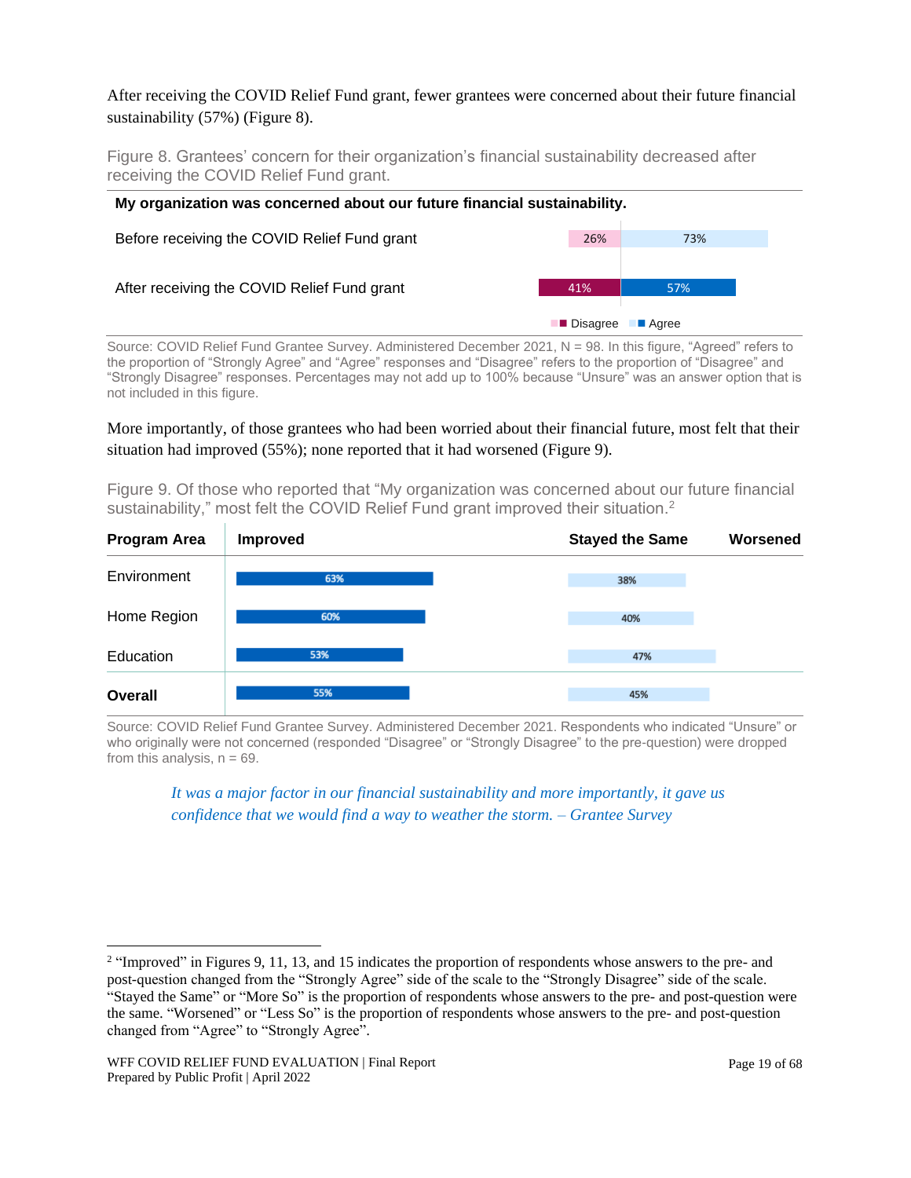After receiving the COVID Relief Fund grant, fewer grantees were concerned about their future financial sustainability (57%) (Figure 8).

Figure 8. Grantees' concern for their organization's financial sustainability decreased after receiving the COVID Relief Fund grant.

**My organization was concerned about our future financial sustainability.**

| | Disagree | Agree |
|---|---|---|
| Before receiving the COVID Relief Fund grant | 26% | 73% |
| After receiving the COVID Relief Fund grant | 41% | 57% |

Source: COVID Relief Fund Grantee Survey. Administered December 2021, N = 98. In this figure, "Agreed" refers to the proportion of "Strongly Agree" and "Agree" responses and "Disagree" refers to the proportion of "Disagree" and "Strongly Disagree" responses. Percentages may not add up to 100% because "Unsure" was an answer option that is not included in this figure.

More importantly, of those grantees who had been worried about their financial future, most felt that their situation had improved (55%); none reported that it had worsened (Figure 9).

Figure 9. Of those who reported that "My organization was concerned about our future financial sustainability," most felt the COVID Relief Fund grant improved their situation.[2]

| Program Area | Improved | Stayed the Same | Worsened |
|---|---|---|---|
| Environment | 63% | 38% | |
| Home Region | 60% | 40% | |
| Education | 53% | 47% | |
| **Overall** | 55% | 45% | |

Source: COVID Relief Fund Grantee Survey. Administered December 2021. Respondents who indicated "Unsure" or who originally were not concerned (responded "Disagree" or "Strongly Disagree" to the pre-question) were dropped from this analysis, n = 69.

*It was a major factor in our financial sustainability and more importantly, it gave us confidence that we would find a way to weather the storm. – Grantee Survey*

[2] "Improved" in Figures 9, 11, 13, and 15 indicates the proportion of respondents whose answers to the pre- and post-question changed from the "Strongly Agree" side of the scale to the "Strongly Disagree" side of the scale. "Stayed the Same" or "More So" is the proportion of respondents whose answers to the pre- and post-question were the same. "Worsened" or "Less So" is the proportion of respondents whose answers to the pre- and post-question changed from "Agree" to "Strongly Agree".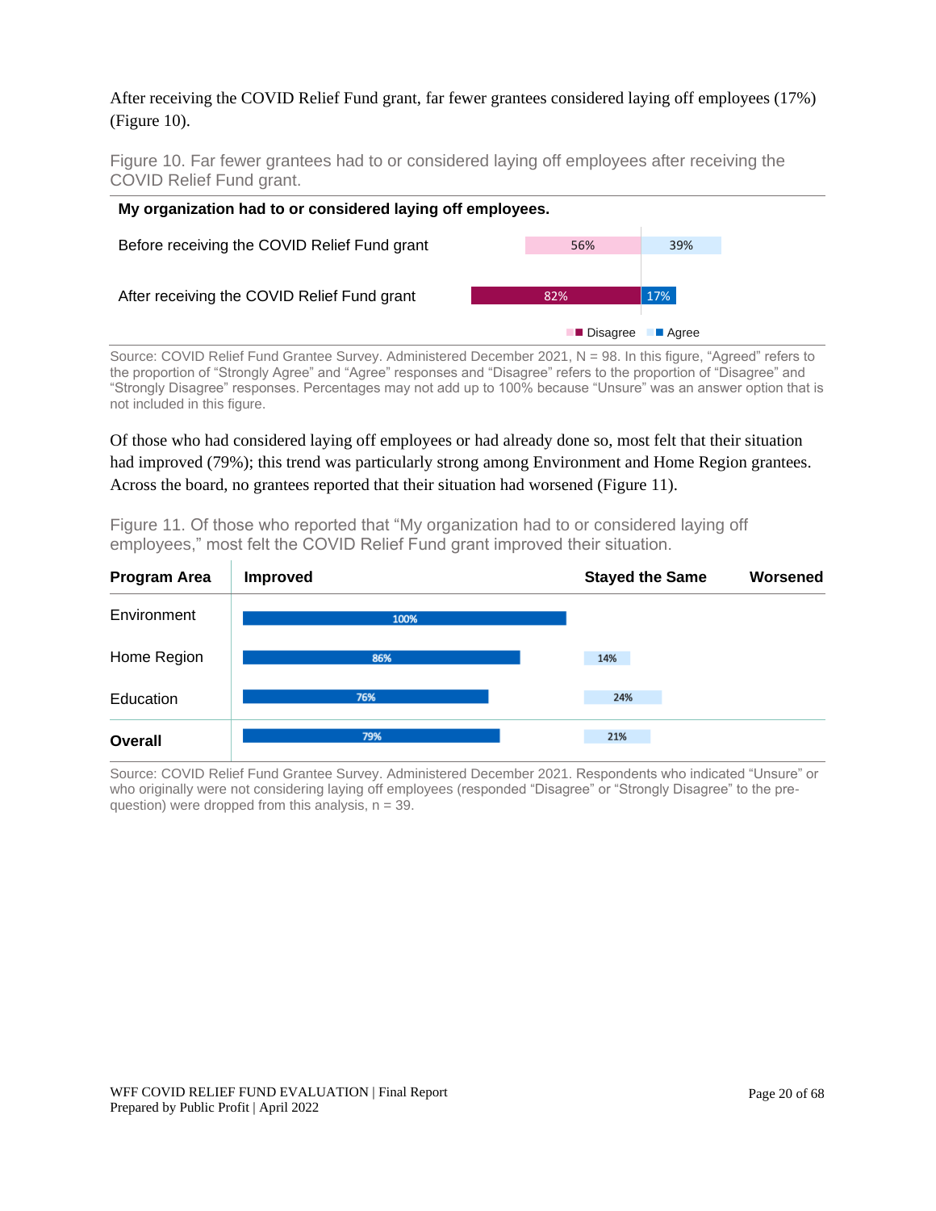After receiving the COVID Relief Fund grant, far fewer grantees considered laying off employees (17%) (Figure 10).

Figure 10. Far fewer grantees had to or considered laying off employees after receiving the COVID Relief Fund grant.

**My organization had to or considered laying off employees.**

| | Disagree | Agree |
|---|---|---|
| Before receiving the COVID Relief Fund grant | 56% | 39% |
| After receiving the COVID Relief Fund grant | 82% | 17% |

Source: COVID Relief Fund Grantee Survey. Administered December 2021, N = 98. In this figure, "Agreed" refers to the proportion of "Strongly Agree" and "Agree" responses and "Disagree" refers to the proportion of "Disagree" and "Strongly Disagree" responses. Percentages may not add up to 100% because "Unsure" was an answer option that is not included in this figure.

Of those who had considered laying off employees or had already done so, most felt that their situation had improved (79%); this trend was particularly strong among Environment and Home Region grantees. Across the board, no grantees reported that their situation had worsened (Figure 11).

Figure 11. Of those who reported that "My organization had to or considered laying off employees," most felt the COVID Relief Fund grant improved their situation.

| Program Area | Improved | Stayed the Same | Worsened |
|---|---|---|---|
| Environment | 100% | | |
| Home Region | 86% | 14% | |
| Education | 76% | 24% | |
| **Overall** | 79% | 21% | |

Source: COVID Relief Fund Grantee Survey. Administered December 2021. Respondents who indicated "Unsure" or who originally were not considering laying off employees (responded "Disagree" or "Strongly Disagree" to the pre-question) were dropped from this analysis, n = 39.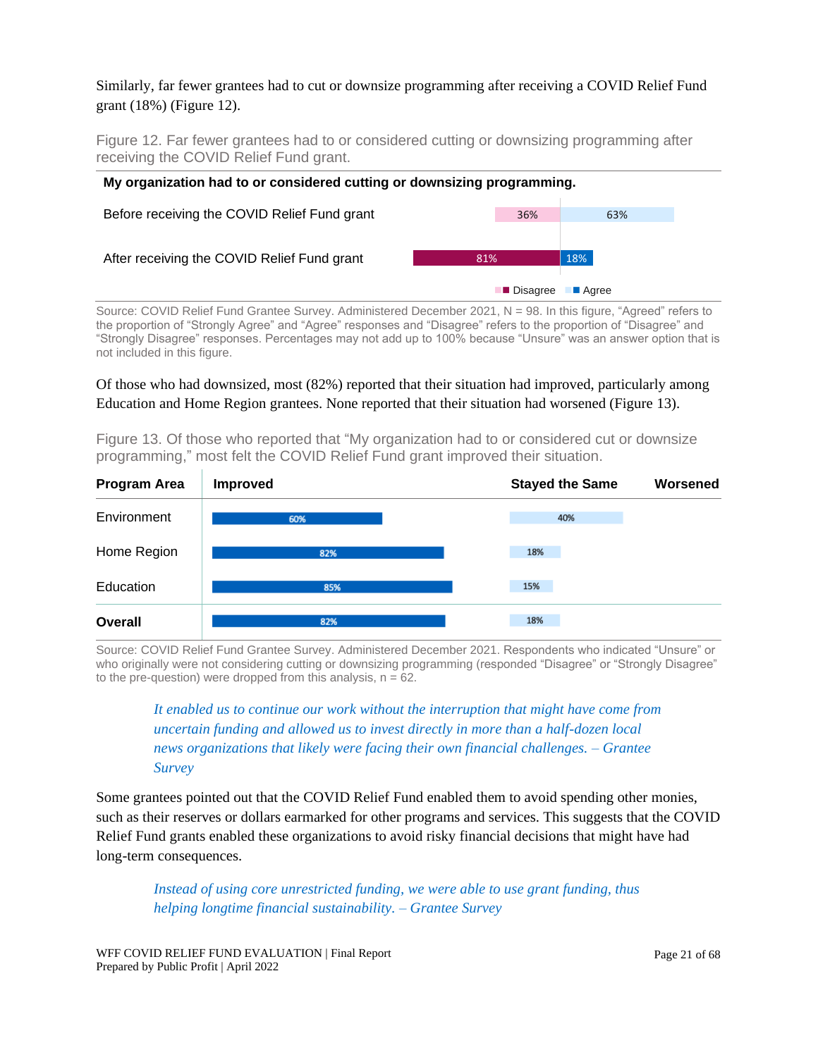Similarly, far fewer grantees had to cut or downsize programming after receiving a COVID Relief Fund grant (18%) (Figure 12).

Figure 12. Far fewer grantees had to or considered cutting or downsizing programming after receiving the COVID Relief Fund grant.

**My organization had to or considered cutting or downsizing programming.**

| | Disagree | Agree |
|---|---|---|
| Before receiving the COVID Relief Fund grant | 36% | 63% |
| After receiving the COVID Relief Fund grant | 81% | 18% |

Source: COVID Relief Fund Grantee Survey. Administered December 2021, N = 98. In this figure, "Agreed" refers to the proportion of "Strongly Agree" and "Agree" responses and "Disagree" refers to the proportion of "Disagree" and "Strongly Disagree" responses. Percentages may not add up to 100% because "Unsure" was an answer option that is not included in this figure.

Of those who had downsized, most (82%) reported that their situation had improved, particularly among Education and Home Region grantees. None reported that their situation had worsened (Figure 13).

Figure 13. Of those who reported that "My organization had to or considered cut or downsize programming," most felt the COVID Relief Fund grant improved their situation.

| Program Area | Improved | Stayed the Same | Worsened |
|---|---|---|---|
| Environment | 60% | 40% | |
| Home Region | 82% | 18% | |
| Education | 85% | 15% | |
| **Overall** | 82% | 18% | |

Source: COVID Relief Fund Grantee Survey. Administered December 2021. Respondents who indicated "Unsure" or who originally were not considering cutting or downsizing programming (responded "Disagree" or "Strongly Disagree" to the pre-question) were dropped from this analysis, n = 62.

> *It enabled us to continue our work without the interruption that might have come from uncertain funding and allowed us to invest directly in more than a half-dozen local news organizations that likely were facing their own financial challenges. – Grantee Survey*

Some grantees pointed out that the COVID Relief Fund enabled them to avoid spending other monies, such as their reserves or dollars earmarked for other programs and services. This suggests that the COVID Relief Fund grants enabled these organizations to avoid risky financial decisions that might have had long-term consequences.

> *Instead of using core unrestricted funding, we were able to use grant funding, thus helping longtime financial sustainability. – Grantee Survey*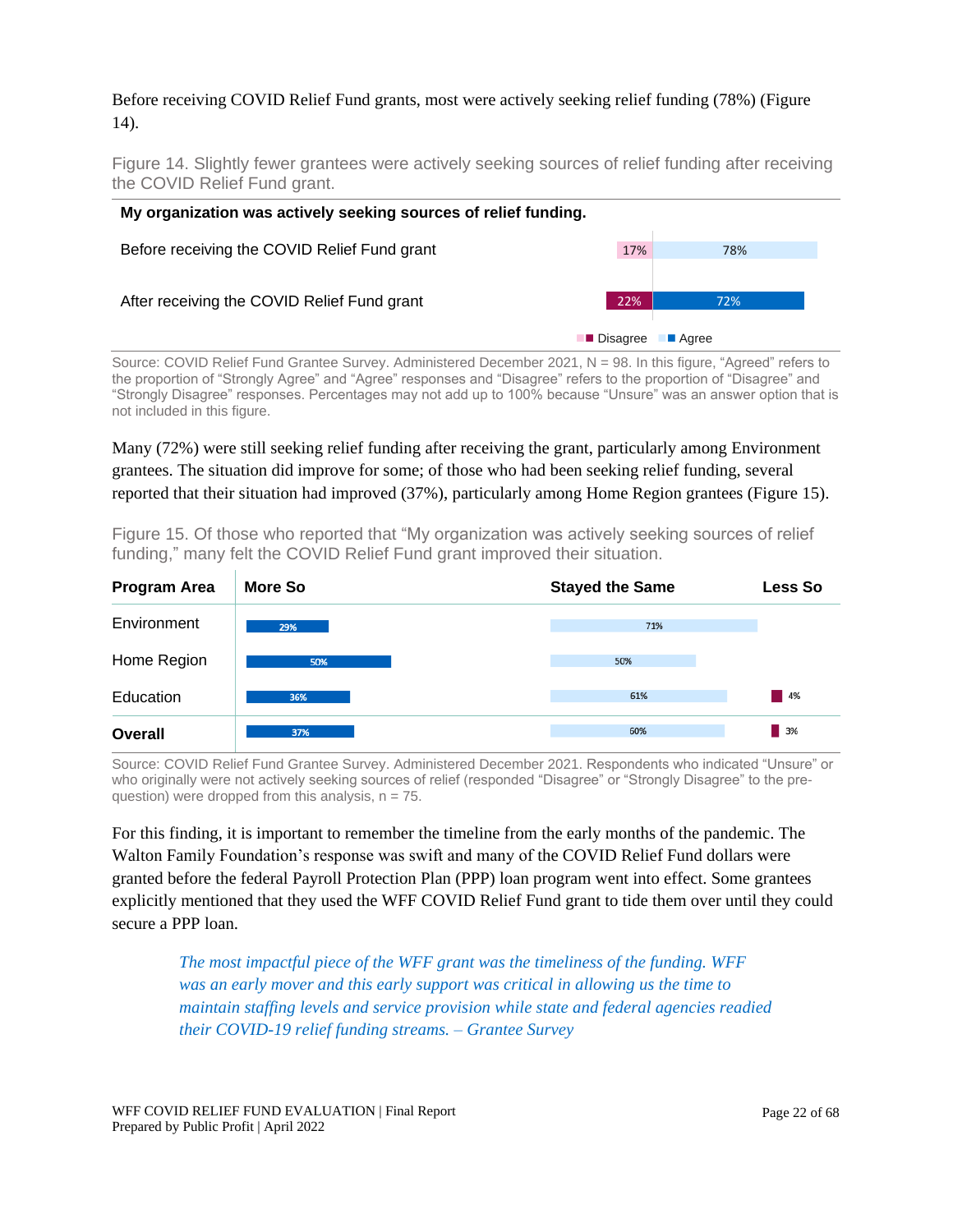Before receiving COVID Relief Fund grants, most were actively seeking relief funding (78%) (Figure 14).

Figure 14. Slightly fewer grantees were actively seeking sources of relief funding after receiving the COVID Relief Fund grant.

**My organization was actively seeking sources of relief funding.**

| | Disagree | Agree |
|---|---|---|
| Before receiving the COVID Relief Fund grant | 17% | 78% |
| After receiving the COVID Relief Fund grant | 22% | 72% |

Source: COVID Relief Fund Grantee Survey. Administered December 2021, N = 98. In this figure, "Agreed" refers to the proportion of "Strongly Agree" and "Agree" responses and "Disagree" refers to the proportion of "Disagree" and "Strongly Disagree" responses. Percentages may not add up to 100% because "Unsure" was an answer option that is not included in this figure.

Many (72%) were still seeking relief funding after receiving the grant, particularly among Environment grantees. The situation did improve for some; of those who had been seeking relief funding, several reported that their situation had improved (37%), particularly among Home Region grantees (Figure 15).

Figure 15. Of those who reported that "My organization was actively seeking sources of relief funding," many felt the COVID Relief Fund grant improved their situation.

| Program Area | More So | Stayed the Same | Less So |
|---|---|---|---|
| Environment | 29% | 71% | |
| Home Region | 50% | 50% | |
| Education | 36% | 61% | 4% |
| **Overall** | 37% | 60% | 3% |

Source: COVID Relief Fund Grantee Survey. Administered December 2021. Respondents who indicated "Unsure" or who originally were not actively seeking sources of relief (responded "Disagree" or "Strongly Disagree" to the pre-question) were dropped from this analysis, n = 75.

For this finding, it is important to remember the timeline from the early months of the pandemic. The Walton Family Foundation's response was swift and many of the COVID Relief Fund dollars were granted before the federal Payroll Protection Plan (PPP) loan program went into effect. Some grantees explicitly mentioned that they used the WFF COVID Relief Fund grant to tide them over until they could secure a PPP loan.

> *The most impactful piece of the WFF grant was the timeliness of the funding. WFF was an early mover and this early support was critical in allowing us the time to maintain staffing levels and service provision while state and federal agencies readied their COVID-19 relief funding streams. – Grantee Survey*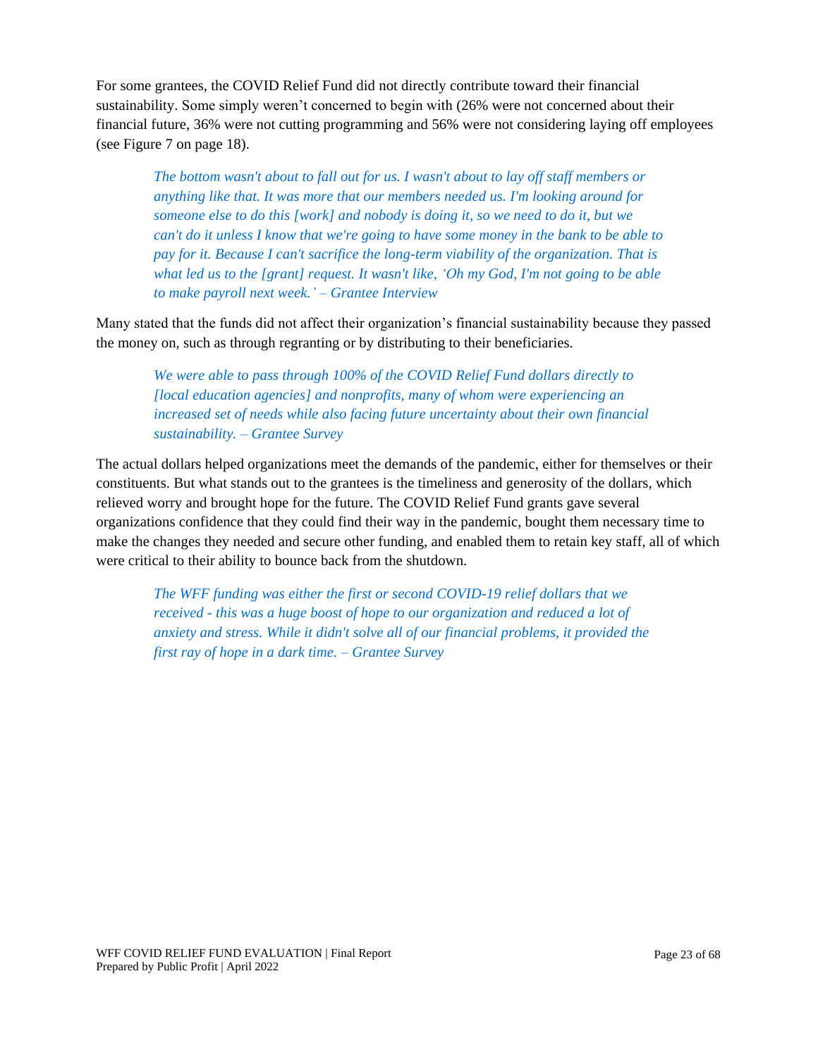For some grantees, the COVID Relief Fund did not directly contribute toward their financial sustainability. Some simply weren't concerned to begin with (26% were not concerned about their financial future, 36% were not cutting programming and 56% were not considering laying off employees (see Figure 7 on page 18).

> *The bottom wasn't about to fall out for us. I wasn't about to lay off staff members or anything like that. It was more that our members needed us. I'm looking around for someone else to do this [work] and nobody is doing it, so we need to do it, but we can't do it unless I know that we're going to have some money in the bank to be able to pay for it. Because I can't sacrifice the long-term viability of the organization. That is what led us to the [grant] request. It wasn't like, 'Oh my God, I'm not going to be able to make payroll next week.' – Grantee Interview*

Many stated that the funds did not affect their organization's financial sustainability because they passed the money on, such as through regranting or by distributing to their beneficiaries.

> *We were able to pass through 100% of the COVID Relief Fund dollars directly to [local education agencies] and nonprofits, many of whom were experiencing an increased set of needs while also facing future uncertainty about their own financial sustainability. – Grantee Survey*

The actual dollars helped organizations meet the demands of the pandemic, either for themselves or their constituents. But what stands out to the grantees is the timeliness and generosity of the dollars, which relieved worry and brought hope for the future. The COVID Relief Fund grants gave several organizations confidence that they could find their way in the pandemic, bought them necessary time to make the changes they needed and secure other funding, and enabled them to retain key staff, all of which were critical to their ability to bounce back from the shutdown.

> *The WFF funding was either the first or second COVID-19 relief dollars that we received - this was a huge boost of hope to our organization and reduced a lot of anxiety and stress. While it didn't solve all of our financial problems, it provided the first ray of hope in a dark time. – Grantee Survey*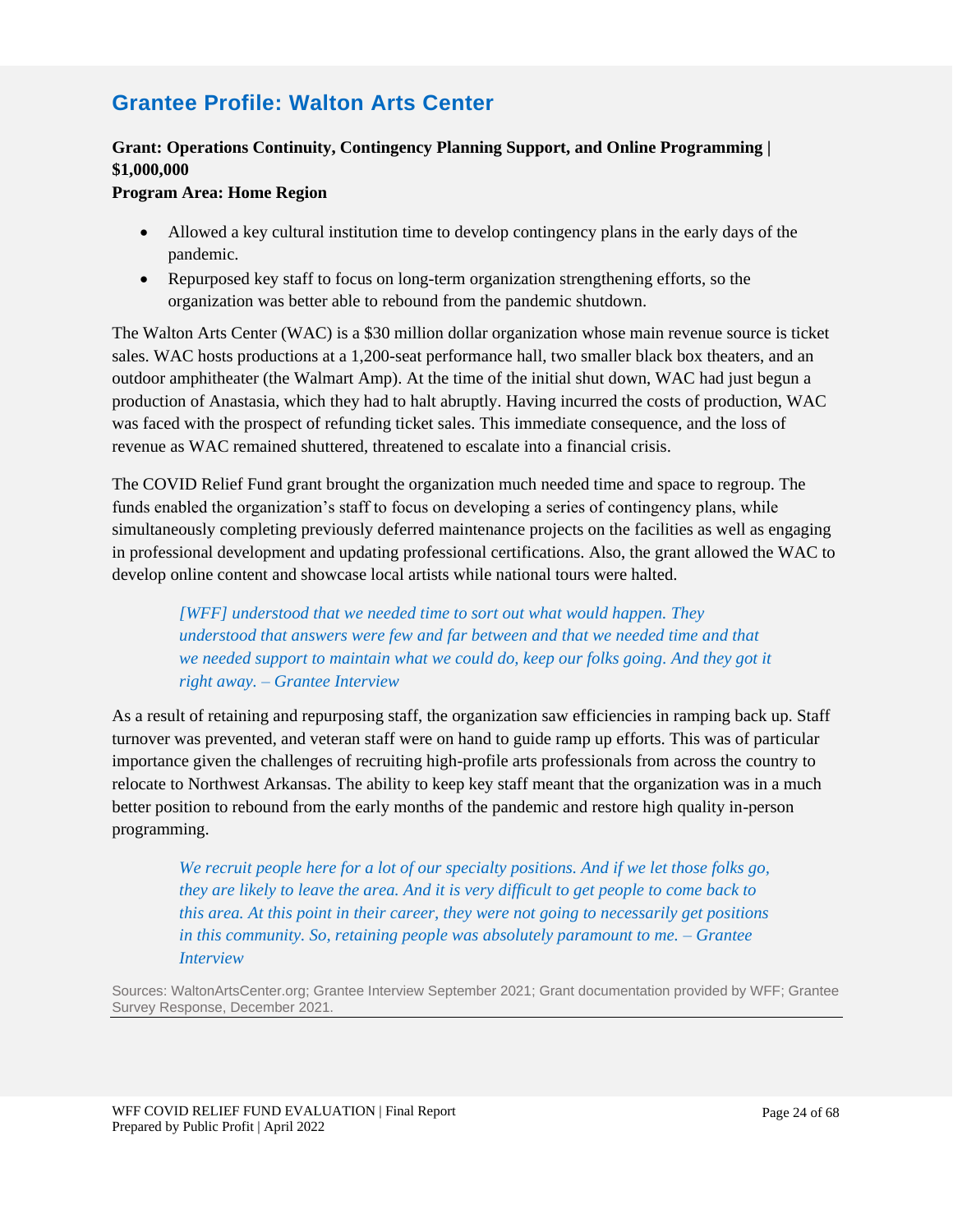## Grantee Profile: Walton Arts Center

**Grant: Operations Continuity, Contingency Planning Support, and Online Programming | $1,000,000**
**Program Area: Home Region**

- Allowed a key cultural institution time to develop contingency plans in the early days of the pandemic.
- Repurposed key staff to focus on long-term organization strengthening efforts, so the organization was better able to rebound from the pandemic shutdown.

The Walton Arts Center (WAC) is a $30 million dollar organization whose main revenue source is ticket sales. WAC hosts productions at a 1,200-seat performance hall, two smaller black box theaters, and an outdoor amphitheater (the Walmart Amp). At the time of the initial shut down, WAC had just begun a production of Anastasia, which they had to halt abruptly. Having incurred the costs of production, WAC was faced with the prospect of refunding ticket sales. This immediate consequence, and the loss of revenue as WAC remained shuttered, threatened to escalate into a financial crisis.

The COVID Relief Fund grant brought the organization much needed time and space to regroup. The funds enabled the organization's staff to focus on developing a series of contingency plans, while simultaneously completing previously deferred maintenance projects on the facilities as well as engaging in professional development and updating professional certifications. Also, the grant allowed the WAC to develop online content and showcase local artists while national tours were halted.

> *[WFF] understood that we needed time to sort out what would happen. They understood that answers were few and far between and that we needed time and that we needed support to maintain what we could do, keep our folks going. And they got it right away. – Grantee Interview*

As a result of retaining and repurposing staff, the organization saw efficiencies in ramping back up. Staff turnover was prevented, and veteran staff were on hand to guide ramp up efforts. This was of particular importance given the challenges of recruiting high-profile arts professionals from across the country to relocate to Northwest Arkansas. The ability to keep key staff meant that the organization was in a much better position to rebound from the early months of the pandemic and restore high quality in-person programming.

> *We recruit people here for a lot of our specialty positions. And if we let those folks go, they are likely to leave the area. And it is very difficult to get people to come back to this area. At this point in their career, they were not going to necessarily get positions in this community. So, retaining people was absolutely paramount to me. – Grantee Interview*

Sources: WaltonArtsCenter.org; Grantee Interview September 2021; Grant documentation provided by WFF; Grantee Survey Response, December 2021.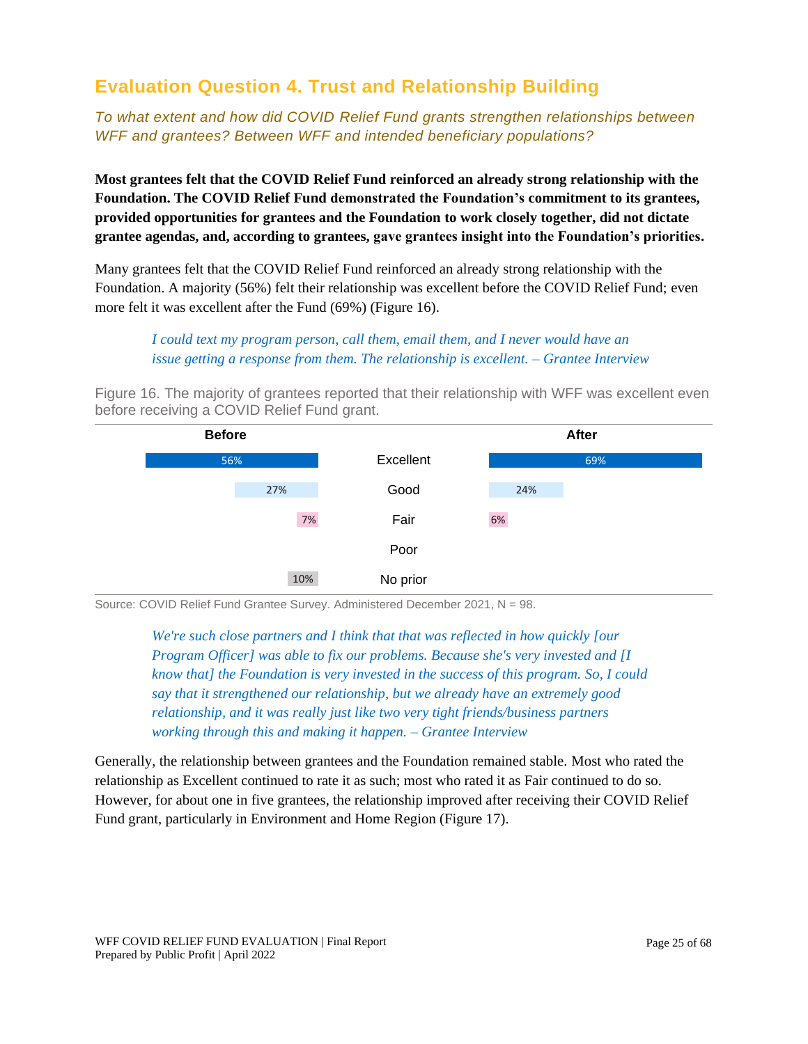## Evaluation Question 4. Trust and Relationship Building

*To what extent and how did COVID Relief Fund grants strengthen relationships between WFF and grantees? Between WFF and intended beneficiary populations?*

**Most grantees felt that the COVID Relief Fund reinforced an already strong relationship with the Foundation. The COVID Relief Fund demonstrated the Foundation's commitment to its grantees, provided opportunities for grantees and the Foundation to work closely together, did not dictate grantee agendas, and, according to grantees, gave grantees insight into the Foundation's priorities.**

Many grantees felt that the COVID Relief Fund reinforced an already strong relationship with the Foundation. A majority (56%) felt their relationship was excellent before the COVID Relief Fund; even more felt it was excellent after the Fund (69%) (Figure 16).

> *I could text my program person, call them, email them, and I never would have an issue getting a response from them. The relationship is excellent. – Grantee Interview*

Figure 16. The majority of grantees reported that their relationship with WFF was excellent even before receiving a COVID Relief Fund grant.

| Before | | After |
|---|---|---|
| 56% | Excellent | 69% |
| 27% | Good | 24% |
| 7% | Fair | 6% |
| | Poor | |
| 10% | No prior | |

Source: COVID Relief Fund Grantee Survey. Administered December 2021, N = 98.

> *We're such close partners and I think that that was reflected in how quickly [our Program Officer] was able to fix our problems. Because she's very invested and [I know that] the Foundation is very invested in the success of this program. So, I could say that it strengthened our relationship, but we already have an extremely good relationship, and it was really just like two very tight friends/business partners working through this and making it happen. – Grantee Interview*

Generally, the relationship between grantees and the Foundation remained stable. Most who rated the relationship as Excellent continued to rate it as such; most who rated it as Fair continued to do so. However, for about one in five grantees, the relationship improved after receiving their COVID Relief Fund grant, particularly in Environment and Home Region (Figure 17).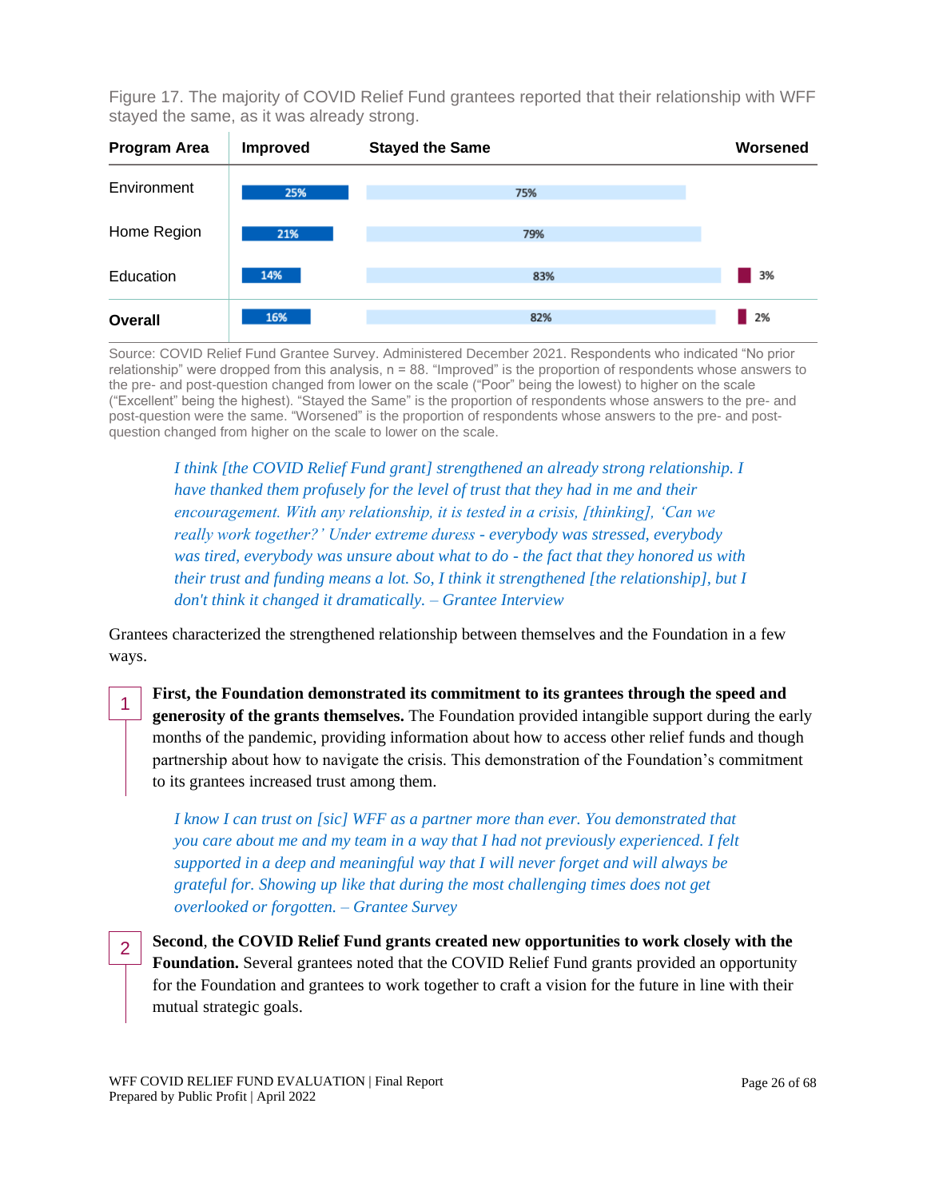Figure 17. The majority of COVID Relief Fund grantees reported that their relationship with WFF stayed the same, as it was already strong.

| Program Area | Improved | Stayed the Same | Worsened |
|---|---|---|---|
| Environment | 25% | 75% | |
| Home Region | 21% | 79% | |
| Education | 14% | 83% | 3% |
| **Overall** | 16% | 82% | 2% |

Source: COVID Relief Fund Grantee Survey. Administered December 2021. Respondents who indicated "No prior relationship" were dropped from this analysis, n = 88. "Improved" is the proportion of respondents whose answers to the pre- and post-question changed from lower on the scale ("Poor" being the lowest) to higher on the scale ("Excellent" being the highest). "Stayed the Same" is the proportion of respondents whose answers to the pre- and post-question were the same. "Worsened" is the proportion of respondents whose answers to the pre- and post-question changed from higher on the scale to lower on the scale.

> *I think [the COVID Relief Fund grant] strengthened an already strong relationship. I have thanked them profusely for the level of trust that they had in me and their encouragement. With any relationship, it is tested in a crisis, [thinking], 'Can we really work together?' Under extreme duress - everybody was stressed, everybody was tired, everybody was unsure about what to do - the fact that they honored us with their trust and funding means a lot. So, I think it strengthened [the relationship], but I don't think it changed it dramatically. – Grantee Interview*

Grantees characterized the strengthened relationship between themselves and the Foundation in a few ways.

1. **First, the Foundation demonstrated its commitment to its grantees through the speed and generosity of the grants themselves.** The Foundation provided intangible support during the early months of the pandemic, providing information about how to access other relief funds and though partnership about how to navigate the crisis. This demonstration of the Foundation's commitment to its grantees increased trust among them.

> *I know I can trust on [sic] WFF as a partner more than ever. You demonstrated that you care about me and my team in a way that I had not previously experienced. I felt supported in a deep and meaningful way that I will never forget and will always be grateful for. Showing up like that during the most challenging times does not get overlooked or forgotten. – Grantee Survey*

2. **Second**, **the COVID Relief Fund grants created new opportunities to work closely with the Foundation.** Several grantees noted that the COVID Relief Fund grants provided an opportunity for the Foundation and grantees to work together to craft a vision for the future in line with their mutual strategic goals.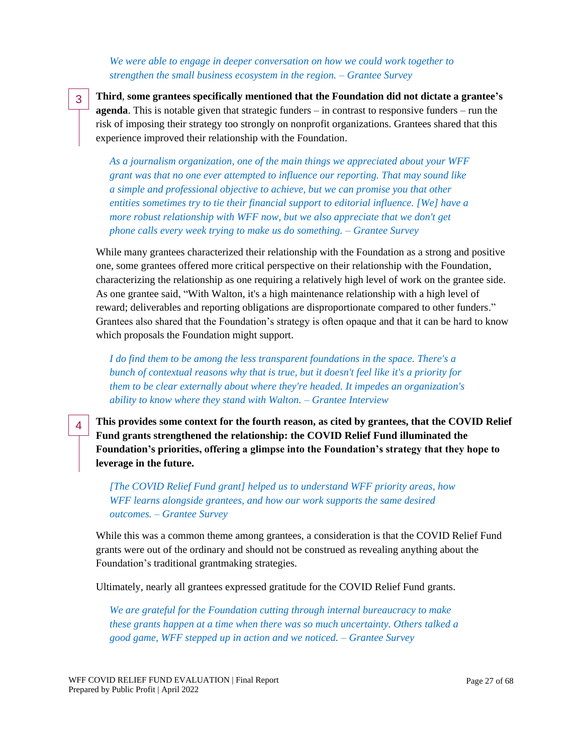*We were able to engage in deeper conversation on how we could work together to strengthen the small business ecosystem in the region. – Grantee Survey*

3

**Third**, **some grantees specifically mentioned that the Foundation did not dictate a grantee's agenda**. This is notable given that strategic funders – in contrast to responsive funders – run the risk of imposing their strategy too strongly on nonprofit organizations. Grantees shared that this experience improved their relationship with the Foundation.

*As a journalism organization, one of the main things we appreciated about your WFF grant was that no one ever attempted to influence our reporting. That may sound like a simple and professional objective to achieve, but we can promise you that other entities sometimes try to tie their financial support to editorial influence. [We] have a more robust relationship with WFF now, but we also appreciate that we don't get phone calls every week trying to make us do something. – Grantee Survey*

While many grantees characterized their relationship with the Foundation as a strong and positive one, some grantees offered more critical perspective on their relationship with the Foundation, characterizing the relationship as one requiring a relatively high level of work on the grantee side. As one grantee said, "With Walton, it's a high maintenance relationship with a high level of reward; deliverables and reporting obligations are disproportionate compared to other funders." Grantees also shared that the Foundation's strategy is often opaque and that it can be hard to know which proposals the Foundation might support.

*I do find them to be among the less transparent foundations in the space. There's a bunch of contextual reasons why that is true, but it doesn't feel like it's a priority for them to be clear externally about where they're headed. It impedes an organization's ability to know where they stand with Walton. – Grantee Interview*

4

**This provides some context for the fourth reason, as cited by grantees, that the COVID Relief Fund grants strengthened the relationship: the COVID Relief Fund illuminated the Foundation's priorities, offering a glimpse into the Foundation's strategy that they hope to leverage in the future.**

*[The COVID Relief Fund grant] helped us to understand WFF priority areas, how WFF learns alongside grantees, and how our work supports the same desired outcomes. – Grantee Survey*

While this was a common theme among grantees, a consideration is that the COVID Relief Fund grants were out of the ordinary and should not be construed as revealing anything about the Foundation's traditional grantmaking strategies.

Ultimately, nearly all grantees expressed gratitude for the COVID Relief Fund grants.

*We are grateful for the Foundation cutting through internal bureaucracy to make these grants happen at a time when there was so much uncertainty. Others talked a good game, WFF stepped up in action and we noticed. – Grantee Survey*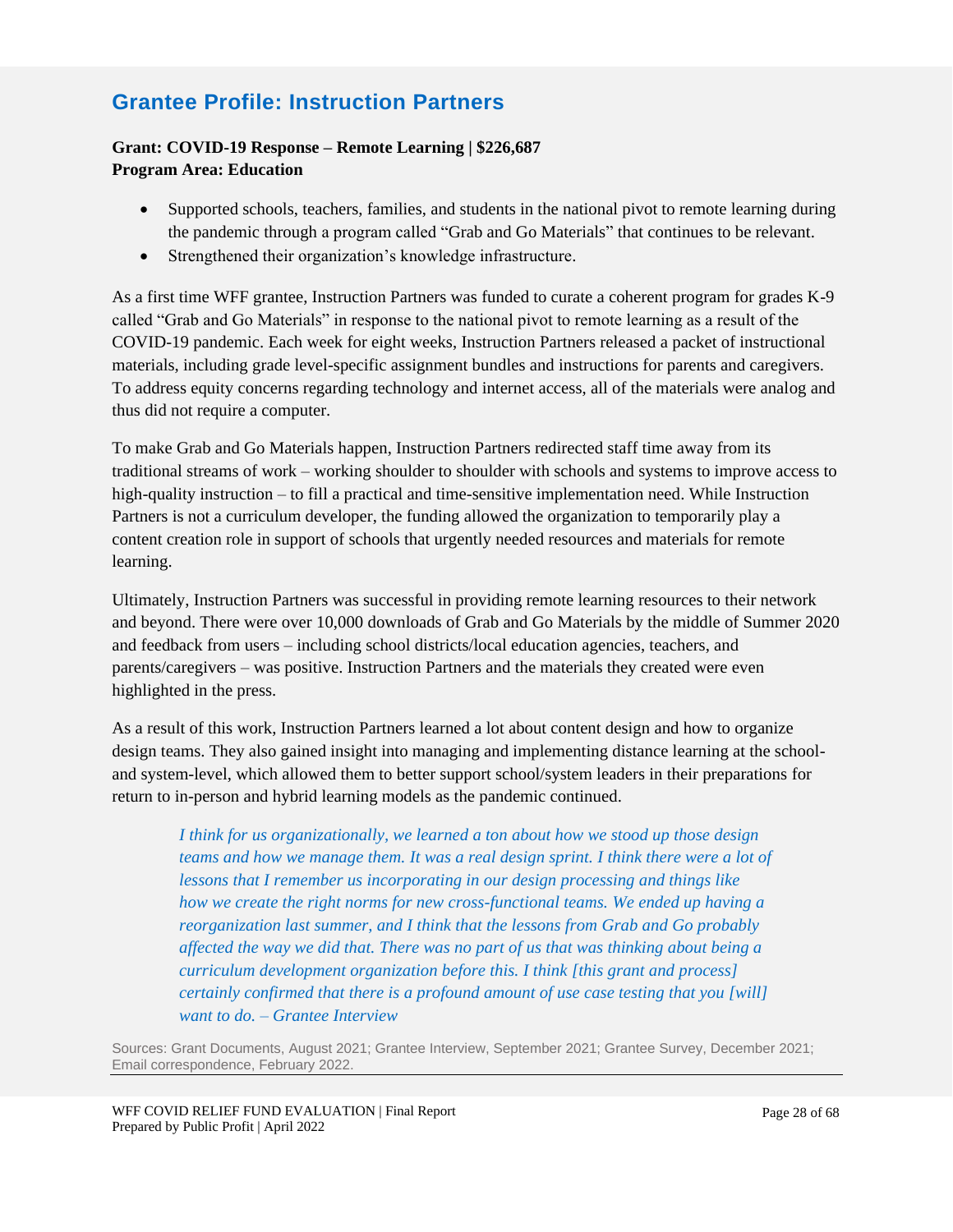## Grantee Profile: Instruction Partners

**Grant: COVID-19 Response – Remote Learning | $226,687**
**Program Area: Education**

- Supported schools, teachers, families, and students in the national pivot to remote learning during the pandemic through a program called "Grab and Go Materials" that continues to be relevant.
- Strengthened their organization's knowledge infrastructure.

As a first time WFF grantee, Instruction Partners was funded to curate a coherent program for grades K-9 called "Grab and Go Materials" in response to the national pivot to remote learning as a result of the COVID-19 pandemic. Each week for eight weeks, Instruction Partners released a packet of instructional materials, including grade level-specific assignment bundles and instructions for parents and caregivers. To address equity concerns regarding technology and internet access, all of the materials were analog and thus did not require a computer.

To make Grab and Go Materials happen, Instruction Partners redirected staff time away from its traditional streams of work – working shoulder to shoulder with schools and systems to improve access to high-quality instruction – to fill a practical and time-sensitive implementation need. While Instruction Partners is not a curriculum developer, the funding allowed the organization to temporarily play a content creation role in support of schools that urgently needed resources and materials for remote learning.

Ultimately, Instruction Partners was successful in providing remote learning resources to their network and beyond. There were over 10,000 downloads of Grab and Go Materials by the middle of Summer 2020 and feedback from users – including school districts/local education agencies, teachers, and parents/caregivers – was positive. Instruction Partners and the materials they created were even highlighted in the press.

As a result of this work, Instruction Partners learned a lot about content design and how to organize design teams. They also gained insight into managing and implementing distance learning at the school- and system-level, which allowed them to better support school/system leaders in their preparations for return to in-person and hybrid learning models as the pandemic continued.

> *I think for us organizationally, we learned a ton about how we stood up those design teams and how we manage them. It was a real design sprint. I think there were a lot of lessons that I remember us incorporating in our design processing and things like how we create the right norms for new cross-functional teams. We ended up having a reorganization last summer, and I think that the lessons from Grab and Go probably affected the way we did that. There was no part of us that was thinking about being a curriculum development organization before this. I think [this grant and process] certainly confirmed that there is a profound amount of use case testing that you [will] want to do. – Grantee Interview*

Sources: Grant Documents, August 2021; Grantee Interview, September 2021; Grantee Survey, December 2021; Email correspondence, February 2022.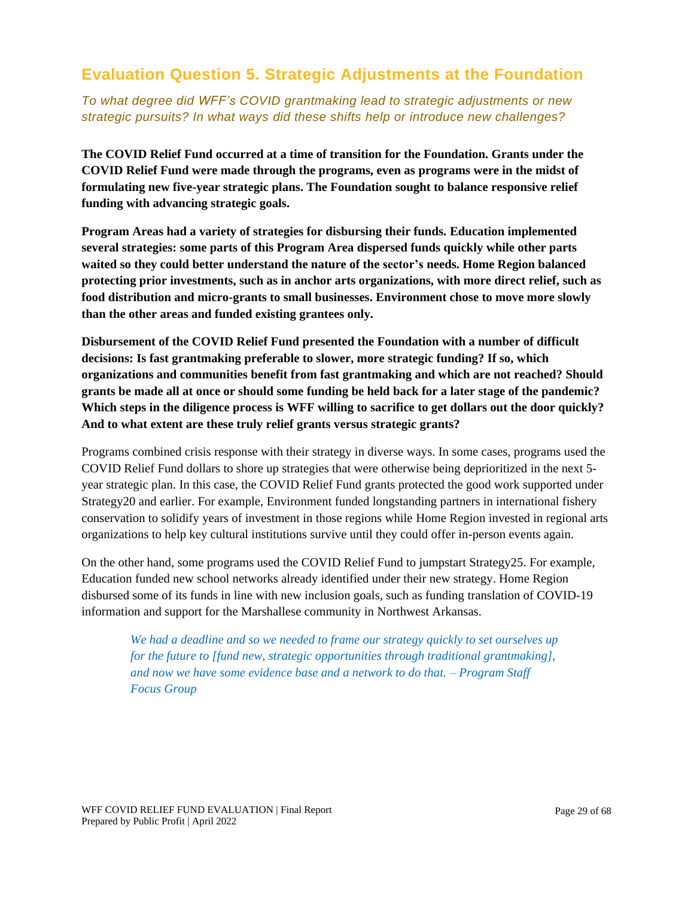## Evaluation Question 5. Strategic Adjustments at the Foundation

*To what degree did WFF's COVID grantmaking lead to strategic adjustments or new strategic pursuits? In what ways did these shifts help or introduce new challenges?*

**The COVID Relief Fund occurred at a time of transition for the Foundation. Grants under the COVID Relief Fund were made through the programs, even as programs were in the midst of formulating new five-year strategic plans. The Foundation sought to balance responsive relief funding with advancing strategic goals.**

**Program Areas had a variety of strategies for disbursing their funds. Education implemented several strategies: some parts of this Program Area dispersed funds quickly while other parts waited so they could better understand the nature of the sector's needs. Home Region balanced protecting prior investments, such as in anchor arts organizations, with more direct relief, such as food distribution and micro-grants to small businesses. Environment chose to move more slowly than the other areas and funded existing grantees only.**

**Disbursement of the COVID Relief Fund presented the Foundation with a number of difficult decisions: Is fast grantmaking preferable to slower, more strategic funding? If so, which organizations and communities benefit from fast grantmaking and which are not reached? Should grants be made all at once or should some funding be held back for a later stage of the pandemic? Which steps in the diligence process is WFF willing to sacrifice to get dollars out the door quickly? And to what extent are these truly relief grants versus strategic grants?**

Programs combined crisis response with their strategy in diverse ways. In some cases, programs used the COVID Relief Fund dollars to shore up strategies that were otherwise being deprioritized in the next 5-year strategic plan. In this case, the COVID Relief Fund grants protected the good work supported under Strategy20 and earlier. For example, Environment funded longstanding partners in international fishery conservation to solidify years of investment in those regions while Home Region invested in regional arts organizations to help key cultural institutions survive until they could offer in-person events again.

On the other hand, some programs used the COVID Relief Fund to jumpstart Strategy25. For example, Education funded new school networks already identified under their new strategy. Home Region disbursed some of its funds in line with new inclusion goals, such as funding translation of COVID-19 information and support for the Marshallese community in Northwest Arkansas.

> *We had a deadline and so we needed to frame our strategy quickly to set ourselves up for the future to [fund new, strategic opportunities through traditional grantmaking], and now we have some evidence base and a network to do that. – Program Staff Focus Group*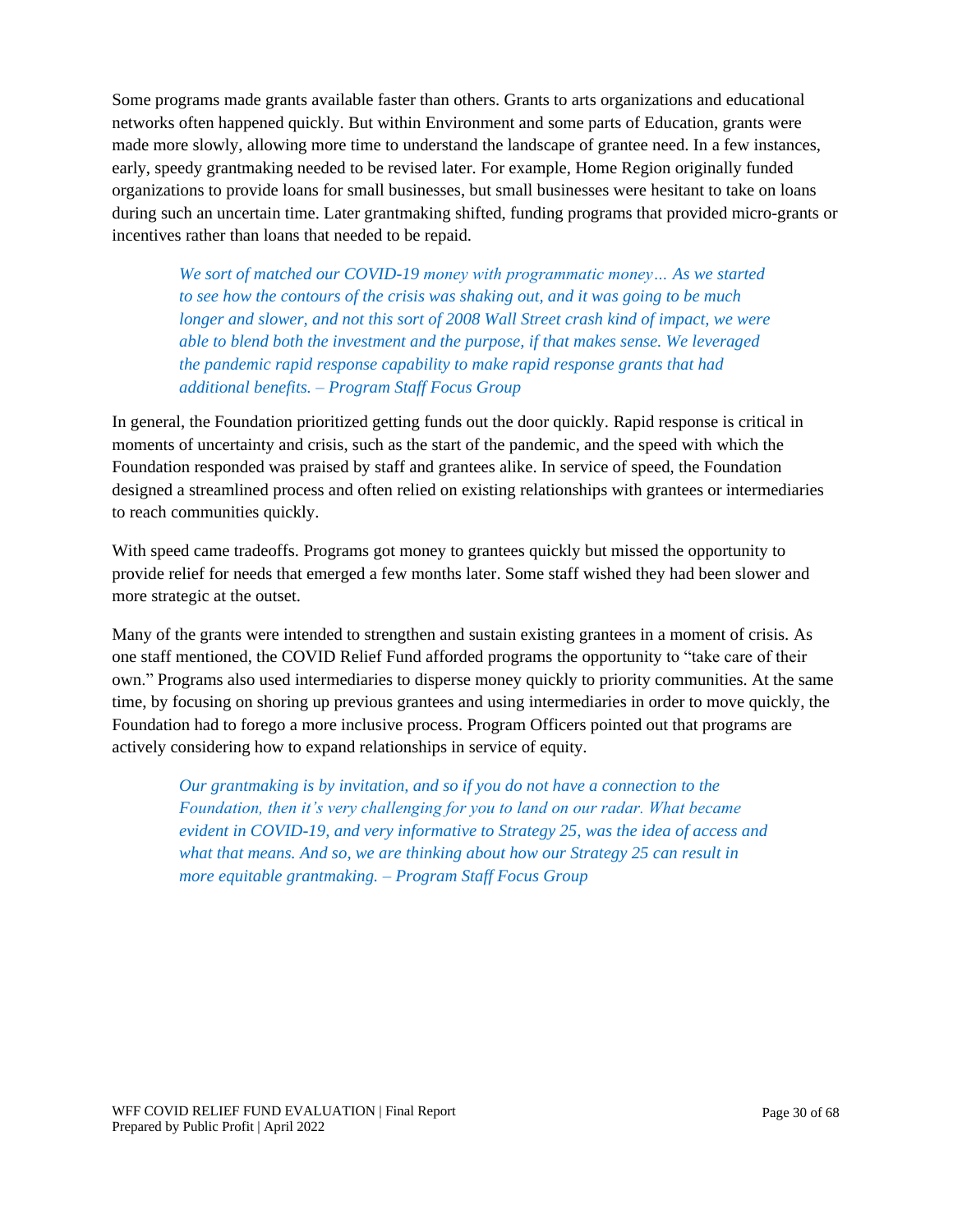Some programs made grants available faster than others. Grants to arts organizations and educational networks often happened quickly. But within Environment and some parts of Education, grants were made more slowly, allowing more time to understand the landscape of grantee need. In a few instances, early, speedy grantmaking needed to be revised later. For example, Home Region originally funded organizations to provide loans for small businesses, but small businesses were hesitant to take on loans during such an uncertain time. Later grantmaking shifted, funding programs that provided micro-grants or incentives rather than loans that needed to be repaid.

> *We sort of matched our COVID-19 money with programmatic money… As we started to see how the contours of the crisis was shaking out, and it was going to be much longer and slower, and not this sort of 2008 Wall Street crash kind of impact, we were able to blend both the investment and the purpose, if that makes sense. We leveraged the pandemic rapid response capability to make rapid response grants that had additional benefits. – Program Staff Focus Group*

In general, the Foundation prioritized getting funds out the door quickly. Rapid response is critical in moments of uncertainty and crisis, such as the start of the pandemic, and the speed with which the Foundation responded was praised by staff and grantees alike. In service of speed, the Foundation designed a streamlined process and often relied on existing relationships with grantees or intermediaries to reach communities quickly.

With speed came tradeoffs. Programs got money to grantees quickly but missed the opportunity to provide relief for needs that emerged a few months later. Some staff wished they had been slower and more strategic at the outset.

Many of the grants were intended to strengthen and sustain existing grantees in a moment of crisis. As one staff mentioned, the COVID Relief Fund afforded programs the opportunity to "take care of their own." Programs also used intermediaries to disperse money quickly to priority communities. At the same time, by focusing on shoring up previous grantees and using intermediaries in order to move quickly, the Foundation had to forego a more inclusive process. Program Officers pointed out that programs are actively considering how to expand relationships in service of equity.

> *Our grantmaking is by invitation, and so if you do not have a connection to the Foundation, then it's very challenging for you to land on our radar. What became evident in COVID-19, and very informative to Strategy 25, was the idea of access and what that means. And so, we are thinking about how our Strategy 25 can result in more equitable grantmaking. – Program Staff Focus Group*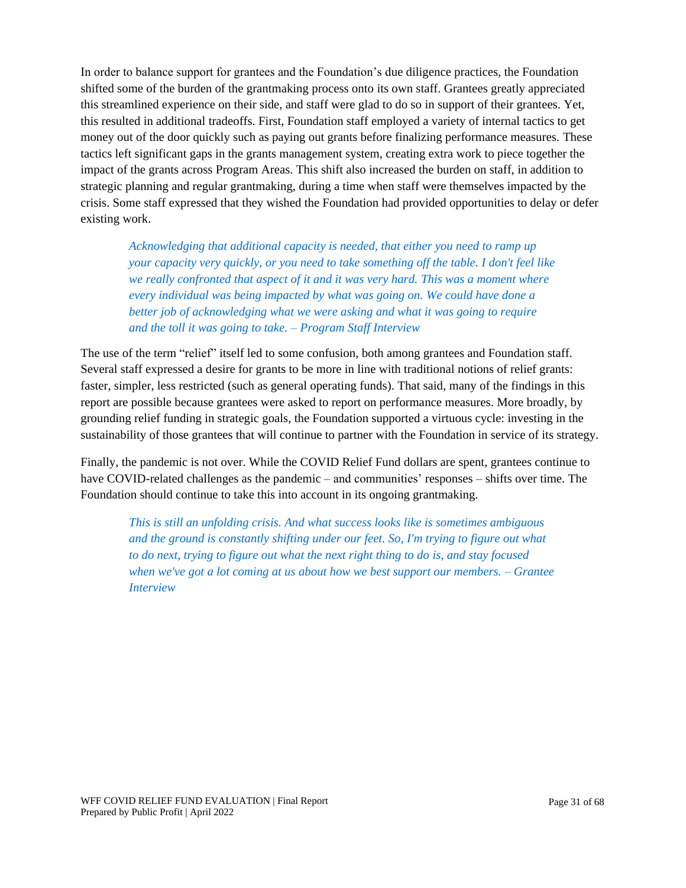In order to balance support for grantees and the Foundation's due diligence practices, the Foundation shifted some of the burden of the grantmaking process onto its own staff. Grantees greatly appreciated this streamlined experience on their side, and staff were glad to do so in support of their grantees. Yet, this resulted in additional tradeoffs. First, Foundation staff employed a variety of internal tactics to get money out of the door quickly such as paying out grants before finalizing performance measures. These tactics left significant gaps in the grants management system, creating extra work to piece together the impact of the grants across Program Areas. This shift also increased the burden on staff, in addition to strategic planning and regular grantmaking, during a time when staff were themselves impacted by the crisis. Some staff expressed that they wished the Foundation had provided opportunities to delay or defer existing work.

> *Acknowledging that additional capacity is needed, that either you need to ramp up your capacity very quickly, or you need to take something off the table. I don't feel like we really confronted that aspect of it and it was very hard. This was a moment where every individual was being impacted by what was going on. We could have done a better job of acknowledging what we were asking and what it was going to require and the toll it was going to take. – Program Staff Interview*

The use of the term "relief" itself led to some confusion, both among grantees and Foundation staff. Several staff expressed a desire for grants to be more in line with traditional notions of relief grants: faster, simpler, less restricted (such as general operating funds). That said, many of the findings in this report are possible because grantees were asked to report on performance measures. More broadly, by grounding relief funding in strategic goals, the Foundation supported a virtuous cycle: investing in the sustainability of those grantees that will continue to partner with the Foundation in service of its strategy.

Finally, the pandemic is not over. While the COVID Relief Fund dollars are spent, grantees continue to have COVID-related challenges as the pandemic – and communities' responses – shifts over time. The Foundation should continue to take this into account in its ongoing grantmaking.

> *This is still an unfolding crisis. And what success looks like is sometimes ambiguous and the ground is constantly shifting under our feet. So, I'm trying to figure out what to do next, trying to figure out what the next right thing to do is, and stay focused when we've got a lot coming at us about how we best support our members. – Grantee Interview*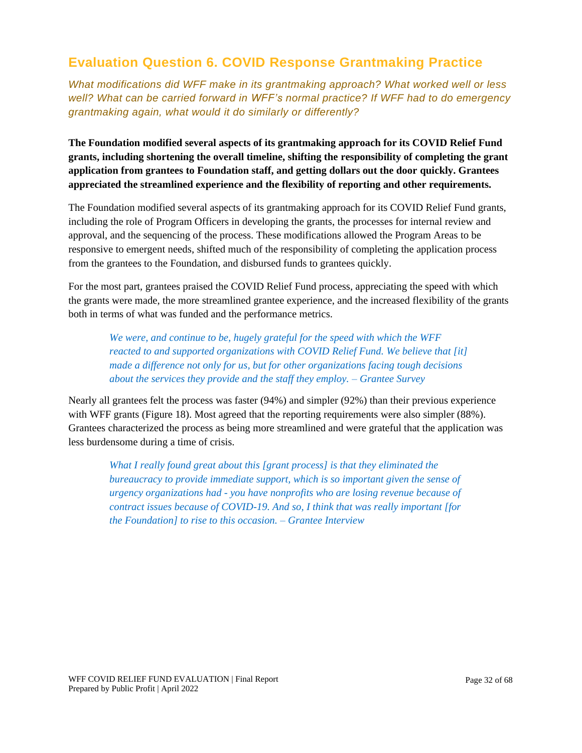## Evaluation Question 6. COVID Response Grantmaking Practice

*What modifications did WFF make in its grantmaking approach? What worked well or less well? What can be carried forward in WFF's normal practice? If WFF had to do emergency grantmaking again, what would it do similarly or differently?*

**The Foundation modified several aspects of its grantmaking approach for its COVID Relief Fund grants, including shortening the overall timeline, shifting the responsibility of completing the grant application from grantees to Foundation staff, and getting dollars out the door quickly. Grantees appreciated the streamlined experience and the flexibility of reporting and other requirements.**

The Foundation modified several aspects of its grantmaking approach for its COVID Relief Fund grants, including the role of Program Officers in developing the grants, the processes for internal review and approval, and the sequencing of the process. These modifications allowed the Program Areas to be responsive to emergent needs, shifted much of the responsibility of completing the application process from the grantees to the Foundation, and disbursed funds to grantees quickly.

For the most part, grantees praised the COVID Relief Fund process, appreciating the speed with which the grants were made, the more streamlined grantee experience, and the increased flexibility of the grants both in terms of what was funded and the performance metrics.

> *We were, and continue to be, hugely grateful for the speed with which the WFF reacted to and supported organizations with COVID Relief Fund. We believe that [it] made a difference not only for us, but for other organizations facing tough decisions about the services they provide and the staff they employ. – Grantee Survey*

Nearly all grantees felt the process was faster (94%) and simpler (92%) than their previous experience with WFF grants (Figure 18). Most agreed that the reporting requirements were also simpler (88%). Grantees characterized the process as being more streamlined and were grateful that the application was less burdensome during a time of crisis.

> *What I really found great about this [grant process] is that they eliminated the bureaucracy to provide immediate support, which is so important given the sense of urgency organizations had - you have nonprofits who are losing revenue because of contract issues because of COVID-19. And so, I think that was really important [for the Foundation] to rise to this occasion. – Grantee Interview*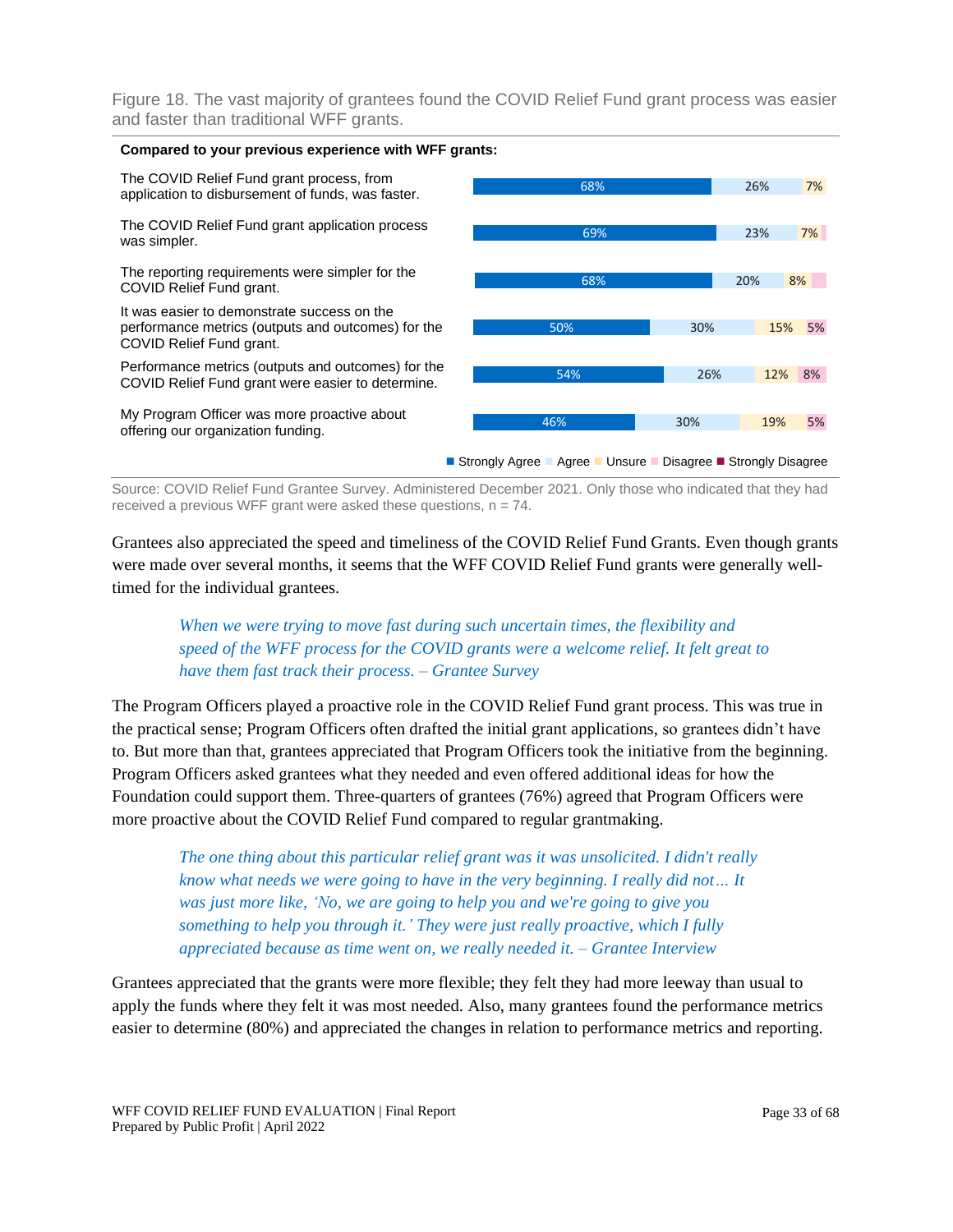Figure 18. The vast majority of grantees found the COVID Relief Fund grant process was easier and faster than traditional WFF grants.

**Compared to your previous experience with WFF grants:**

| Statement | Strongly Agree | Agree | Unsure | Disagree | Strongly Disagree |
|---|---|---|---|---|---|
| The COVID Relief Fund grant process, from application to disbursement of funds, was faster. | 68% | 26% | 7% | | |
| The COVID Relief Fund grant application process was simpler. | 69% | 23% | 7% | | |
| The reporting requirements were simpler for the COVID Relief Fund grant. | 68% | 20% | 8% | | |
| It was easier to demonstrate success on the performance metrics (outputs and outcomes) for the COVID Relief Fund grant. | 50% | 30% | 15% | 5% | |
| Performance metrics (outputs and outcomes) for the COVID Relief Fund grant were easier to determine. | 54% | 26% | 12% | 8% | |
| My Program Officer was more proactive about offering our organization funding. | 46% | 30% | 19% | 5% | |

Source: COVID Relief Fund Grantee Survey. Administered December 2021. Only those who indicated that they had received a previous WFF grant were asked these questions, n = 74.

Grantees also appreciated the speed and timeliness of the COVID Relief Fund Grants. Even though grants were made over several months, it seems that the WFF COVID Relief Fund grants were generally well-timed for the individual grantees.

> *When we were trying to move fast during such uncertain times, the flexibility and speed of the WFF process for the COVID grants were a welcome relief. It felt great to have them fast track their process. – Grantee Survey*

The Program Officers played a proactive role in the COVID Relief Fund grant process. This was true in the practical sense; Program Officers often drafted the initial grant applications, so grantees didn't have to. But more than that, grantees appreciated that Program Officers took the initiative from the beginning. Program Officers asked grantees what they needed and even offered additional ideas for how the Foundation could support them. Three-quarters of grantees (76%) agreed that Program Officers were more proactive about the COVID Relief Fund compared to regular grantmaking.

> *The one thing about this particular relief grant was it was unsolicited. I didn't really know what needs we were going to have in the very beginning. I really did not… It was just more like, 'No, we are going to help you and we're going to give you something to help you through it.' They were just really proactive, which I fully appreciated because as time went on, we really needed it. – Grantee Interview*

Grantees appreciated that the grants were more flexible; they felt they had more leeway than usual to apply the funds where they felt it was most needed. Also, many grantees found the performance metrics easier to determine (80%) and appreciated the changes in relation to performance metrics and reporting.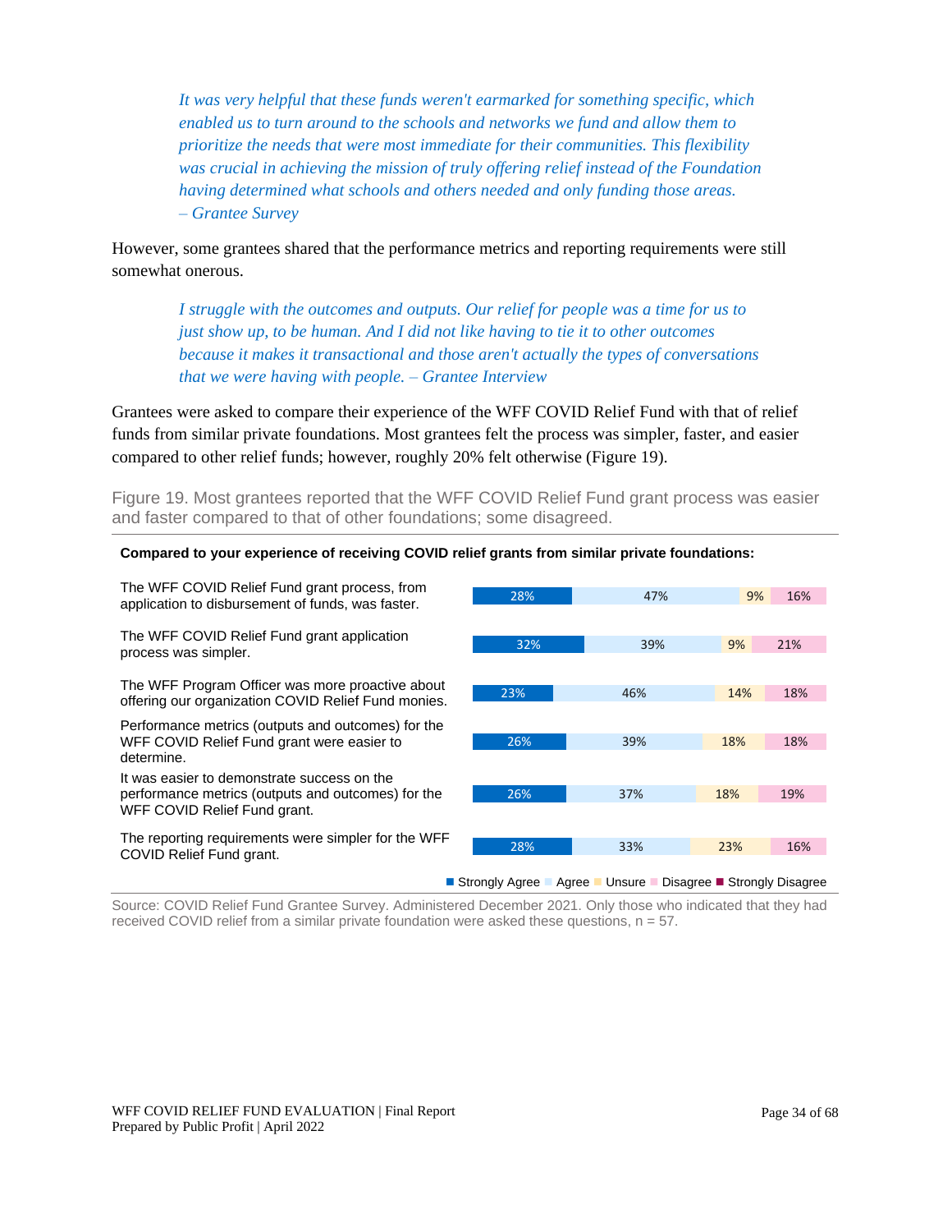*It was very helpful that these funds weren't earmarked for something specific, which enabled us to turn around to the schools and networks we fund and allow them to prioritize the needs that were most immediate for their communities. This flexibility was crucial in achieving the mission of truly offering relief instead of the Foundation having determined what schools and others needed and only funding those areas. – Grantee Survey*

However, some grantees shared that the performance metrics and reporting requirements were still somewhat onerous.

*I struggle with the outcomes and outputs. Our relief for people was a time for us to just show up, to be human. And I did not like having to tie it to other outcomes because it makes it transactional and those aren't actually the types of conversations that we were having with people. – Grantee Interview*

Grantees were asked to compare their experience of the WFF COVID Relief Fund with that of relief funds from similar private foundations. Most grantees felt the process was simpler, faster, and easier compared to other relief funds; however, roughly 20% felt otherwise (Figure 19).

Figure 19. Most grantees reported that the WFF COVID Relief Fund grant process was easier and faster compared to that of other foundations; some disagreed.

**Compared to your experience of receiving COVID relief grants from similar private foundations:**

| Statement | Strongly Agree | Agree | Unsure | Disagree | Strongly Disagree |
|---|---|---|---|---|---|
| The WFF COVID Relief Fund grant process, from application to disbursement of funds, was faster. | 28% | 47% | 9% | 16% | |
| The WFF COVID Relief Fund grant application process was simpler. | 32% | 39% | 9% | 21% | |
| The WFF Program Officer was more proactive about offering our organization COVID Relief Fund monies. | 23% | 46% | 14% | 18% | |
| Performance metrics (outputs and outcomes) for the WFF COVID Relief Fund grant were easier to determine. | 26% | 39% | 18% | 18% | |
| It was easier to demonstrate success on the performance metrics (outputs and outcomes) for the WFF COVID Relief Fund grant. | 26% | 37% | 18% | 19% | |
| The reporting requirements were simpler for the WFF COVID Relief Fund grant. | 28% | 33% | 23% | 16% | |

Source: COVID Relief Fund Grantee Survey. Administered December 2021. Only those who indicated that they had received COVID relief from a similar private foundation were asked these questions, n = 57.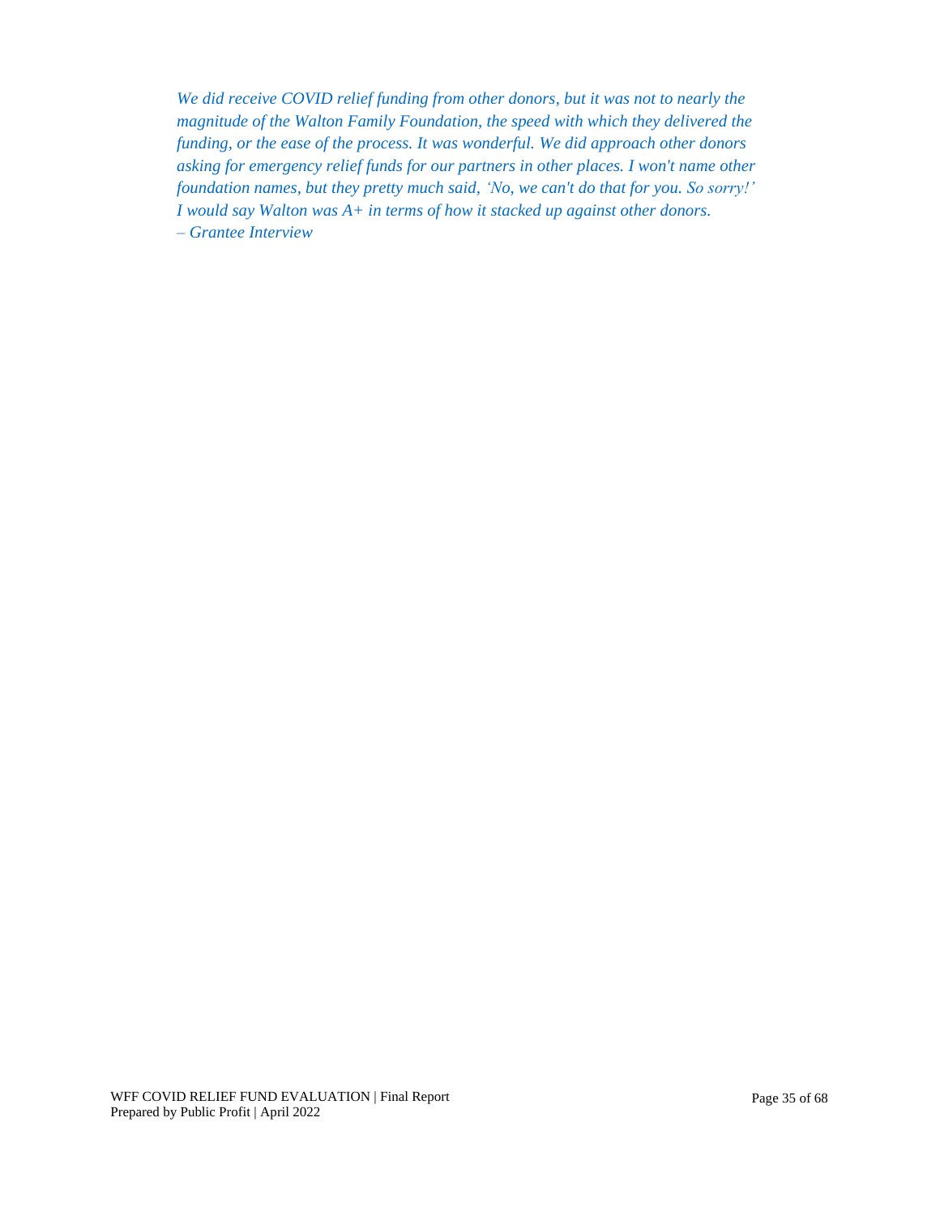*We did receive COVID relief funding from other donors, but it was not to nearly the magnitude of the Walton Family Foundation, the speed with which they delivered the funding, or the ease of the process. It was wonderful. We did approach other donors asking for emergency relief funds for our partners in other places. I won't name other foundation names, but they pretty much said, 'No, we can't do that for you. So sorry!' I would say Walton was A+ in terms of how it stacked up against other donors.*
*– Grantee Interview*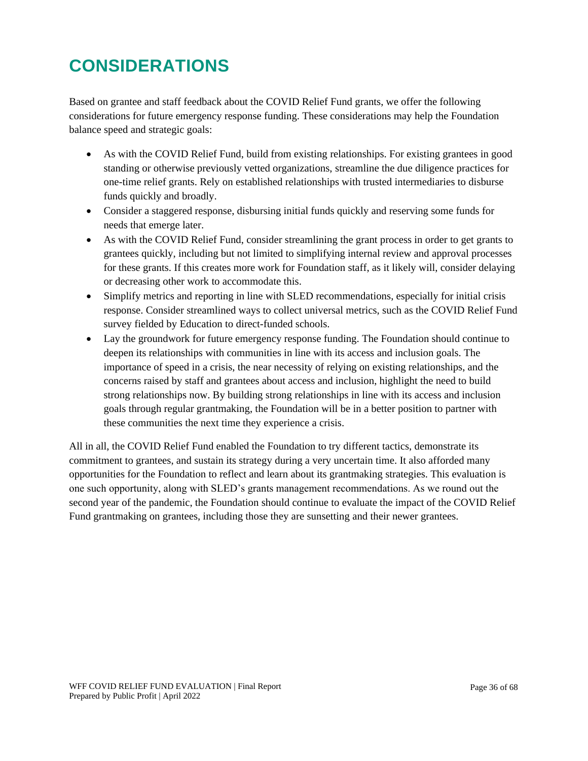# CONSIDERATIONS

Based on grantee and staff feedback about the COVID Relief Fund grants, we offer the following considerations for future emergency response funding. These considerations may help the Foundation balance speed and strategic goals:

- As with the COVID Relief Fund, build from existing relationships. For existing grantees in good standing or otherwise previously vetted organizations, streamline the due diligence practices for one-time relief grants. Rely on established relationships with trusted intermediaries to disburse funds quickly and broadly.
- Consider a staggered response, disbursing initial funds quickly and reserving some funds for needs that emerge later.
- As with the COVID Relief Fund, consider streamlining the grant process in order to get grants to grantees quickly, including but not limited to simplifying internal review and approval processes for these grants. If this creates more work for Foundation staff, as it likely will, consider delaying or decreasing other work to accommodate this.
- Simplify metrics and reporting in line with SLED recommendations, especially for initial crisis response. Consider streamlined ways to collect universal metrics, such as the COVID Relief Fund survey fielded by Education to direct-funded schools.
- Lay the groundwork for future emergency response funding. The Foundation should continue to deepen its relationships with communities in line with its access and inclusion goals. The importance of speed in a crisis, the near necessity of relying on existing relationships, and the concerns raised by staff and grantees about access and inclusion, highlight the need to build strong relationships now. By building strong relationships in line with its access and inclusion goals through regular grantmaking, the Foundation will be in a better position to partner with these communities the next time they experience a crisis.

All in all, the COVID Relief Fund enabled the Foundation to try different tactics, demonstrate its commitment to grantees, and sustain its strategy during a very uncertain time. It also afforded many opportunities for the Foundation to reflect and learn about its grantmaking strategies. This evaluation is one such opportunity, along with SLED's grants management recommendations. As we round out the second year of the pandemic, the Foundation should continue to evaluate the impact of the COVID Relief Fund grantmaking on grantees, including those they are sunsetting and their newer grantees.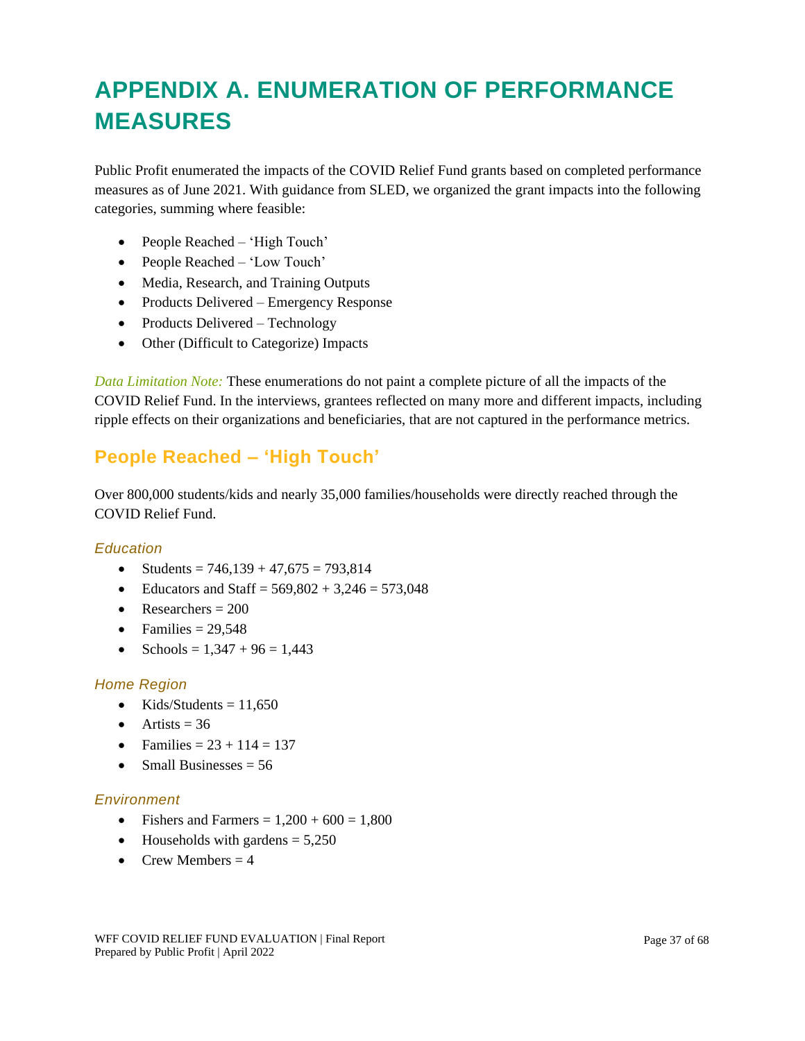# APPENDIX A. ENUMERATION OF PERFORMANCE MEASURES

Public Profit enumerated the impacts of the COVID Relief Fund grants based on completed performance measures as of June 2021. With guidance from SLED, we organized the grant impacts into the following categories, summing where feasible:

- People Reached – 'High Touch'
- People Reached – 'Low Touch'
- Media, Research, and Training Outputs
- Products Delivered – Emergency Response
- Products Delivered – Technology
- Other (Difficult to Categorize) Impacts

*Data Limitation Note:* These enumerations do not paint a complete picture of all the impacts of the COVID Relief Fund. In the interviews, grantees reflected on many more and different impacts, including ripple effects on their organizations and beneficiaries, that are not captured in the performance metrics.

## People Reached – 'High Touch'

Over 800,000 students/kids and nearly 35,000 families/households were directly reached through the COVID Relief Fund.

### *Education*

- Students = 746,139 + 47,675 = 793,814
- Educators and Staff = 569,802 + 3,246 = 573,048
- Researchers = 200
- Families = 29,548
- Schools = 1,347 + 96 = 1,443

### *Home Region*

- Kids/Students = 11,650
- Artists = 36
- Families = 23 + 114 = 137
- Small Businesses = 56

### *Environment*

- Fishers and Farmers = 1,200 + 600 = 1,800
- Households with gardens = 5,250
- Crew Members = 4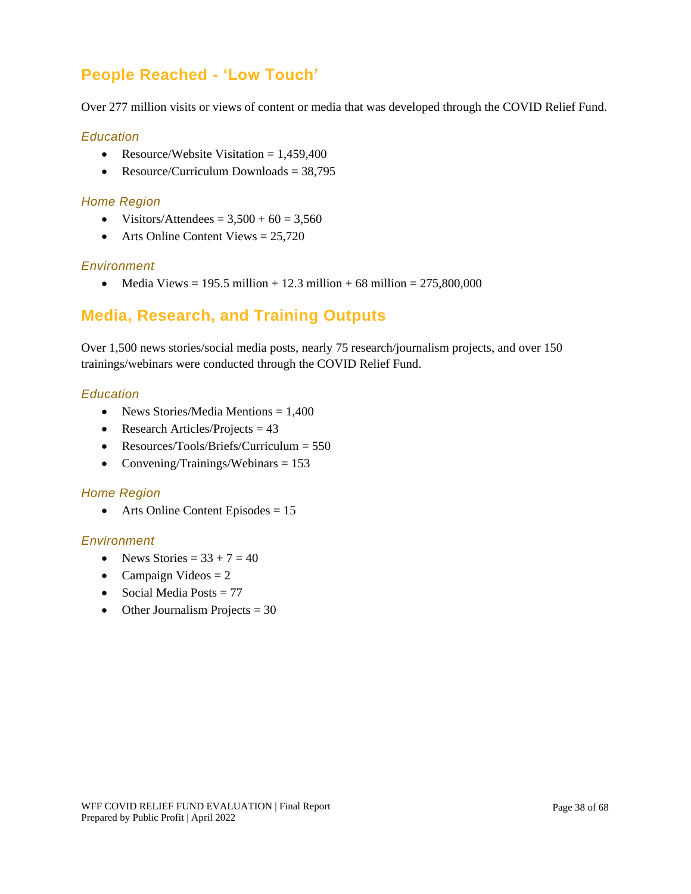## People Reached - 'Low Touch'

Over 277 million visits or views of content or media that was developed through the COVID Relief Fund.

### *Education*

- Resource/Website Visitation = 1,459,400
- Resource/Curriculum Downloads = 38,795

### *Home Region*

- Visitors/Attendees = 3,500 + 60 = 3,560
- Arts Online Content Views = 25,720

### *Environment*

- Media Views = 195.5 million + 12.3 million + 68 million = 275,800,000

## Media, Research, and Training Outputs

Over 1,500 news stories/social media posts, nearly 75 research/journalism projects, and over 150 trainings/webinars were conducted through the COVID Relief Fund.

### *Education*

- News Stories/Media Mentions = 1,400
- Research Articles/Projects = 43
- Resources/Tools/Briefs/Curriculum = 550
- Convening/Trainings/Webinars = 153

### *Home Region*

- Arts Online Content Episodes = 15

### *Environment*

- News Stories = 33 + 7 = 40
- Campaign Videos = 2
- Social Media Posts = 77
- Other Journalism Projects = 30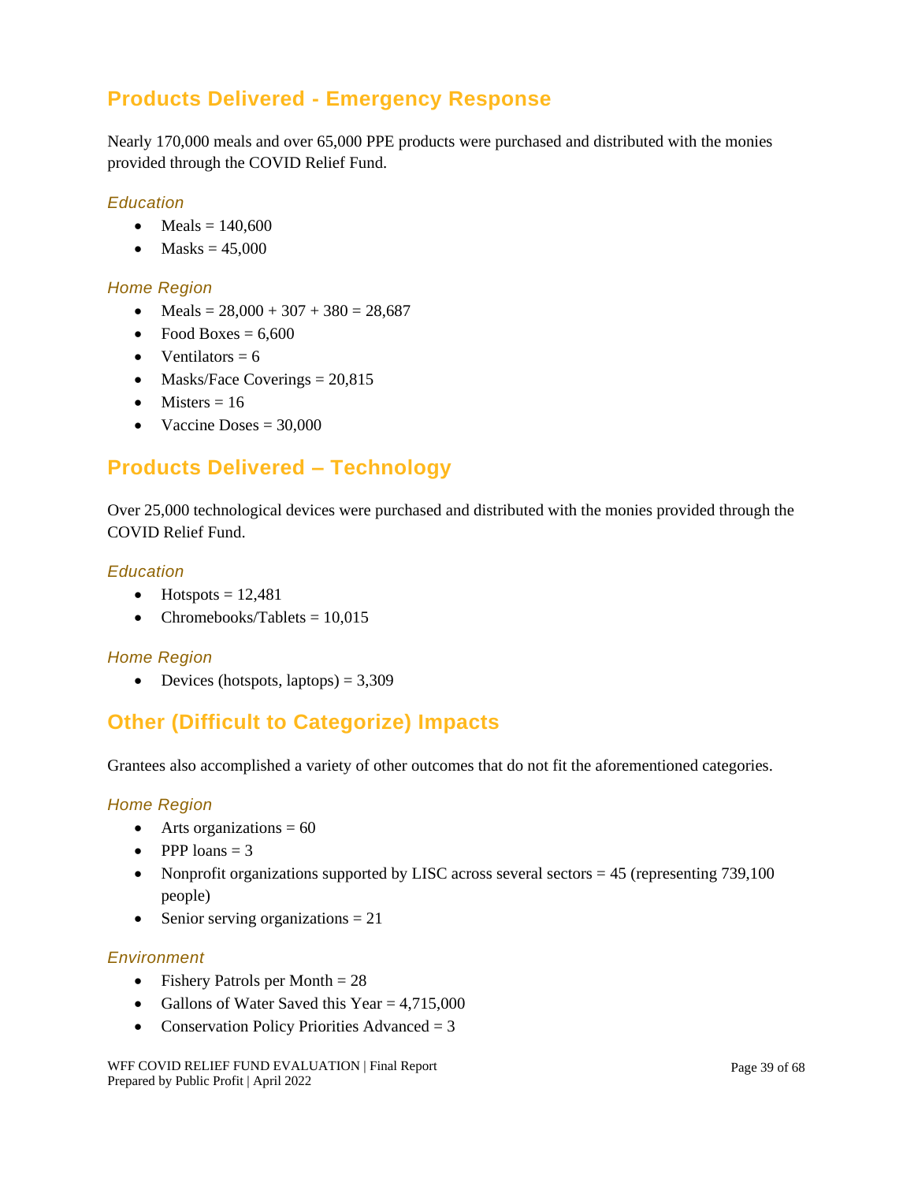## Products Delivered - Emergency Response

Nearly 170,000 meals and over 65,000 PPE products were purchased and distributed with the monies provided through the COVID Relief Fund.

### *Education*

- Meals = 140,600
- Masks = 45,000

### *Home Region*

- Meals = 28,000 + 307 + 380 = 28,687
- Food Boxes = 6,600
- Ventilators = 6
- Masks/Face Coverings = 20,815
- Misters = 16
- Vaccine Doses = 30,000

## Products Delivered – Technology

Over 25,000 technological devices were purchased and distributed with the monies provided through the COVID Relief Fund.

### *Education*

- Hotspots = 12,481
- Chromebooks/Tablets = 10,015

### *Home Region*

- Devices (hotspots, laptops) = 3,309

## Other (Difficult to Categorize) Impacts

Grantees also accomplished a variety of other outcomes that do not fit the aforementioned categories.

### *Home Region*

- Arts organizations = 60
- PPP loans = 3
- Nonprofit organizations supported by LISC across several sectors = 45 (representing 739,100 people)
- Senior serving organizations = 21

### *Environment*

- Fishery Patrols per Month = 28
- Gallons of Water Saved this Year = 4,715,000
- Conservation Policy Priorities Advanced = 3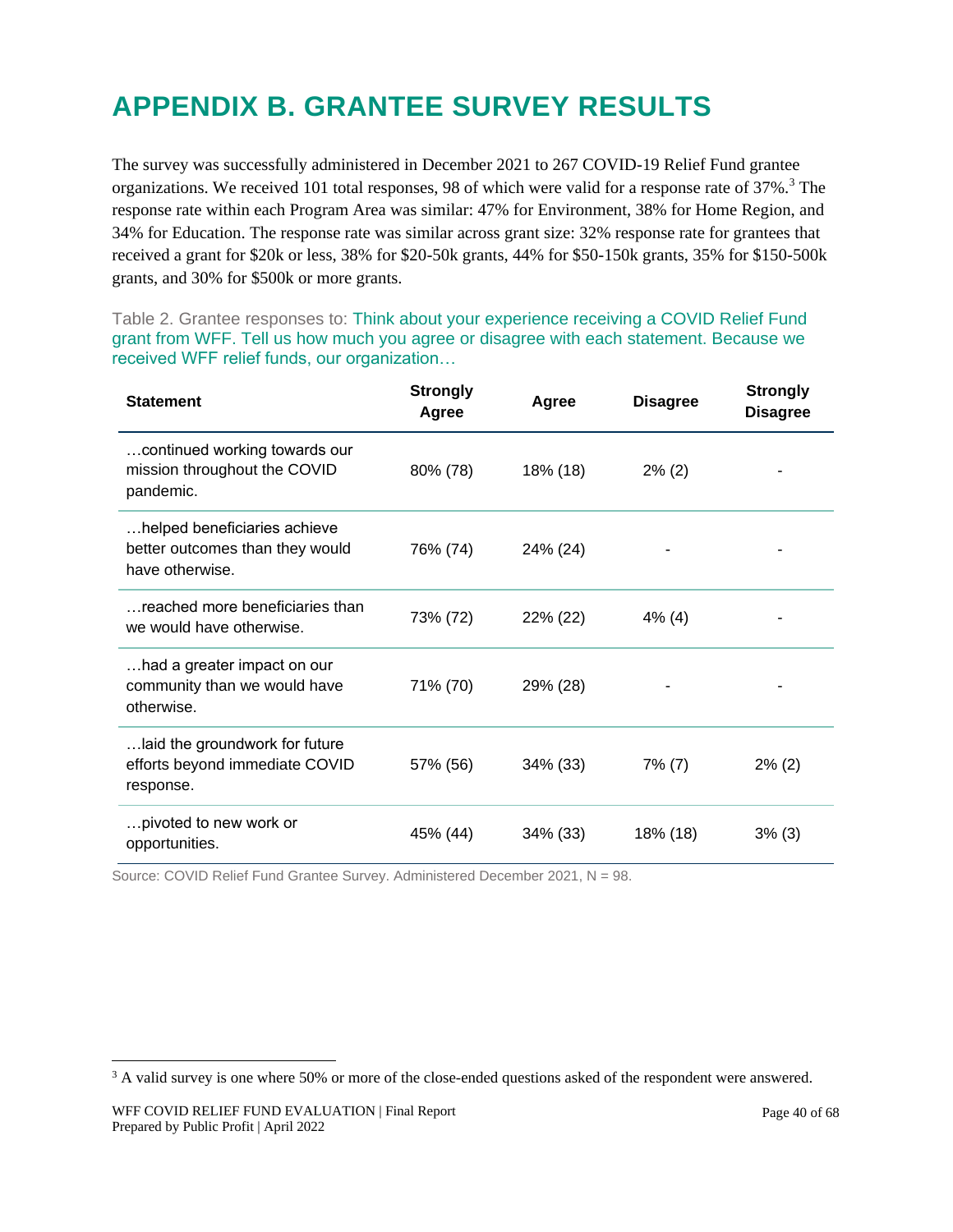# APPENDIX B. GRANTEE SURVEY RESULTS

The survey was successfully administered in December 2021 to 267 COVID-19 Relief Fund grantee organizations. We received 101 total responses, 98 of which were valid for a response rate of 37%.[3] The response rate within each Program Area was similar: 47% for Environment, 38% for Home Region, and 34% for Education. The response rate was similar across grant size: 32% response rate for grantees that received a grant for $20k or less, 38% for $20-50k grants, 44% for $50-150k grants, 35% for $150-500k grants, and 30% for $500k or more grants.

Table 2. Grantee responses to: Think about your experience receiving a COVID Relief Fund grant from WFF. Tell us how much you agree or disagree with each statement. Because we received WFF relief funds, our organization…

| Statement | Strongly Agree | Agree | Disagree | Strongly Disagree |
|---|---|---|---|---|
| …continued working towards our mission throughout the COVID pandemic. | 80% (78) | 18% (18) | 2% (2) | - |
| …helped beneficiaries achieve better outcomes than they would have otherwise. | 76% (74) | 24% (24) | - | - |
| …reached more beneficiaries than we would have otherwise. | 73% (72) | 22% (22) | 4% (4) | - |
| …had a greater impact on our community than we would have otherwise. | 71% (70) | 29% (28) | - | - |
| …laid the groundwork for future efforts beyond immediate COVID response. | 57% (56) | 34% (33) | 7% (7) | 2% (2) |
| …pivoted to new work or opportunities. | 45% (44) | 34% (33) | 18% (18) | 3% (3) |

Source: COVID Relief Fund Grantee Survey. Administered December 2021, N = 98.

[3] A valid survey is one where 50% or more of the close-ended questions asked of the respondent were answered.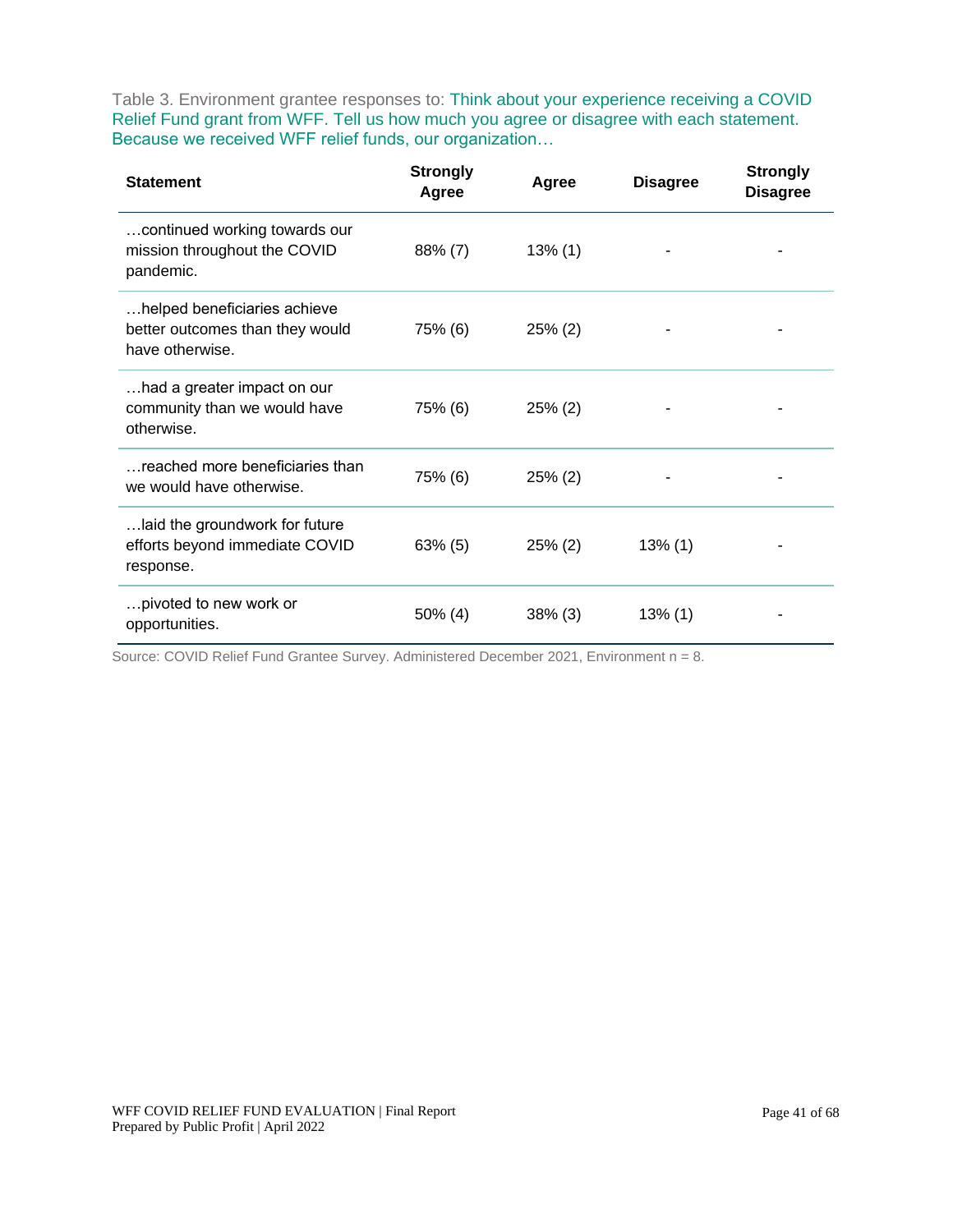Table 3. Environment grantee responses to: Think about your experience receiving a COVID Relief Fund grant from WFF. Tell us how much you agree or disagree with each statement. Because we received WFF relief funds, our organization…

| Statement | Strongly Agree | Agree | Disagree | Strongly Disagree |
|---|---|---|---|---|
| …continued working towards our mission throughout the COVID pandemic. | 88% (7) | 13% (1) | - | - |
| …helped beneficiaries achieve better outcomes than they would have otherwise. | 75% (6) | 25% (2) | - | - |
| …had a greater impact on our community than we would have otherwise. | 75% (6) | 25% (2) | - | - |
| …reached more beneficiaries than we would have otherwise. | 75% (6) | 25% (2) | - | - |
| …laid the groundwork for future efforts beyond immediate COVID response. | 63% (5) | 25% (2) | 13% (1) | - |
| …pivoted to new work or opportunities. | 50% (4) | 38% (3) | 13% (1) | - |

Source: COVID Relief Fund Grantee Survey. Administered December 2021, Environment n = 8.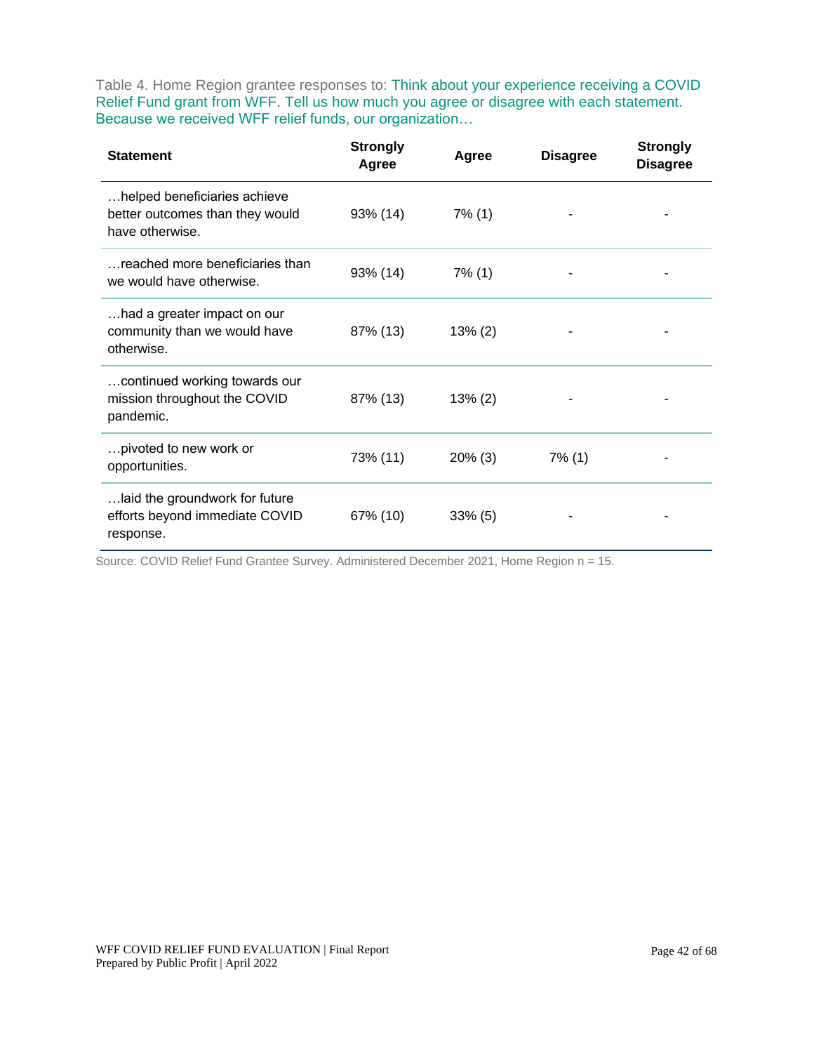Table 4. Home Region grantee responses to: Think about your experience receiving a COVID Relief Fund grant from WFF. Tell us how much you agree or disagree with each statement. Because we received WFF relief funds, our organization…

| Statement | Strongly Agree | Agree | Disagree | Strongly Disagree |
|---|---|---|---|---|
| …helped beneficiaries achieve better outcomes than they would have otherwise. | 93% (14) | 7% (1) | - | - |
| …reached more beneficiaries than we would have otherwise. | 93% (14) | 7% (1) | - | - |
| …had a greater impact on our community than we would have otherwise. | 87% (13) | 13% (2) | - | - |
| …continued working towards our mission throughout the COVID pandemic. | 87% (13) | 13% (2) | - | - |
| …pivoted to new work or opportunities. | 73% (11) | 20% (3) | 7% (1) | - |
| …laid the groundwork for future efforts beyond immediate COVID response. | 67% (10) | 33% (5) | - | - |

Source: COVID Relief Fund Grantee Survey. Administered December 2021, Home Region n = 15.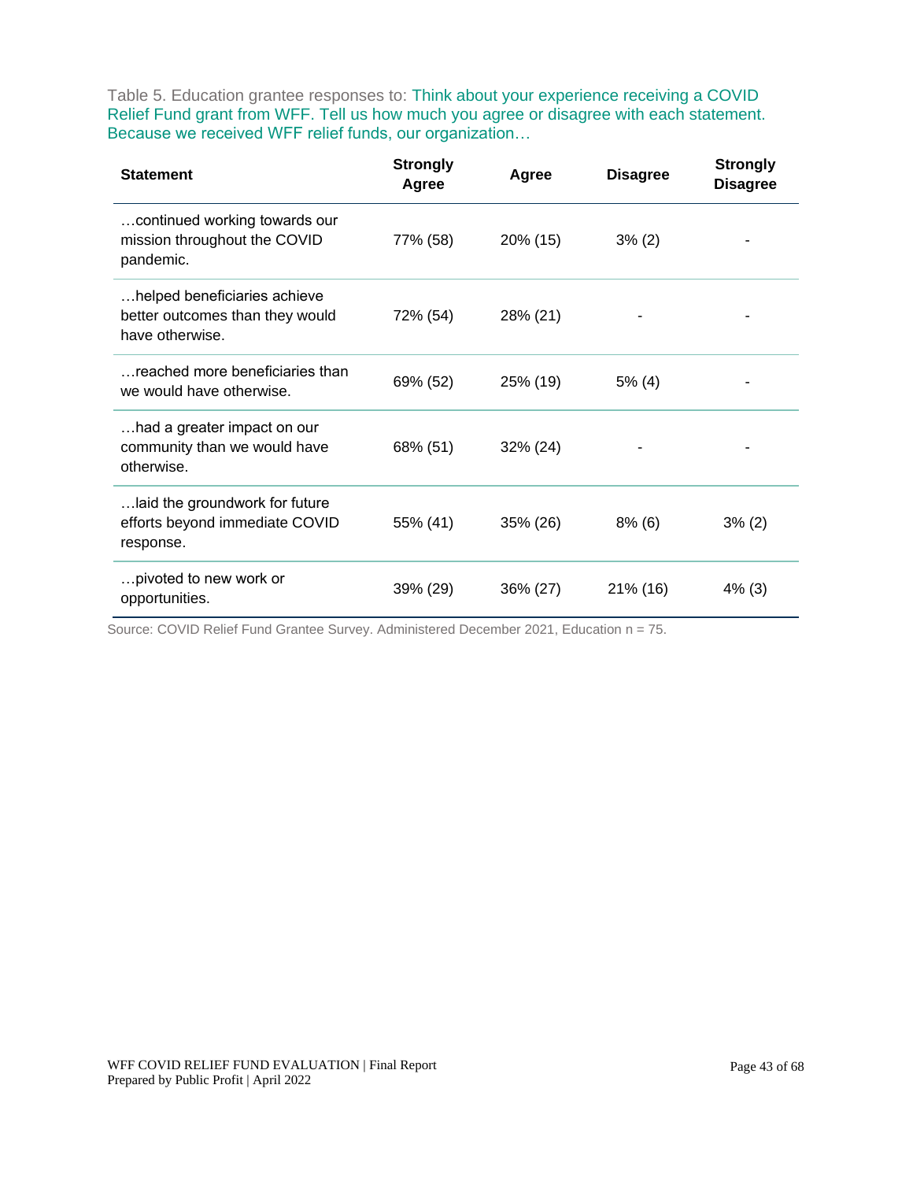Table 5. Education grantee responses to: Think about your experience receiving a COVID Relief Fund grant from WFF. Tell us how much you agree or disagree with each statement. Because we received WFF relief funds, our organization…

| Statement | Strongly Agree | Agree | Disagree | Strongly Disagree |
|---|---|---|---|---|
| …continued working towards our mission throughout the COVID pandemic. | 77% (58) | 20% (15) | 3% (2) | - |
| …helped beneficiaries achieve better outcomes than they would have otherwise. | 72% (54) | 28% (21) | - | - |
| …reached more beneficiaries than we would have otherwise. | 69% (52) | 25% (19) | 5% (4) | - |
| …had a greater impact on our community than we would have otherwise. | 68% (51) | 32% (24) | - | - |
| …laid the groundwork for future efforts beyond immediate COVID response. | 55% (41) | 35% (26) | 8% (6) | 3% (2) |
| …pivoted to new work or opportunities. | 39% (29) | 36% (27) | 21% (16) | 4% (3) |

Source: COVID Relief Fund Grantee Survey. Administered December 2021, Education n = 75.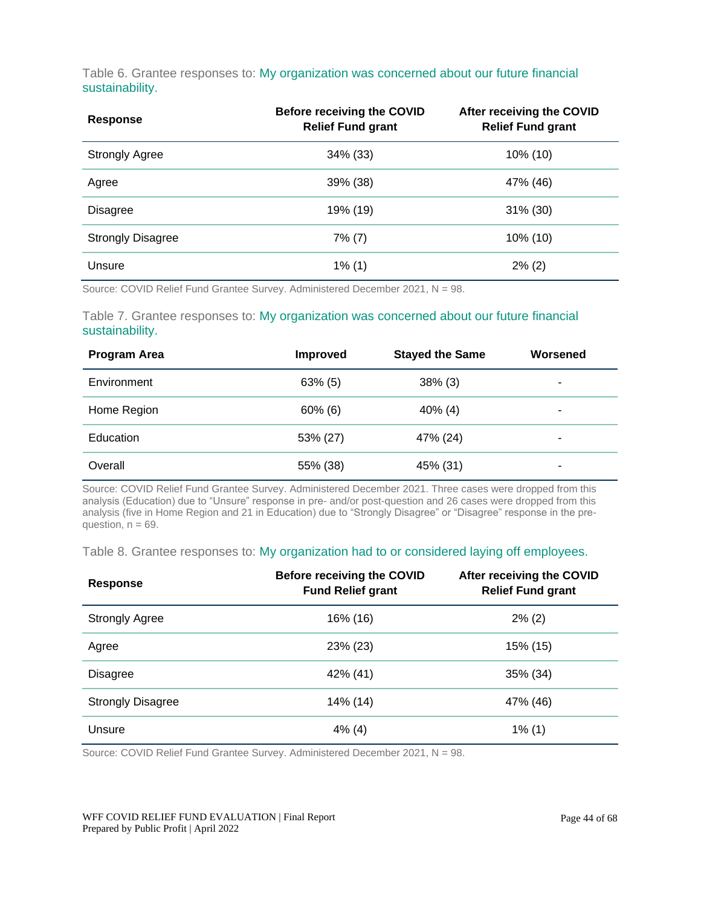Table 6. Grantee responses to: My organization was concerned about our future financial sustainability.

| Response | Before receiving the COVID Relief Fund grant | After receiving the COVID Relief Fund grant |
|---|---|---|
| Strongly Agree | 34% (33) | 10% (10) |
| Agree | 39% (38) | 47% (46) |
| Disagree | 19% (19) | 31% (30) |
| Strongly Disagree | 7% (7) | 10% (10) |
| Unsure | 1% (1) | 2% (2) |

Source: COVID Relief Fund Grantee Survey. Administered December 2021, N = 98.

Table 7. Grantee responses to: My organization was concerned about our future financial sustainability.

| Program Area | Improved | Stayed the Same | Worsened |
|---|---|---|---|
| Environment | 63% (5) | 38% (3) | - |
| Home Region | 60% (6) | 40% (4) | - |
| Education | 53% (27) | 47% (24) | - |
| Overall | 55% (38) | 45% (31) | - |

Source: COVID Relief Fund Grantee Survey. Administered December 2021. Three cases were dropped from this analysis (Education) due to "Unsure" response in pre- and/or post-question and 26 cases were dropped from this analysis (five in Home Region and 21 in Education) due to "Strongly Disagree" or "Disagree" response in the pre-question, n = 69.

Table 8. Grantee responses to: My organization had to or considered laying off employees.

| Response | Before receiving the COVID Fund Relief grant | After receiving the COVID Relief Fund grant |
|---|---|---|
| Strongly Agree | 16% (16) | 2% (2) |
| Agree | 23% (23) | 15% (15) |
| Disagree | 42% (41) | 35% (34) |
| Strongly Disagree | 14% (14) | 47% (46) |
| Unsure | 4% (4) | 1% (1) |

Source: COVID Relief Fund Grantee Survey. Administered December 2021, N = 98.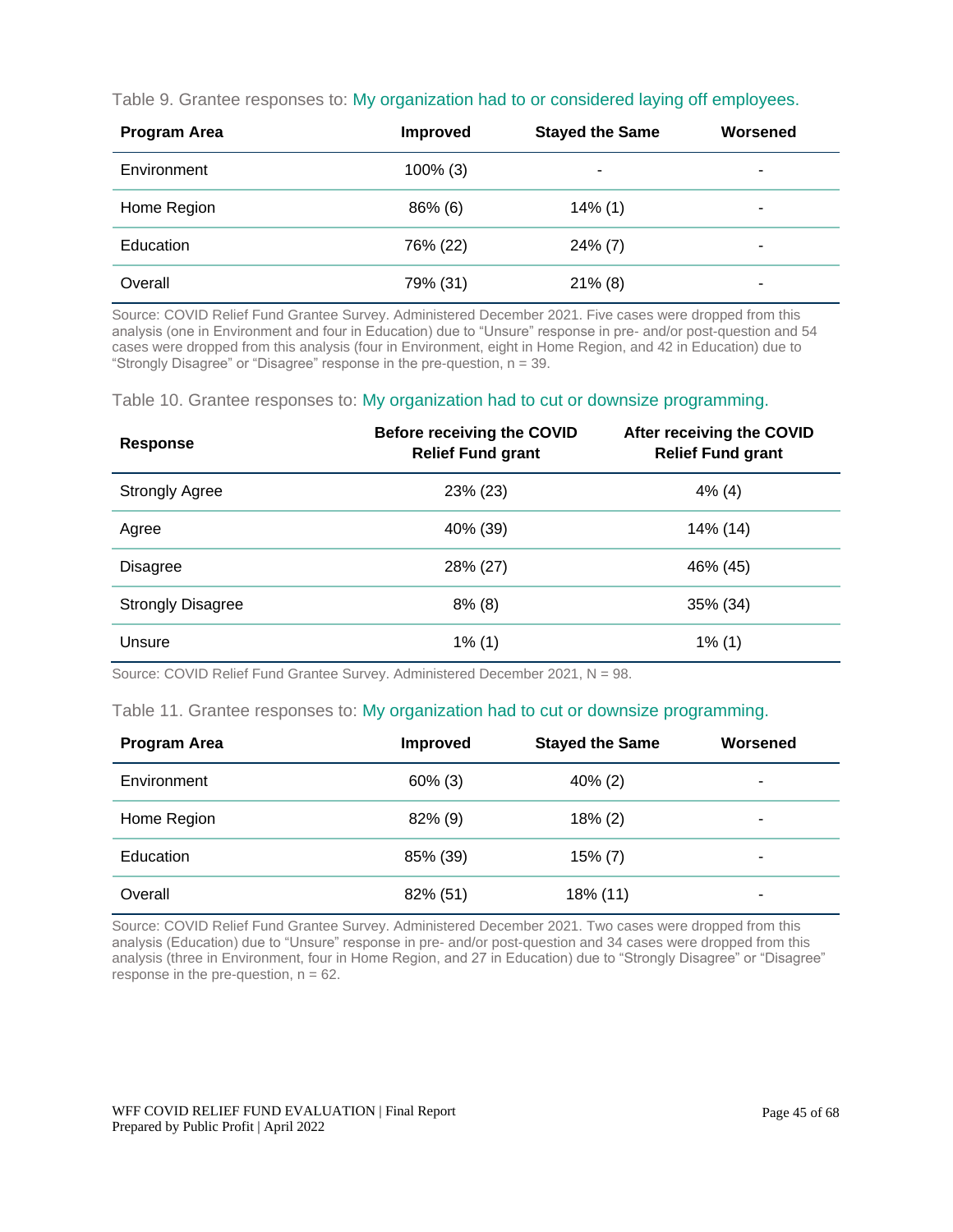Table 9. Grantee responses to: My organization had to or considered laying off employees.

| Program Area | Improved | Stayed the Same | Worsened |
|---|---|---|---|
| Environment | 100% (3) | - | - |
| Home Region | 86% (6) | 14% (1) | - |
| Education | 76% (22) | 24% (7) | - |
| Overall | 79% (31) | 21% (8) | - |

Source: COVID Relief Fund Grantee Survey. Administered December 2021. Five cases were dropped from this analysis (one in Environment and four in Education) due to "Unsure" response in pre- and/or post-question and 54 cases were dropped from this analysis (four in Environment, eight in Home Region, and 42 in Education) due to "Strongly Disagree" or "Disagree" response in the pre-question, n = 39.

Table 10. Grantee responses to: My organization had to cut or downsize programming.

| Response | Before receiving the COVID Relief Fund grant | After receiving the COVID Relief Fund grant |
|---|---|---|
| Strongly Agree | 23% (23) | 4% (4) |
| Agree | 40% (39) | 14% (14) |
| Disagree | 28% (27) | 46% (45) |
| Strongly Disagree | 8% (8) | 35% (34) |
| Unsure | 1% (1) | 1% (1) |

Source: COVID Relief Fund Grantee Survey. Administered December 2021, N = 98.

Table 11. Grantee responses to: My organization had to cut or downsize programming.

| Program Area | Improved | Stayed the Same | Worsened |
|---|---|---|---|
| Environment | 60% (3) | 40% (2) | - |
| Home Region | 82% (9) | 18% (2) | - |
| Education | 85% (39) | 15% (7) | - |
| Overall | 82% (51) | 18% (11) | - |

Source: COVID Relief Fund Grantee Survey. Administered December 2021. Two cases were dropped from this analysis (Education) due to "Unsure" response in pre- and/or post-question and 34 cases were dropped from this analysis (three in Environment, four in Home Region, and 27 in Education) due to "Strongly Disagree" or "Disagree" response in the pre-question, n = 62.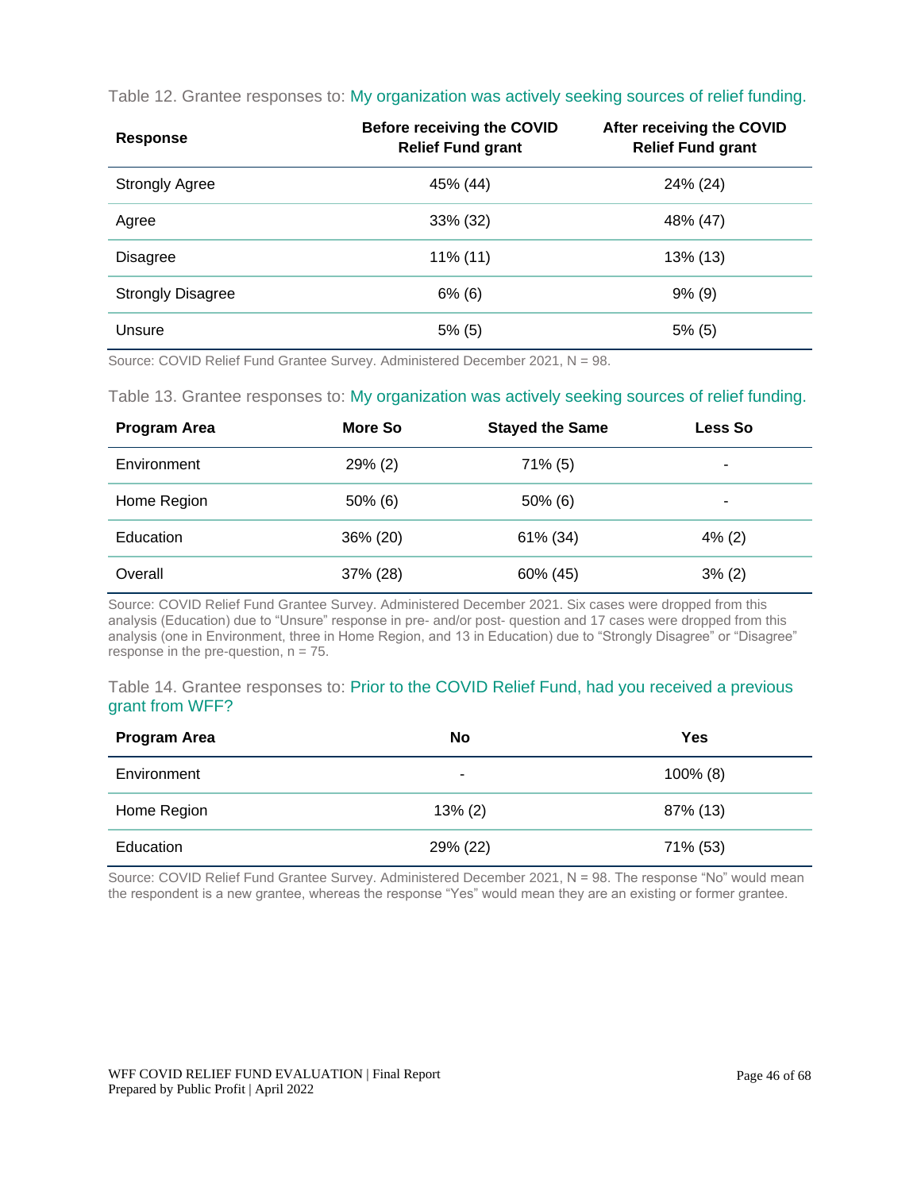Table 12. Grantee responses to: My organization was actively seeking sources of relief funding.

| Response | Before receiving the COVID Relief Fund grant | After receiving the COVID Relief Fund grant |
|---|---|---|
| Strongly Agree | 45% (44) | 24% (24) |
| Agree | 33% (32) | 48% (47) |
| Disagree | 11% (11) | 13% (13) |
| Strongly Disagree | 6% (6) | 9% (9) |
| Unsure | 5% (5) | 5% (5) |

Source: COVID Relief Fund Grantee Survey. Administered December 2021, N = 98.

Table 13. Grantee responses to: My organization was actively seeking sources of relief funding.

| Program Area | More So | Stayed the Same | Less So |
|---|---|---|---|
| Environment | 29% (2) | 71% (5) | - |
| Home Region | 50% (6) | 50% (6) | - |
| Education | 36% (20) | 61% (34) | 4% (2) |
| Overall | 37% (28) | 60% (45) | 3% (2) |

Source: COVID Relief Fund Grantee Survey. Administered December 2021. Six cases were dropped from this analysis (Education) due to "Unsure" response in pre- and/or post- question and 17 cases were dropped from this analysis (one in Environment, three in Home Region, and 13 in Education) due to "Strongly Disagree" or "Disagree" response in the pre-question, n = 75.

Table 14. Grantee responses to: Prior to the COVID Relief Fund, had you received a previous grant from WFF?

| Program Area | No | Yes |
|---|---|---|
| Environment | - | 100% (8) |
| Home Region | 13% (2) | 87% (13) |
| Education | 29% (22) | 71% (53) |

Source: COVID Relief Fund Grantee Survey. Administered December 2021, N = 98. The response "No" would mean the respondent is a new grantee, whereas the response "Yes" would mean they are an existing or former grantee.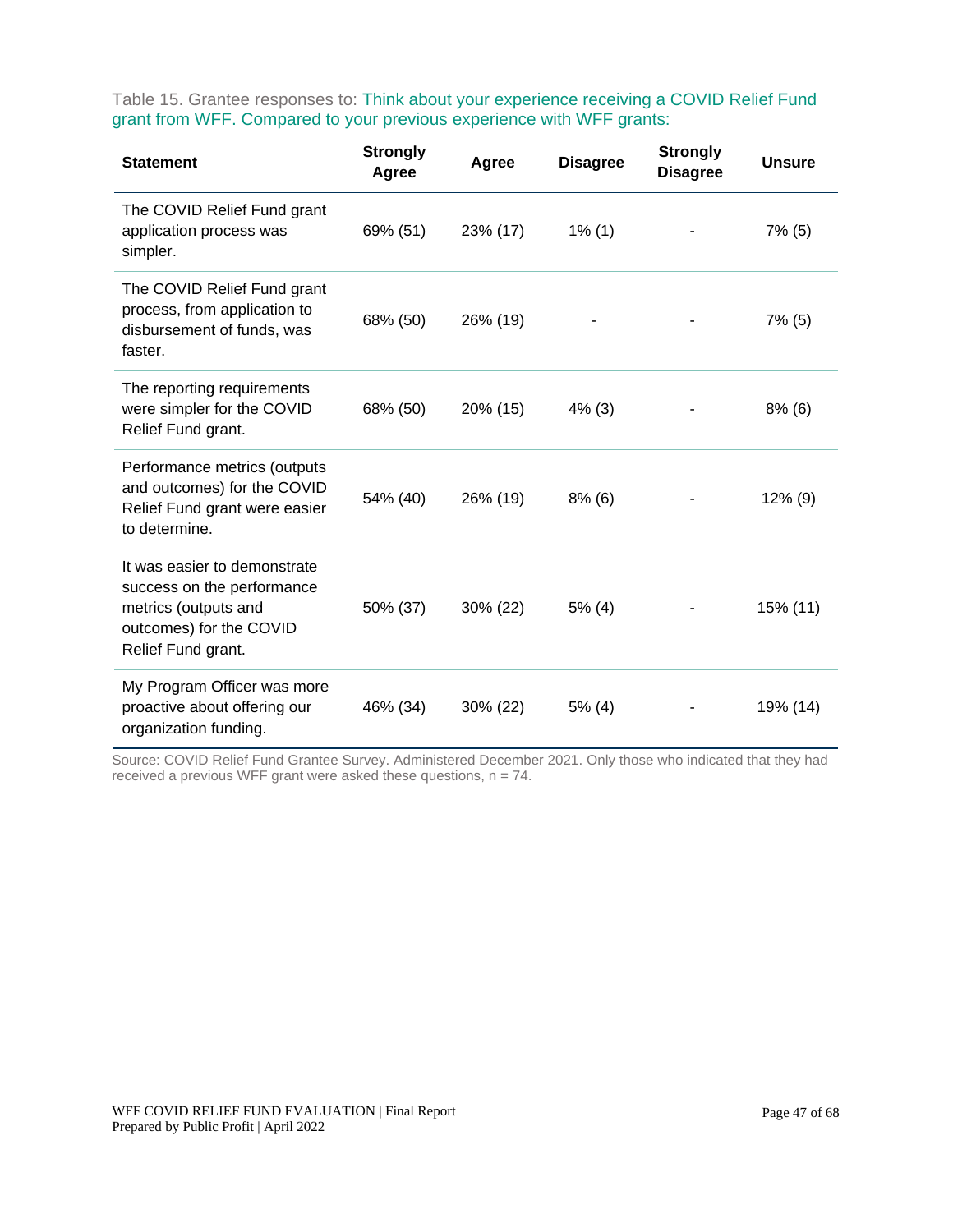Table 15. Grantee responses to: Think about your experience receiving a COVID Relief Fund grant from WFF. Compared to your previous experience with WFF grants:

| Statement | Strongly Agree | Agree | Disagree | Strongly Disagree | Unsure |
|---|---|---|---|---|---|
| The COVID Relief Fund grant application process was simpler. | 69% (51) | 23% (17) | 1% (1) | - | 7% (5) |
| The COVID Relief Fund grant process, from application to disbursement of funds, was faster. | 68% (50) | 26% (19) | - | - | 7% (5) |
| The reporting requirements were simpler for the COVID Relief Fund grant. | 68% (50) | 20% (15) | 4% (3) | - | 8% (6) |
| Performance metrics (outputs and outcomes) for the COVID Relief Fund grant were easier to determine. | 54% (40) | 26% (19) | 8% (6) | - | 12% (9) |
| It was easier to demonstrate success on the performance metrics (outputs and outcomes) for the COVID Relief Fund grant. | 50% (37) | 30% (22) | 5% (4) | - | 15% (11) |
| My Program Officer was more proactive about offering our organization funding. | 46% (34) | 30% (22) | 5% (4) | - | 19% (14) |

Source: COVID Relief Fund Grantee Survey. Administered December 2021. Only those who indicated that they had received a previous WFF grant were asked these questions, n = 74.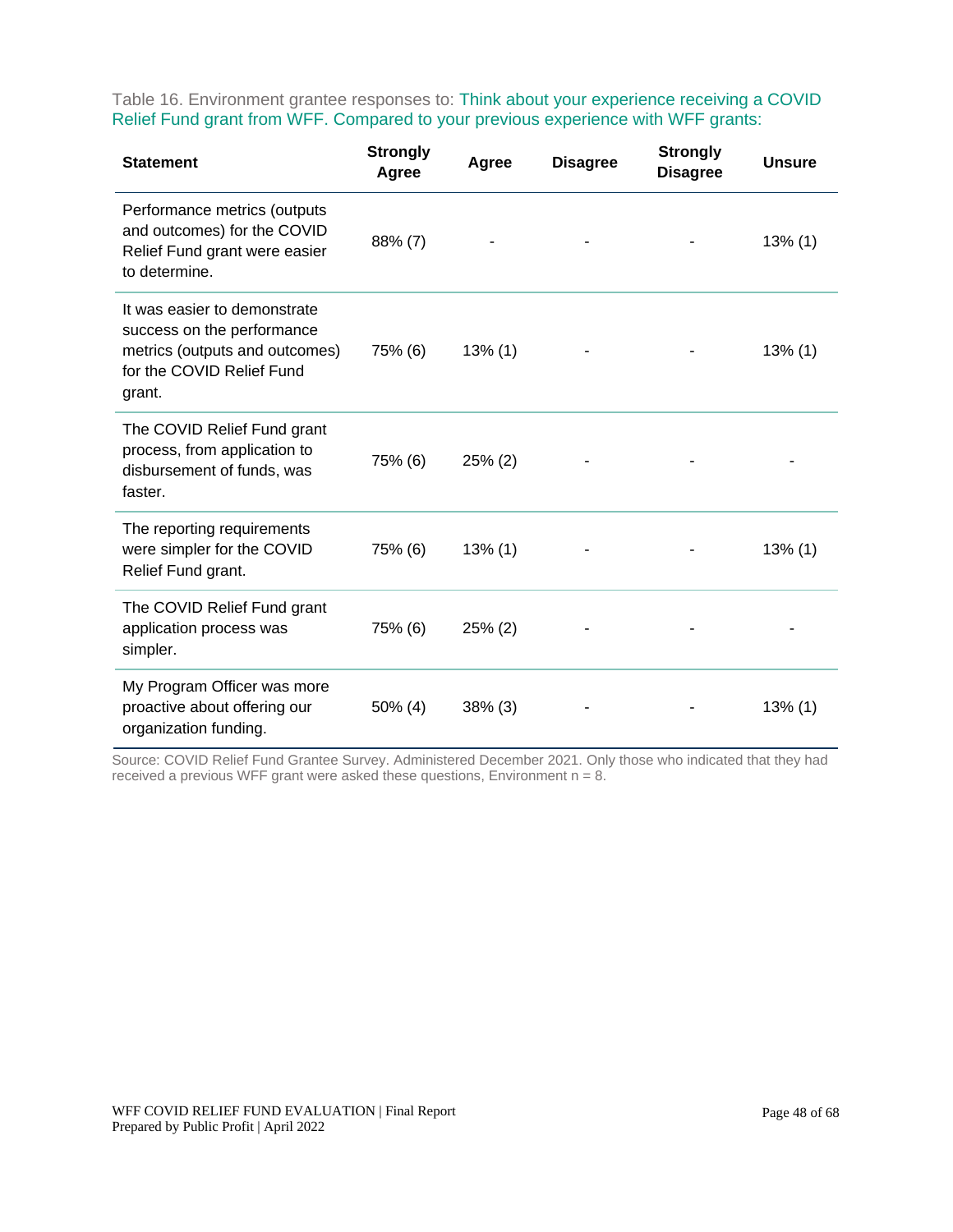Table 16. Environment grantee responses to: Think about your experience receiving a COVID Relief Fund grant from WFF. Compared to your previous experience with WFF grants:

| Statement | Strongly Agree | Agree | Disagree | Strongly Disagree | Unsure |
|---|---|---|---|---|---|
| Performance metrics (outputs and outcomes) for the COVID Relief Fund grant were easier to determine. | 88% (7) | - | - | - | 13% (1) |
| It was easier to demonstrate success on the performance metrics (outputs and outcomes) for the COVID Relief Fund grant. | 75% (6) | 13% (1) | - | - | 13% (1) |
| The COVID Relief Fund grant process, from application to disbursement of funds, was faster. | 75% (6) | 25% (2) | - | - | - |
| The reporting requirements were simpler for the COVID Relief Fund grant. | 75% (6) | 13% (1) | - | - | 13% (1) |
| The COVID Relief Fund grant application process was simpler. | 75% (6) | 25% (2) | - | - | - |
| My Program Officer was more proactive about offering our organization funding. | 50% (4) | 38% (3) | - | - | 13% (1) |

Source: COVID Relief Fund Grantee Survey. Administered December 2021. Only those who indicated that they had received a previous WFF grant were asked these questions, Environment n = 8.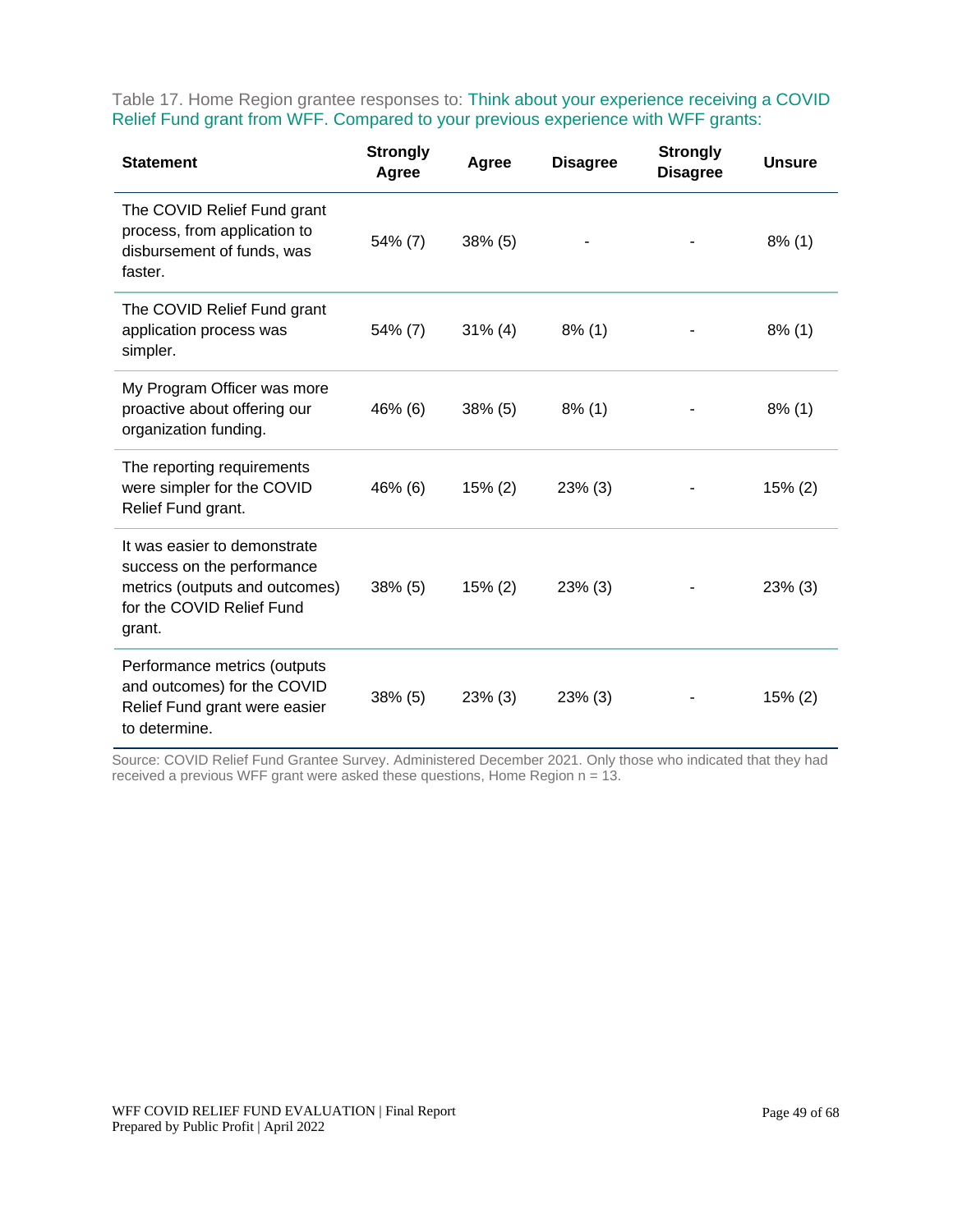Table 17. Home Region grantee responses to: Think about your experience receiving a COVID Relief Fund grant from WFF. Compared to your previous experience with WFF grants:

| Statement | Strongly Agree | Agree | Disagree | Strongly Disagree | Unsure |
|---|---|---|---|---|---|
| The COVID Relief Fund grant process, from application to disbursement of funds, was faster. | 54% (7) | 38% (5) | - | - | 8% (1) |
| The COVID Relief Fund grant application process was simpler. | 54% (7) | 31% (4) | 8% (1) | - | 8% (1) |
| My Program Officer was more proactive about offering our organization funding. | 46% (6) | 38% (5) | 8% (1) | - | 8% (1) |
| The reporting requirements were simpler for the COVID Relief Fund grant. | 46% (6) | 15% (2) | 23% (3) | - | 15% (2) |
| It was easier to demonstrate success on the performance metrics (outputs and outcomes) for the COVID Relief Fund grant. | 38% (5) | 15% (2) | 23% (3) | - | 23% (3) |
| Performance metrics (outputs and outcomes) for the COVID Relief Fund grant were easier to determine. | 38% (5) | 23% (3) | 23% (3) | - | 15% (2) |

Source: COVID Relief Fund Grantee Survey. Administered December 2021. Only those who indicated that they had received a previous WFF grant were asked these questions, Home Region n = 13.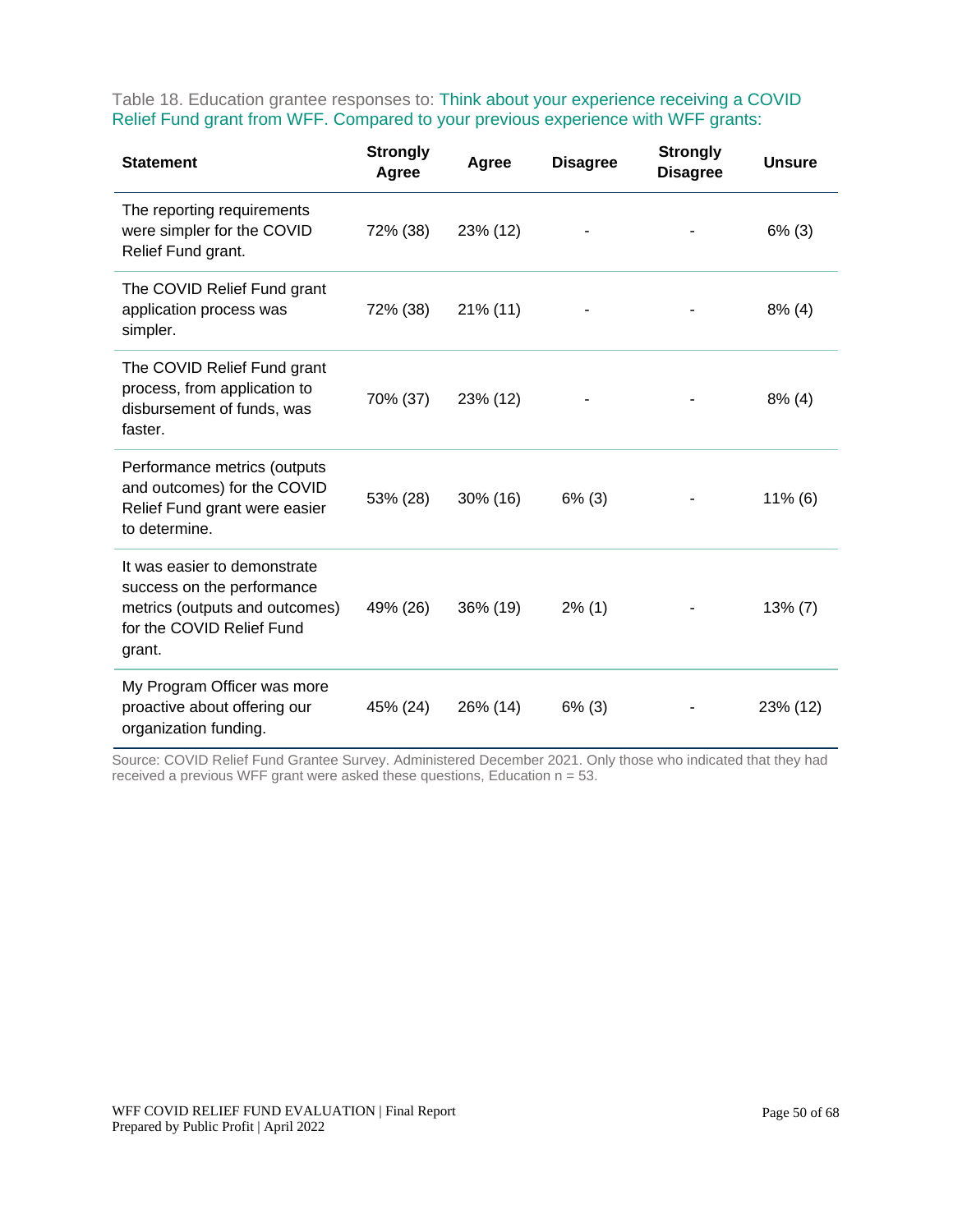Table 18. Education grantee responses to: Think about your experience receiving a COVID Relief Fund grant from WFF. Compared to your previous experience with WFF grants:

| Statement | Strongly Agree | Agree | Disagree | Strongly Disagree | Unsure |
|---|---|---|---|---|---|
| The reporting requirements were simpler for the COVID Relief Fund grant. | 72% (38) | 23% (12) | - | - | 6% (3) |
| The COVID Relief Fund grant application process was simpler. | 72% (38) | 21% (11) | - | - | 8% (4) |
| The COVID Relief Fund grant process, from application to disbursement of funds, was faster. | 70% (37) | 23% (12) | - | - | 8% (4) |
| Performance metrics (outputs and outcomes) for the COVID Relief Fund grant were easier to determine. | 53% (28) | 30% (16) | 6% (3) | - | 11% (6) |
| It was easier to demonstrate success on the performance metrics (outputs and outcomes) for the COVID Relief Fund grant. | 49% (26) | 36% (19) | 2% (1) | - | 13% (7) |
| My Program Officer was more proactive about offering our organization funding. | 45% (24) | 26% (14) | 6% (3) | - | 23% (12) |

Source: COVID Relief Fund Grantee Survey. Administered December 2021. Only those who indicated that they had received a previous WFF grant were asked these questions, Education n = 53.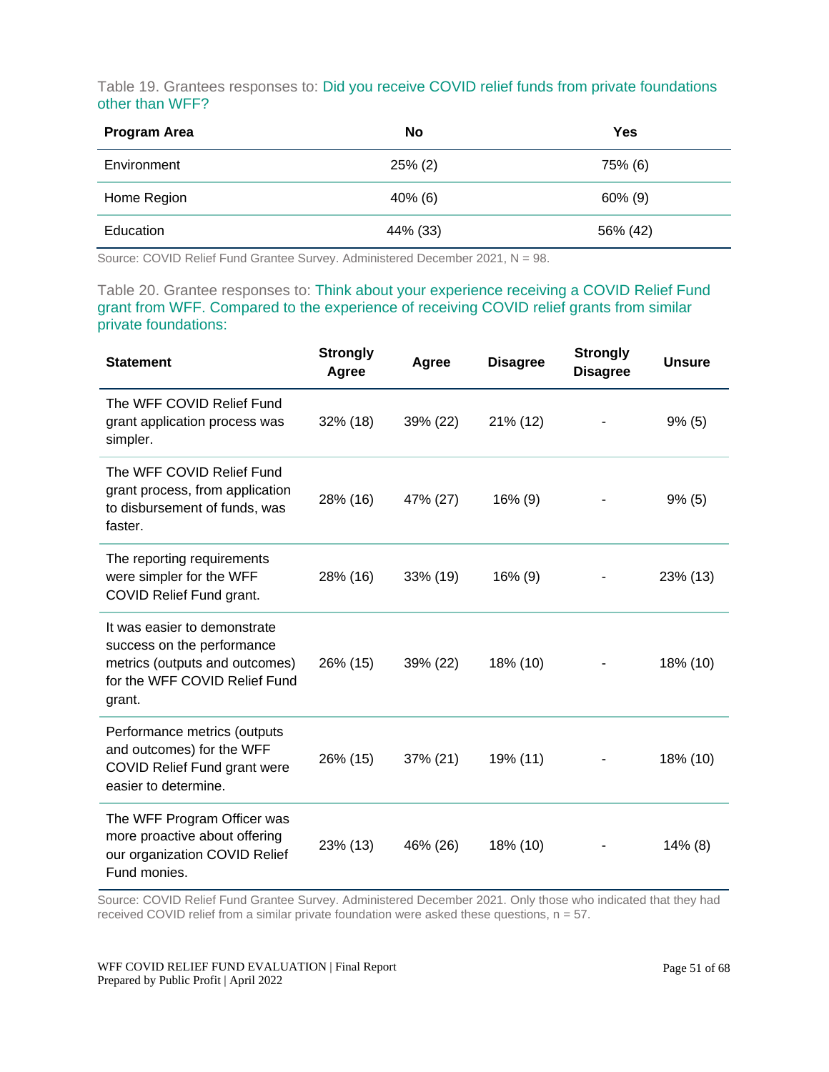Table 19. Grantees responses to: Did you receive COVID relief funds from private foundations other than WFF?

| Program Area | No | Yes |
|---|---|---|
| Environment | 25% (2) | 75% (6) |
| Home Region | 40% (6) | 60% (9) |
| Education | 44% (33) | 56% (42) |

Source: COVID Relief Fund Grantee Survey. Administered December 2021, N = 98.

Table 20. Grantee responses to: Think about your experience receiving a COVID Relief Fund grant from WFF. Compared to the experience of receiving COVID relief grants from similar private foundations:

| Statement | Strongly Agree | Agree | Disagree | Strongly Disagree | Unsure |
|---|---|---|---|---|---|
| The WFF COVID Relief Fund grant application process was simpler. | 32% (18) | 39% (22) | 21% (12) | - | 9% (5) |
| The WFF COVID Relief Fund grant process, from application to disbursement of funds, was faster. | 28% (16) | 47% (27) | 16% (9) | - | 9% (5) |
| The reporting requirements were simpler for the WFF COVID Relief Fund grant. | 28% (16) | 33% (19) | 16% (9) | - | 23% (13) |
| It was easier to demonstrate success on the performance metrics (outputs and outcomes) for the WFF COVID Relief Fund grant. | 26% (15) | 39% (22) | 18% (10) | - | 18% (10) |
| Performance metrics (outputs and outcomes) for the WFF COVID Relief Fund grant were easier to determine. | 26% (15) | 37% (21) | 19% (11) | - | 18% (10) |
| The WFF Program Officer was more proactive about offering our organization COVID Relief Fund monies. | 23% (13) | 46% (26) | 18% (10) | - | 14% (8) |

Source: COVID Relief Fund Grantee Survey. Administered December 2021. Only those who indicated that they had received COVID relief from a similar private foundation were asked these questions, n = 57.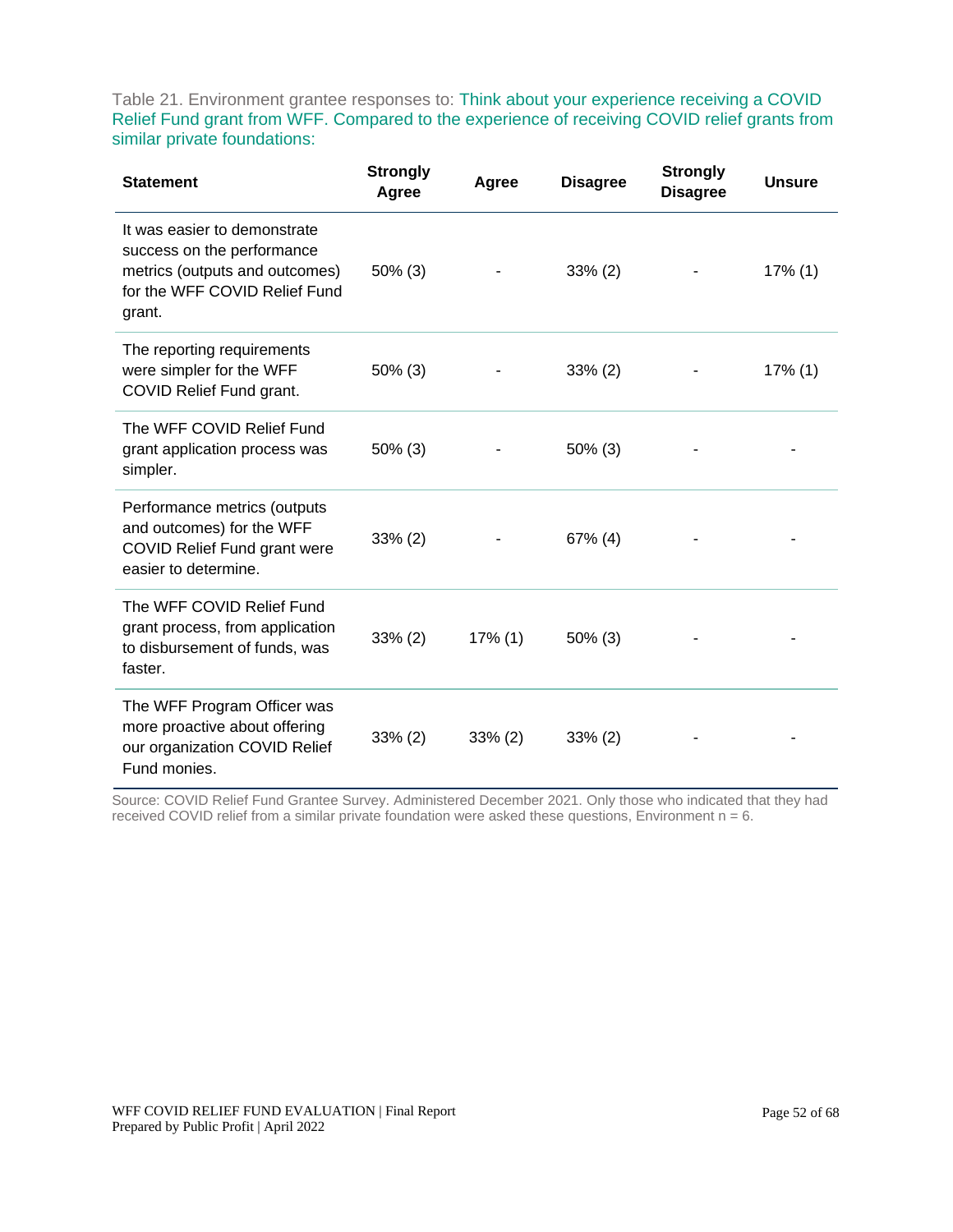Table 21. Environment grantee responses to: Think about your experience receiving a COVID Relief Fund grant from WFF. Compared to the experience of receiving COVID relief grants from similar private foundations:

| Statement | Strongly Agree | Agree | Disagree | Strongly Disagree | Unsure |
|---|---|---|---|---|---|
| It was easier to demonstrate success on the performance metrics (outputs and outcomes) for the WFF COVID Relief Fund grant. | 50% (3) | - | 33% (2) | - | 17% (1) |
| The reporting requirements were simpler for the WFF COVID Relief Fund grant. | 50% (3) | - | 33% (2) | - | 17% (1) |
| The WFF COVID Relief Fund grant application process was simpler. | 50% (3) | - | 50% (3) | - | - |
| Performance metrics (outputs and outcomes) for the WFF COVID Relief Fund grant were easier to determine. | 33% (2) | - | 67% (4) | - | - |
| The WFF COVID Relief Fund grant process, from application to disbursement of funds, was faster. | 33% (2) | 17% (1) | 50% (3) | - | - |
| The WFF Program Officer was more proactive about offering our organization COVID Relief Fund monies. | 33% (2) | 33% (2) | 33% (2) | - | - |

Source: COVID Relief Fund Grantee Survey. Administered December 2021. Only those who indicated that they had received COVID relief from a similar private foundation were asked these questions, Environment n = 6.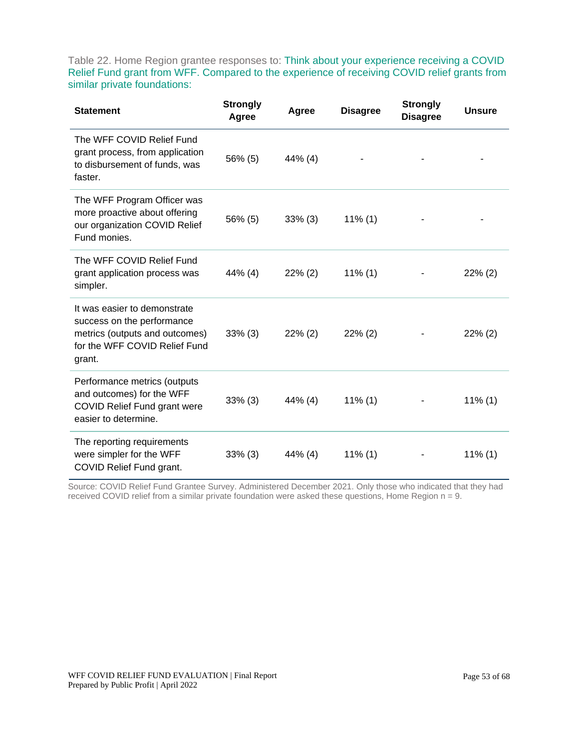Table 22. Home Region grantee responses to: Think about your experience receiving a COVID Relief Fund grant from WFF. Compared to the experience of receiving COVID relief grants from similar private foundations:

| Statement | Strongly Agree | Agree | Disagree | Strongly Disagree | Unsure |
|---|---|---|---|---|---|
| The WFF COVID Relief Fund grant process, from application to disbursement of funds, was faster. | 56% (5) | 44% (4) | - | - | - |
| The WFF Program Officer was more proactive about offering our organization COVID Relief Fund monies. | 56% (5) | 33% (3) | 11% (1) | - | - |
| The WFF COVID Relief Fund grant application process was simpler. | 44% (4) | 22% (2) | 11% (1) | - | 22% (2) |
| It was easier to demonstrate success on the performance metrics (outputs and outcomes) for the WFF COVID Relief Fund grant. | 33% (3) | 22% (2) | 22% (2) | - | 22% (2) |
| Performance metrics (outputs and outcomes) for the WFF COVID Relief Fund grant were easier to determine. | 33% (3) | 44% (4) | 11% (1) | - | 11% (1) |
| The reporting requirements were simpler for the WFF COVID Relief Fund grant. | 33% (3) | 44% (4) | 11% (1) | - | 11% (1) |

Source: COVID Relief Fund Grantee Survey. Administered December 2021. Only those who indicated that they had received COVID relief from a similar private foundation were asked these questions, Home Region n = 9.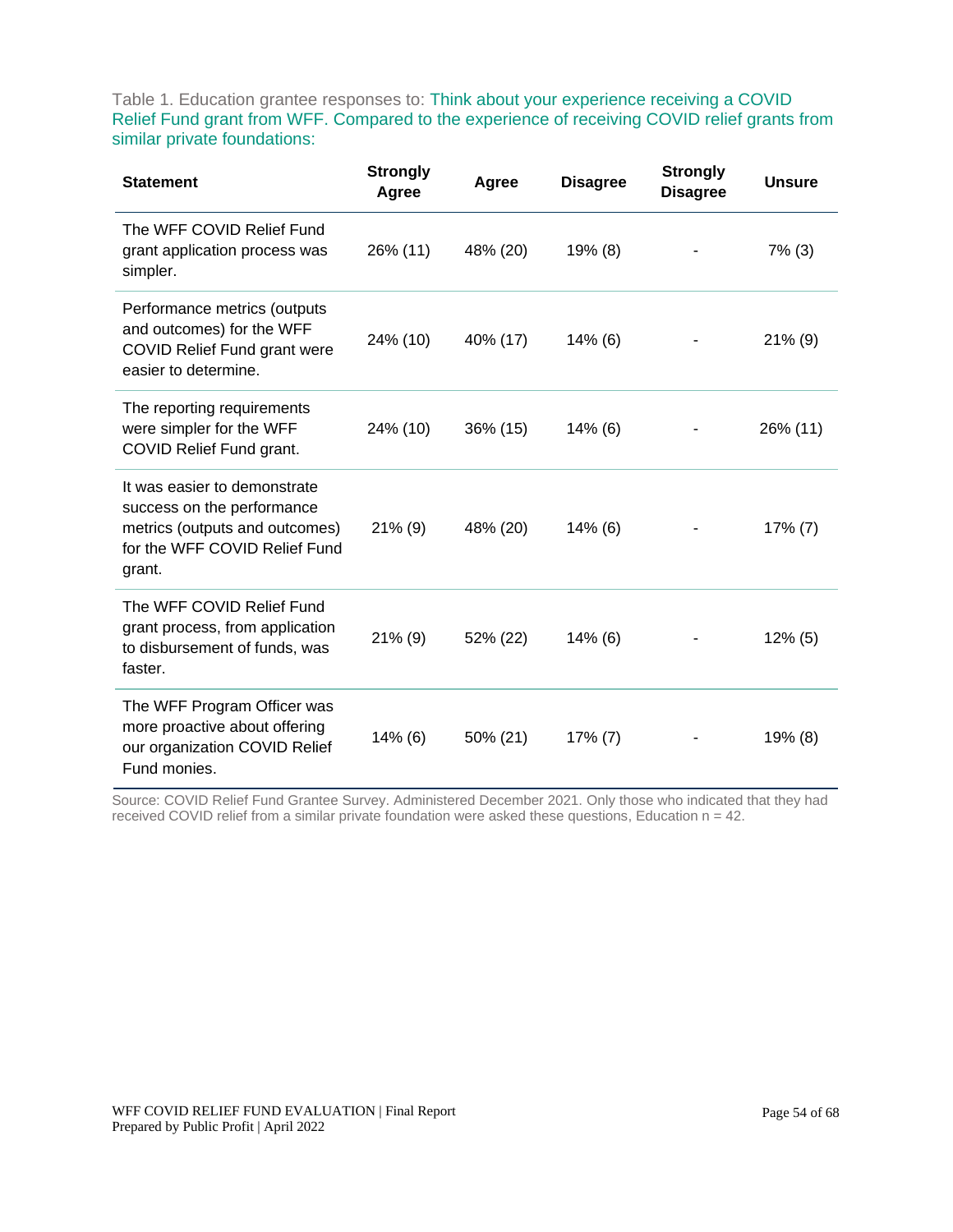Table 1. Education grantee responses to: Think about your experience receiving a COVID Relief Fund grant from WFF. Compared to the experience of receiving COVID relief grants from similar private foundations:

| Statement | Strongly Agree | Agree | Disagree | Strongly Disagree | Unsure |
|---|---|---|---|---|---|
| The WFF COVID Relief Fund grant application process was simpler. | 26% (11) | 48% (20) | 19% (8) | - | 7% (3) |
| Performance metrics (outputs and outcomes) for the WFF COVID Relief Fund grant were easier to determine. | 24% (10) | 40% (17) | 14% (6) | - | 21% (9) |
| The reporting requirements were simpler for the WFF COVID Relief Fund grant. | 24% (10) | 36% (15) | 14% (6) | - | 26% (11) |
| It was easier to demonstrate success on the performance metrics (outputs and outcomes) for the WFF COVID Relief Fund grant. | 21% (9) | 48% (20) | 14% (6) | - | 17% (7) |
| The WFF COVID Relief Fund grant process, from application to disbursement of funds, was faster. | 21% (9) | 52% (22) | 14% (6) | - | 12% (5) |
| The WFF Program Officer was more proactive about offering our organization COVID Relief Fund monies. | 14% (6) | 50% (21) | 17% (7) | - | 19% (8) |

Source: COVID Relief Fund Grantee Survey. Administered December 2021. Only those who indicated that they had received COVID relief from a similar private foundation were asked these questions, Education n = 42.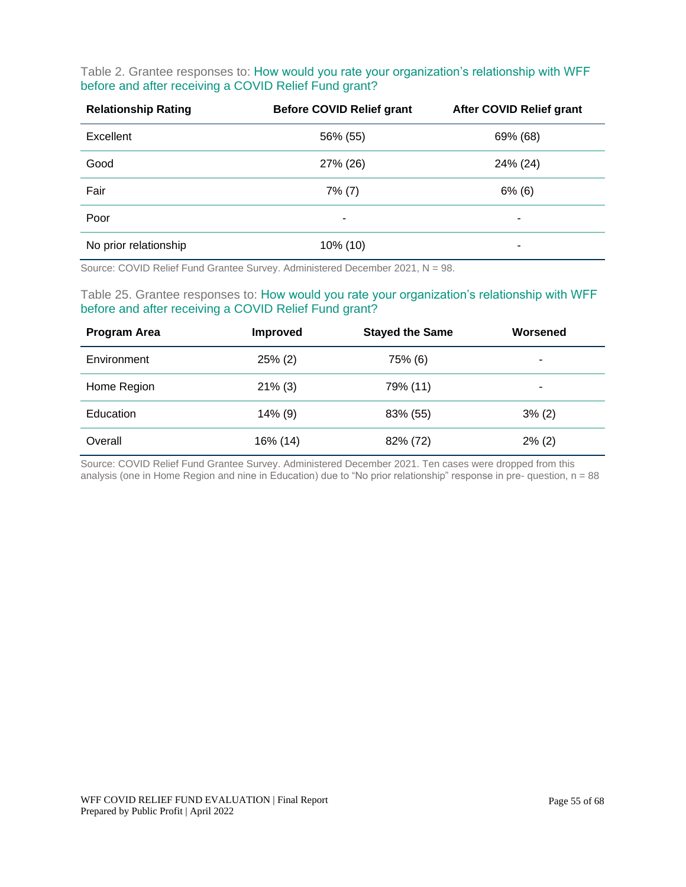Table 2. Grantee responses to: How would you rate your organization's relationship with WFF before and after receiving a COVID Relief Fund grant?

| Relationship Rating | Before COVID Relief grant | After COVID Relief grant |
|---|---|---|
| Excellent | 56% (55) | 69% (68) |
| Good | 27% (26) | 24% (24) |
| Fair | 7% (7) | 6% (6) |
| Poor | - | - |
| No prior relationship | 10% (10) | - |

Source: COVID Relief Fund Grantee Survey. Administered December 2021, N = 98.

Table 25. Grantee responses to: How would you rate your organization's relationship with WFF before and after receiving a COVID Relief Fund grant?

| Program Area | Improved | Stayed the Same | Worsened |
|---|---|---|---|
| Environment | 25% (2) | 75% (6) | - |
| Home Region | 21% (3) | 79% (11) | - |
| Education | 14% (9) | 83% (55) | 3% (2) |
| Overall | 16% (14) | 82% (72) | 2% (2) |

Source: COVID Relief Fund Grantee Survey. Administered December 2021. Ten cases were dropped from this analysis (one in Home Region and nine in Education) due to "No prior relationship" response in pre- question, n = 88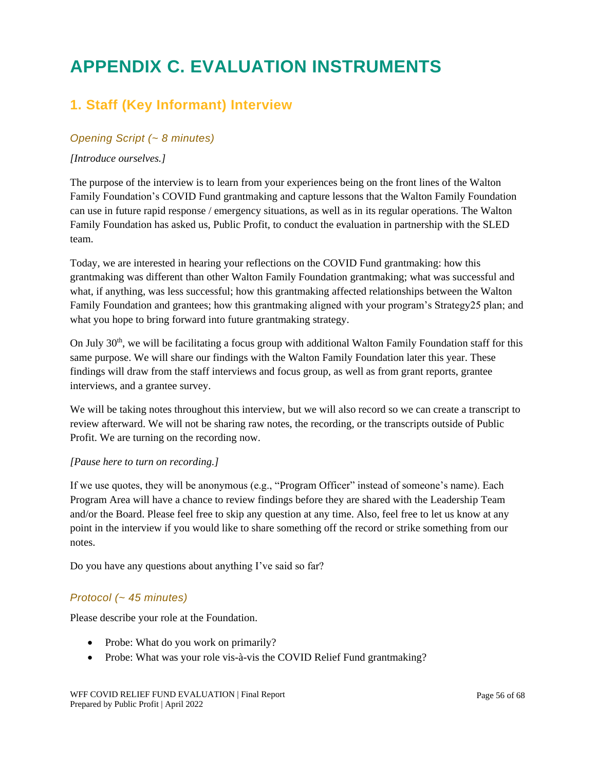# APPENDIX C. EVALUATION INSTRUMENTS

## 1. Staff (Key Informant) Interview

### *Opening Script (~ 8 minutes)*

*[Introduce ourselves.]*

The purpose of the interview is to learn from your experiences being on the front lines of the Walton Family Foundation's COVID Fund grantmaking and capture lessons that the Walton Family Foundation can use in future rapid response / emergency situations, as well as in its regular operations. The Walton Family Foundation has asked us, Public Profit, to conduct the evaluation in partnership with the SLED team.

Today, we are interested in hearing your reflections on the COVID Fund grantmaking: how this grantmaking was different than other Walton Family Foundation grantmaking; what was successful and what, if anything, was less successful; how this grantmaking affected relationships between the Walton Family Foundation and grantees; how this grantmaking aligned with your program's Strategy25 plan; and what you hope to bring forward into future grantmaking strategy.

On July 30th, we will be facilitating a focus group with additional Walton Family Foundation staff for this same purpose. We will share our findings with the Walton Family Foundation later this year. These findings will draw from the staff interviews and focus group, as well as from grant reports, grantee interviews, and a grantee survey.

We will be taking notes throughout this interview, but we will also record so we can create a transcript to review afterward. We will not be sharing raw notes, the recording, or the transcripts outside of Public Profit. We are turning on the recording now.

*[Pause here to turn on recording.]*

If we use quotes, they will be anonymous (e.g., "Program Officer" instead of someone's name). Each Program Area will have a chance to review findings before they are shared with the Leadership Team and/or the Board. Please feel free to skip any question at any time. Also, feel free to let us know at any point in the interview if you would like to share something off the record or strike something from our notes.

Do you have any questions about anything I've said so far?

### *Protocol (~ 45 minutes)*

Please describe your role at the Foundation.

- Probe: What do you work on primarily?
- Probe: What was your role vis-à-vis the COVID Relief Fund grantmaking?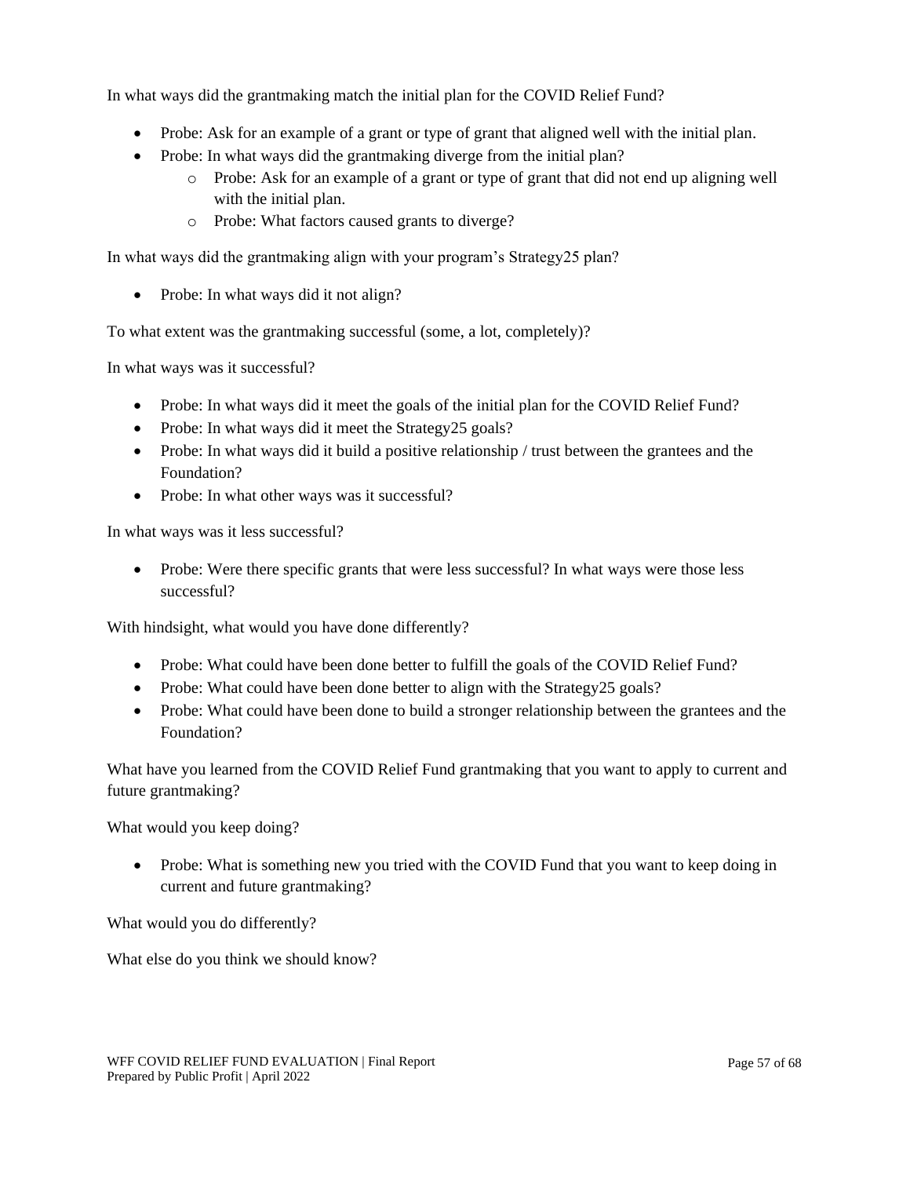In what ways did the grantmaking match the initial plan for the COVID Relief Fund?

- Probe: Ask for an example of a grant or type of grant that aligned well with the initial plan.
- Probe: In what ways did the grantmaking diverge from the initial plan?
    - Probe: Ask for an example of a grant or type of grant that did not end up aligning well with the initial plan.
    - Probe: What factors caused grants to diverge?

In what ways did the grantmaking align with your program's Strategy25 plan?

- Probe: In what ways did it not align?

To what extent was the grantmaking successful (some, a lot, completely)?

In what ways was it successful?

- Probe: In what ways did it meet the goals of the initial plan for the COVID Relief Fund?
- Probe: In what ways did it meet the Strategy25 goals?
- Probe: In what ways did it build a positive relationship / trust between the grantees and the Foundation?
- Probe: In what other ways was it successful?

In what ways was it less successful?

- Probe: Were there specific grants that were less successful? In what ways were those less successful?

With hindsight, what would you have done differently?

- Probe: What could have been done better to fulfill the goals of the COVID Relief Fund?
- Probe: What could have been done better to align with the Strategy25 goals?
- Probe: What could have been done to build a stronger relationship between the grantees and the Foundation?

What have you learned from the COVID Relief Fund grantmaking that you want to apply to current and future grantmaking?

What would you keep doing?

- Probe: What is something new you tried with the COVID Fund that you want to keep doing in current and future grantmaking?

What would you do differently?

What else do you think we should know?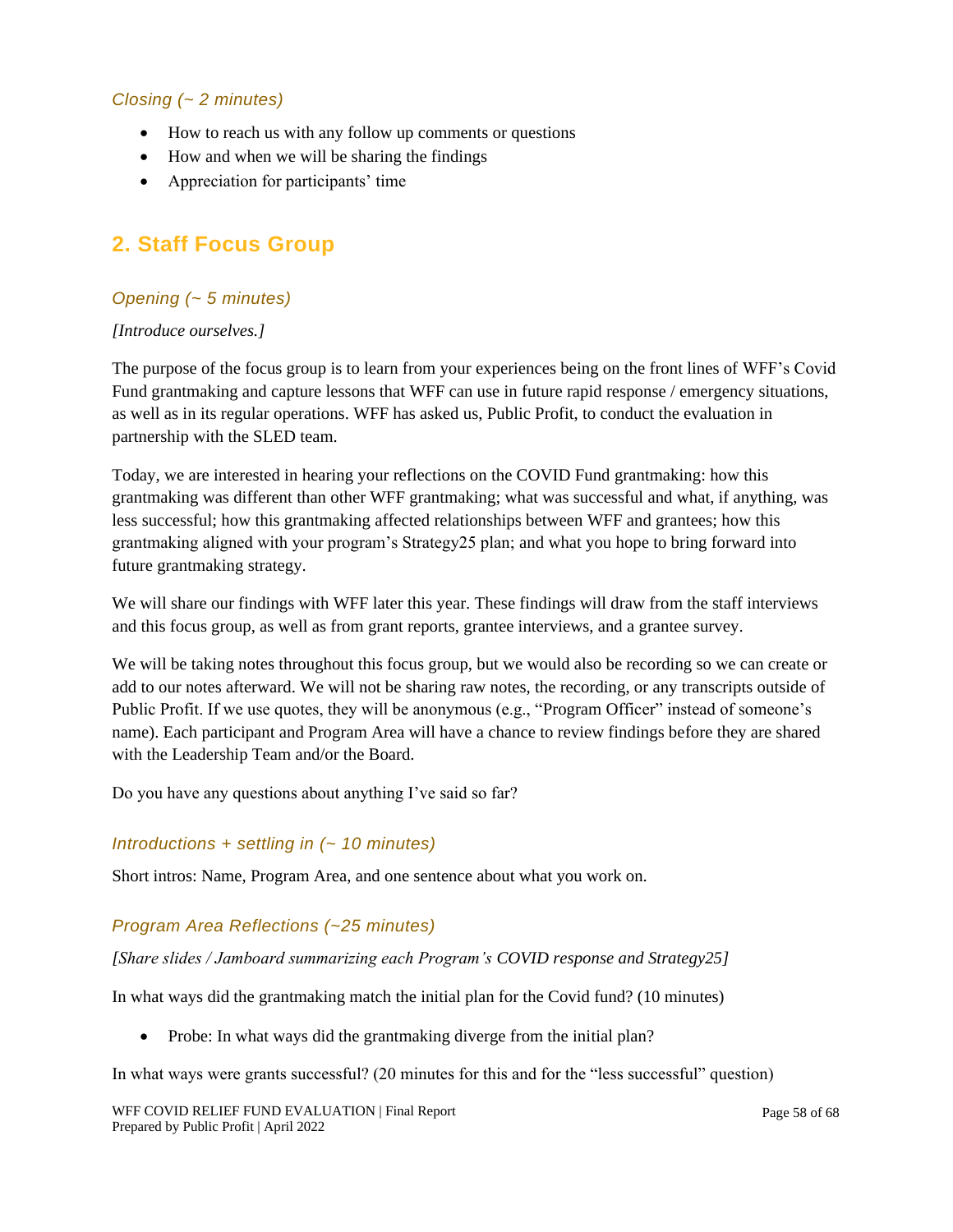### *Closing (~ 2 minutes)*

- How to reach us with any follow up comments or questions
- How and when we will be sharing the findings
- Appreciation for participants' time

## 2. Staff Focus Group

### *Opening (~ 5 minutes)*

*[Introduce ourselves.]*

The purpose of the focus group is to learn from your experiences being on the front lines of WFF's Covid Fund grantmaking and capture lessons that WFF can use in future rapid response / emergency situations, as well as in its regular operations. WFF has asked us, Public Profit, to conduct the evaluation in partnership with the SLED team.

Today, we are interested in hearing your reflections on the COVID Fund grantmaking: how this grantmaking was different than other WFF grantmaking; what was successful and what, if anything, was less successful; how this grantmaking affected relationships between WFF and grantees; how this grantmaking aligned with your program's Strategy25 plan; and what you hope to bring forward into future grantmaking strategy.

We will share our findings with WFF later this year. These findings will draw from the staff interviews and this focus group, as well as from grant reports, grantee interviews, and a grantee survey.

We will be taking notes throughout this focus group, but we would also be recording so we can create or add to our notes afterward. We will not be sharing raw notes, the recording, or any transcripts outside of Public Profit. If we use quotes, they will be anonymous (e.g., "Program Officer" instead of someone's name). Each participant and Program Area will have a chance to review findings before they are shared with the Leadership Team and/or the Board.

Do you have any questions about anything I've said so far?

### *Introductions + settling in (~ 10 minutes)*

Short intros: Name, Program Area, and one sentence about what you work on.

### *Program Area Reflections (~25 minutes)*

*[Share slides / Jamboard summarizing each Program's COVID response and Strategy25]*

In what ways did the grantmaking match the initial plan for the Covid fund? (10 minutes)

- Probe: In what ways did the grantmaking diverge from the initial plan?

In what ways were grants successful? (20 minutes for this and for the "less successful" question)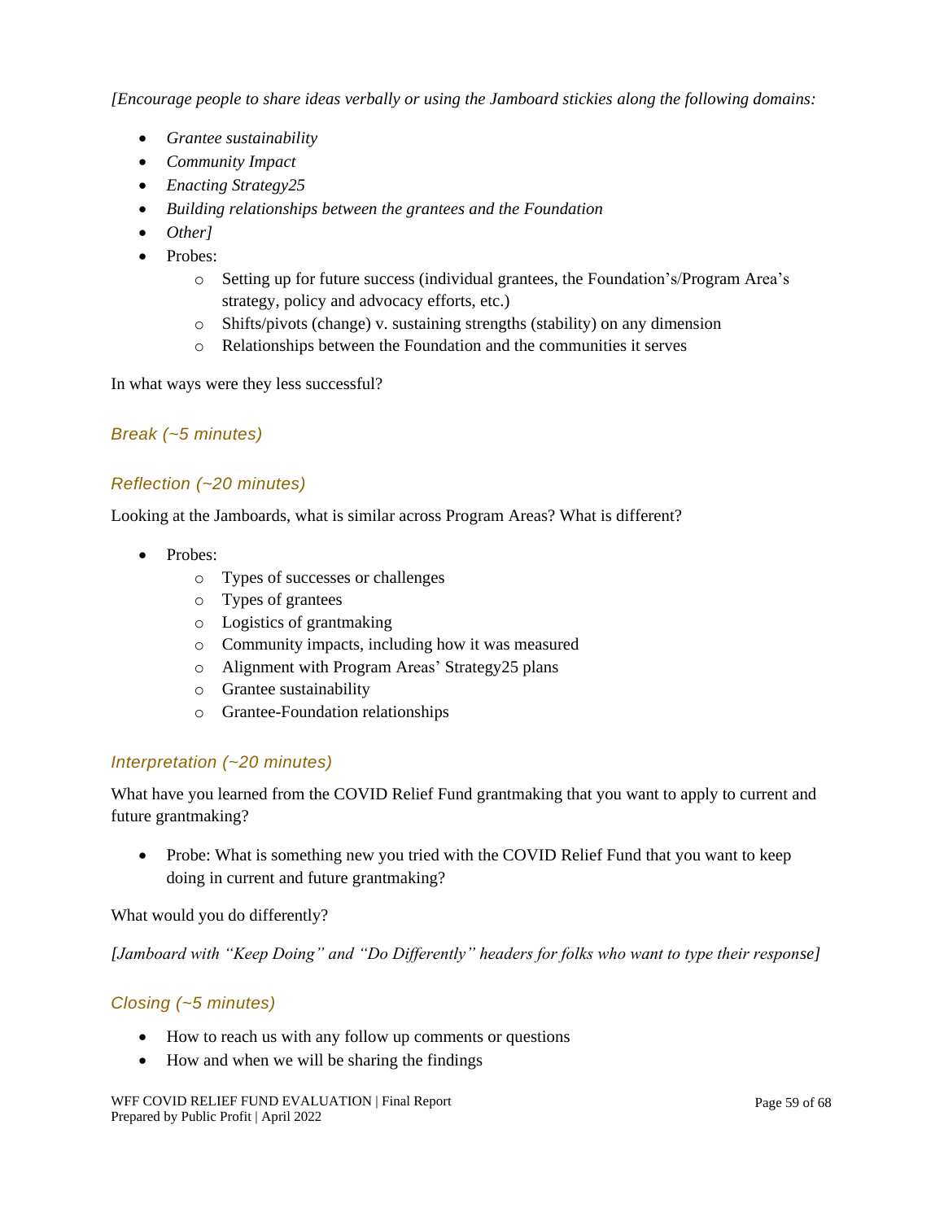*[Encourage people to share ideas verbally or using the Jamboard stickies along the following domains:*

- *Grantee sustainability*
- *Community Impact*
- *Enacting Strategy25*
- *Building relationships between the grantees and the Foundation*
- *Other]*
- Probes:
  - Setting up for future success (individual grantees, the Foundation's/Program Area's strategy, policy and advocacy efforts, etc.)
  - Shifts/pivots (change) v. sustaining strengths (stability) on any dimension
  - Relationships between the Foundation and the communities it serves

In what ways were they less successful?

### *Break (~5 minutes)*

### *Reflection (~20 minutes)*

Looking at the Jamboards, what is similar across Program Areas? What is different?

- Probes:
  - Types of successes or challenges
  - Types of grantees
  - Logistics of grantmaking
  - Community impacts, including how it was measured
  - Alignment with Program Areas' Strategy25 plans
  - Grantee sustainability
  - Grantee-Foundation relationships

### *Interpretation (~20 minutes)*

What have you learned from the COVID Relief Fund grantmaking that you want to apply to current and future grantmaking?

- Probe: What is something new you tried with the COVID Relief Fund that you want to keep doing in current and future grantmaking?

What would you do differently?

*[Jamboard with "Keep Doing" and "Do Differently" headers for folks who want to type their response]*

### *Closing (~5 minutes)*

- How to reach us with any follow up comments or questions
- How and when we will be sharing the findings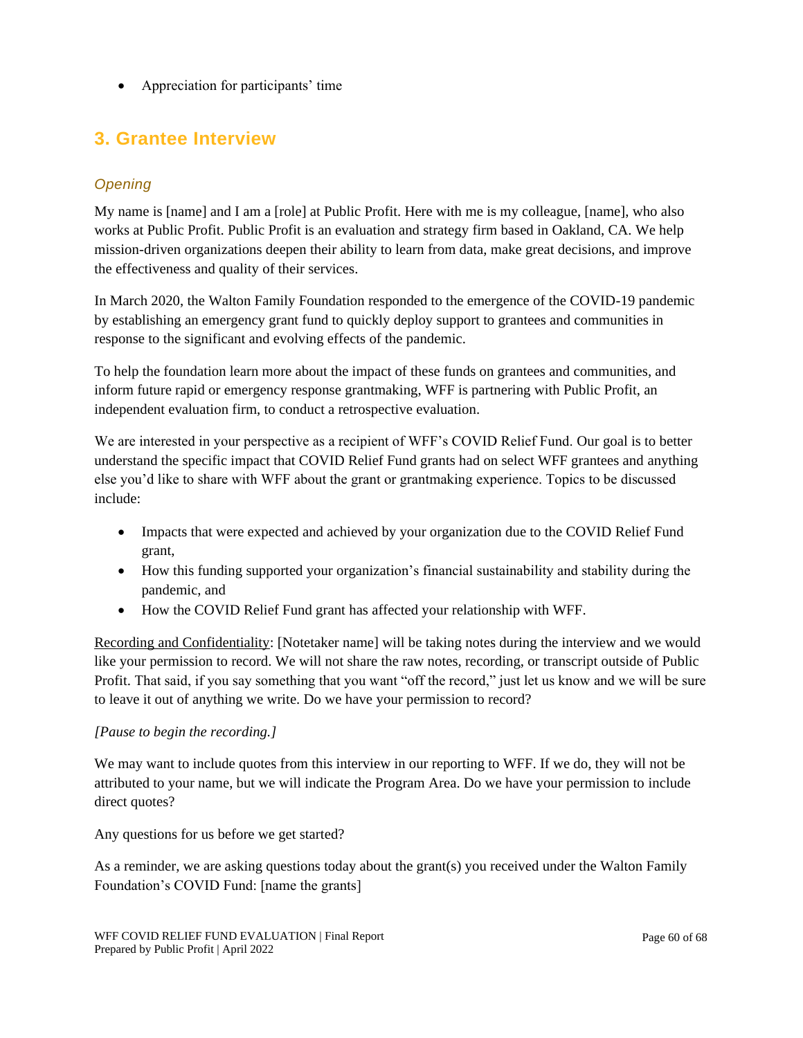- Appreciation for participants' time

## 3. Grantee Interview

### *Opening*

My name is [name] and I am a [role] at Public Profit. Here with me is my colleague, [name], who also works at Public Profit. Public Profit is an evaluation and strategy firm based in Oakland, CA. We help mission-driven organizations deepen their ability to learn from data, make great decisions, and improve the effectiveness and quality of their services.

In March 2020, the Walton Family Foundation responded to the emergence of the COVID-19 pandemic by establishing an emergency grant fund to quickly deploy support to grantees and communities in response to the significant and evolving effects of the pandemic.

To help the foundation learn more about the impact of these funds on grantees and communities, and inform future rapid or emergency response grantmaking, WFF is partnering with Public Profit, an independent evaluation firm, to conduct a retrospective evaluation.

We are interested in your perspective as a recipient of WFF's COVID Relief Fund. Our goal is to better understand the specific impact that COVID Relief Fund grants had on select WFF grantees and anything else you'd like to share with WFF about the grant or grantmaking experience. Topics to be discussed include:

- Impacts that were expected and achieved by your organization due to the COVID Relief Fund grant,
- How this funding supported your organization's financial sustainability and stability during the pandemic, and
- How the COVID Relief Fund grant has affected your relationship with WFF.

<u>Recording and Confidentiality</u>: [Notetaker name] will be taking notes during the interview and we would like your permission to record. We will not share the raw notes, recording, or transcript outside of Public Profit. That said, if you say something that you want "off the record," just let us know and we will be sure to leave it out of anything we write. Do we have your permission to record?

*[Pause to begin the recording.]*

We may want to include quotes from this interview in our reporting to WFF. If we do, they will not be attributed to your name, but we will indicate the Program Area. Do we have your permission to include direct quotes?

Any questions for us before we get started?

As a reminder, we are asking questions today about the grant(s) you received under the Walton Family Foundation's COVID Fund: [name the grants]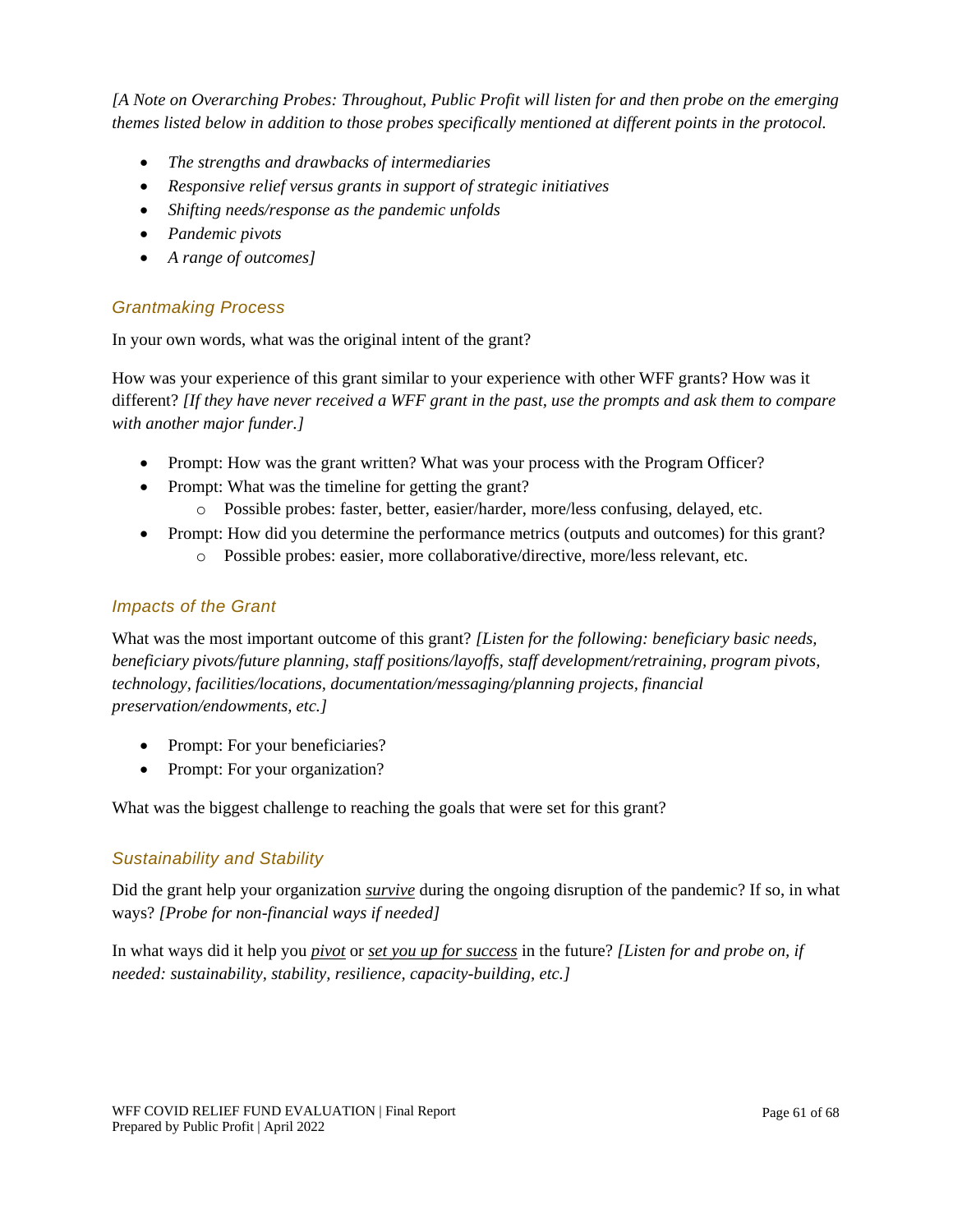*[A Note on Overarching Probes: Throughout, Public Profit will listen for and then probe on the emerging themes listed below in addition to those probes specifically mentioned at different points in the protocol.*

- *The strengths and drawbacks of intermediaries*
- *Responsive relief versus grants in support of strategic initiatives*
- *Shifting needs/response as the pandemic unfolds*
- *Pandemic pivots*
- *A range of outcomes]*

### *Grantmaking Process*

In your own words, what was the original intent of the grant?

How was your experience of this grant similar to your experience with other WFF grants? How was it different? *[If they have never received a WFF grant in the past, use the prompts and ask them to compare with another major funder.]*

- Prompt: How was the grant written? What was your process with the Program Officer?
- Prompt: What was the timeline for getting the grant?
  - Possible probes: faster, better, easier/harder, more/less confusing, delayed, etc.
- Prompt: How did you determine the performance metrics (outputs and outcomes) for this grant?
  - Possible probes: easier, more collaborative/directive, more/less relevant, etc.

### *Impacts of the Grant*

What was the most important outcome of this grant? *[Listen for the following: beneficiary basic needs, beneficiary pivots/future planning, staff positions/layoffs, staff development/retraining, program pivots, technology, facilities/locations, documentation/messaging/planning projects, financial preservation/endowments, etc.]*

- Prompt: For your beneficiaries?
- Prompt: For your organization?

What was the biggest challenge to reaching the goals that were set for this grant?

### *Sustainability and Stability*

Did the grant help your organization ***survive*** during the ongoing disruption of the pandemic? If so, in what ways? *[Probe for non-financial ways if needed]*

In what ways did it help you ***pivot*** or ***set you up for success*** in the future? *[Listen for and probe on, if needed: sustainability, stability, resilience, capacity-building, etc.]*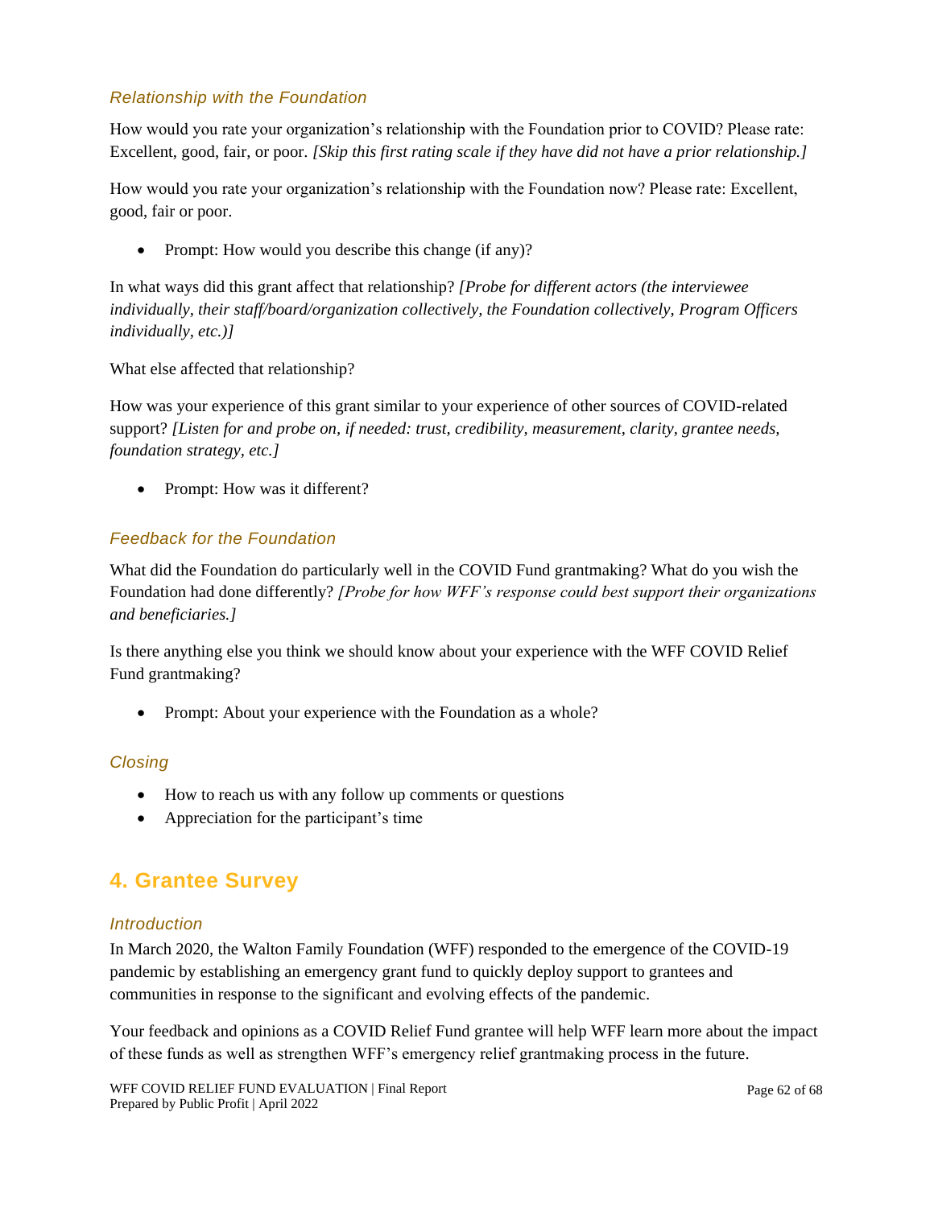### *Relationship with the Foundation*

How would you rate your organization's relationship with the Foundation prior to COVID? Please rate: Excellent, good, fair, or poor. *[Skip this first rating scale if they have did not have a prior relationship.]*

How would you rate your organization's relationship with the Foundation now? Please rate: Excellent, good, fair or poor.

- Prompt: How would you describe this change (if any)?

In what ways did this grant affect that relationship? *[Probe for different actors (the interviewee individually, their staff/board/organization collectively, the Foundation collectively, Program Officers individually, etc.)]*

What else affected that relationship?

How was your experience of this grant similar to your experience of other sources of COVID-related support? *[Listen for and probe on, if needed: trust, credibility, measurement, clarity, grantee needs, foundation strategy, etc.]*

- Prompt: How was it different?

### *Feedback for the Foundation*

What did the Foundation do particularly well in the COVID Fund grantmaking? What do you wish the Foundation had done differently? *[Probe for how WFF's response could best support their organizations and beneficiaries.]*

Is there anything else you think we should know about your experience with the WFF COVID Relief Fund grantmaking?

- Prompt: About your experience with the Foundation as a whole?

### *Closing*

- How to reach us with any follow up comments or questions
- Appreciation for the participant's time

## 4. Grantee Survey

### *Introduction*

In March 2020, the Walton Family Foundation (WFF) responded to the emergence of the COVID-19 pandemic by establishing an emergency grant fund to quickly deploy support to grantees and communities in response to the significant and evolving effects of the pandemic.

Your feedback and opinions as a COVID Relief Fund grantee will help WFF learn more about the impact of these funds as well as strengthen WFF's emergency relief grantmaking process in the future.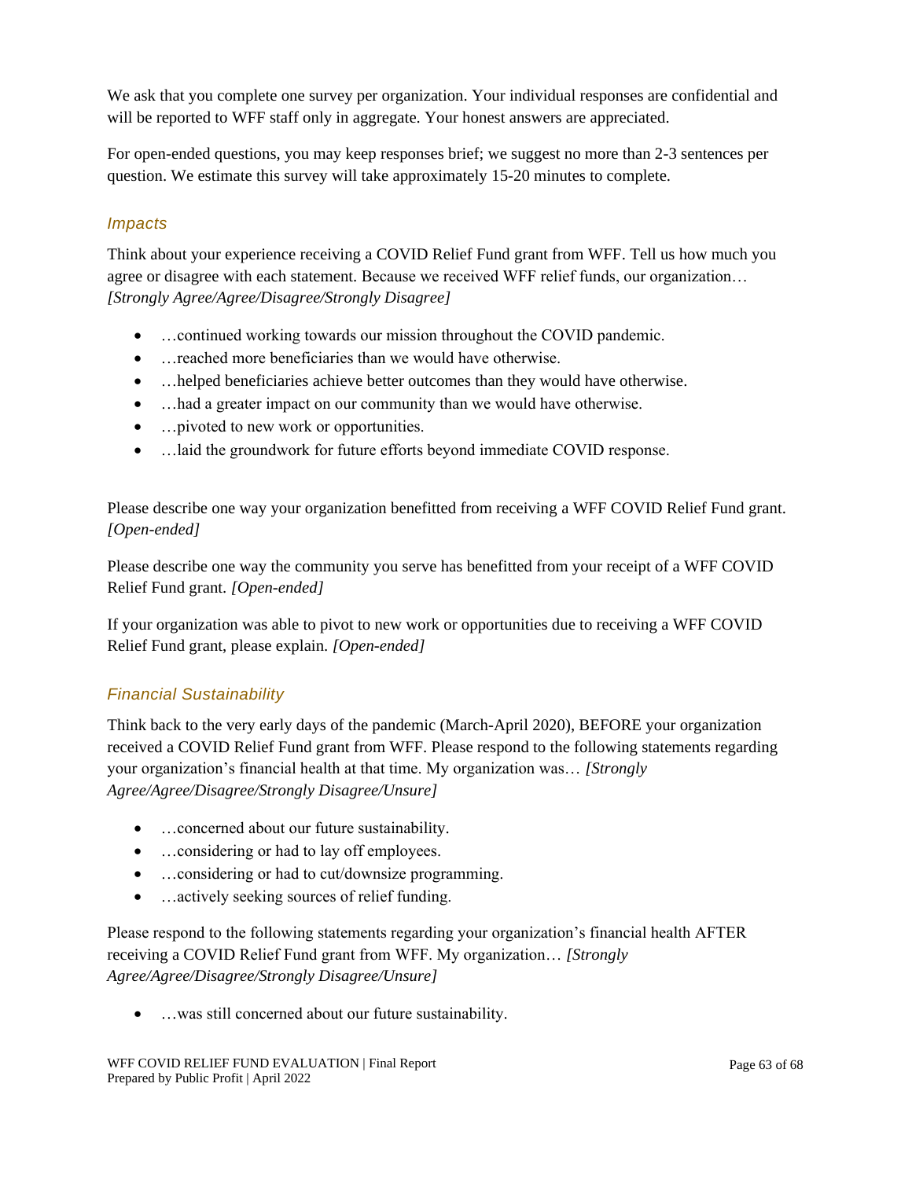We ask that you complete one survey per organization. Your individual responses are confidential and will be reported to WFF staff only in aggregate. Your honest answers are appreciated.

For open-ended questions, you may keep responses brief; we suggest no more than 2-3 sentences per question. We estimate this survey will take approximately 15-20 minutes to complete.

### *Impacts*

Think about your experience receiving a COVID Relief Fund grant from WFF. Tell us how much you agree or disagree with each statement. Because we received WFF relief funds, our organization… *[Strongly Agree/Agree/Disagree/Strongly Disagree]*

- …continued working towards our mission throughout the COVID pandemic.
- …reached more beneficiaries than we would have otherwise.
- …helped beneficiaries achieve better outcomes than they would have otherwise.
- …had a greater impact on our community than we would have otherwise.
- …pivoted to new work or opportunities.
- …laid the groundwork for future efforts beyond immediate COVID response.

Please describe one way your organization benefitted from receiving a WFF COVID Relief Fund grant. *[Open-ended]*

Please describe one way the community you serve has benefitted from your receipt of a WFF COVID Relief Fund grant. *[Open-ended]*

If your organization was able to pivot to new work or opportunities due to receiving a WFF COVID Relief Fund grant, please explain. *[Open-ended]*

### *Financial Sustainability*

Think back to the very early days of the pandemic (March-April 2020), BEFORE your organization received a COVID Relief Fund grant from WFF. Please respond to the following statements regarding your organization's financial health at that time. My organization was… *[Strongly Agree/Agree/Disagree/Strongly Disagree/Unsure]*

- …concerned about our future sustainability.
- …considering or had to lay off employees.
- …considering or had to cut/downsize programming.
- …actively seeking sources of relief funding.

Please respond to the following statements regarding your organization's financial health AFTER receiving a COVID Relief Fund grant from WFF. My organization… *[Strongly Agree/Agree/Disagree/Strongly Disagree/Unsure]*

- …was still concerned about our future sustainability.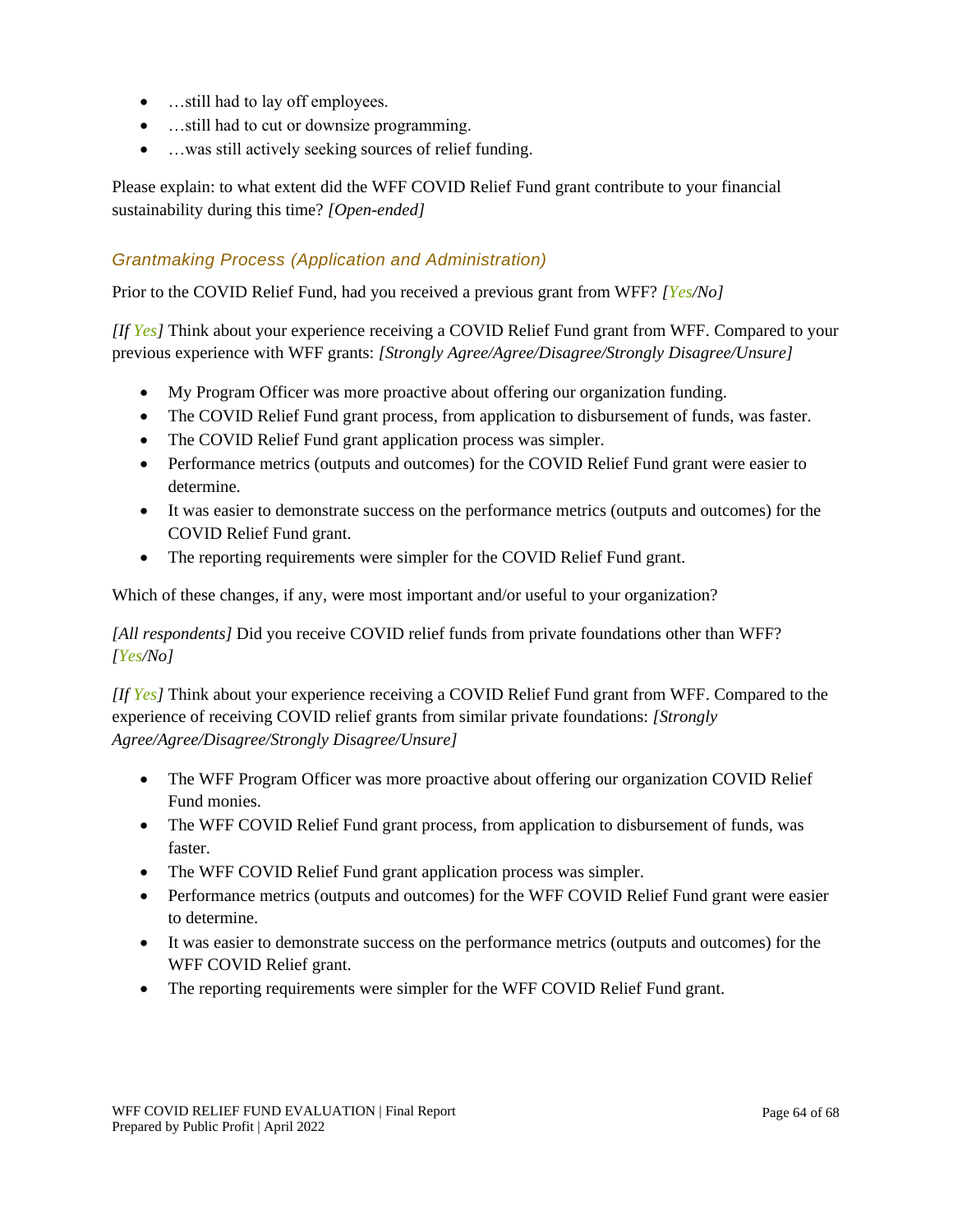- …still had to lay off employees.
- …still had to cut or downsize programming.
- …was still actively seeking sources of relief funding.

Please explain: to what extent did the WFF COVID Relief Fund grant contribute to your financial sustainability during this time? *[Open-ended]*

### *Grantmaking Process (Application and Administration)*

Prior to the COVID Relief Fund, had you received a previous grant from WFF? *[Yes/No]*

*[If Yes]* Think about your experience receiving a COVID Relief Fund grant from WFF. Compared to your previous experience with WFF grants: *[Strongly Agree/Agree/Disagree/Strongly Disagree/Unsure]*

- My Program Officer was more proactive about offering our organization funding.
- The COVID Relief Fund grant process, from application to disbursement of funds, was faster.
- The COVID Relief Fund grant application process was simpler.
- Performance metrics (outputs and outcomes) for the COVID Relief Fund grant were easier to determine.
- It was easier to demonstrate success on the performance metrics (outputs and outcomes) for the COVID Relief Fund grant.
- The reporting requirements were simpler for the COVID Relief Fund grant.

Which of these changes, if any, were most important and/or useful to your organization?

*[All respondents]* Did you receive COVID relief funds from private foundations other than WFF? *[Yes/No]*

*[If Yes]* Think about your experience receiving a COVID Relief Fund grant from WFF. Compared to the experience of receiving COVID relief grants from similar private foundations: *[Strongly Agree/Agree/Disagree/Strongly Disagree/Unsure]*

- The WFF Program Officer was more proactive about offering our organization COVID Relief Fund monies.
- The WFF COVID Relief Fund grant process, from application to disbursement of funds, was faster.
- The WFF COVID Relief Fund grant application process was simpler.
- Performance metrics (outputs and outcomes) for the WFF COVID Relief Fund grant were easier to determine.
- It was easier to demonstrate success on the performance metrics (outputs and outcomes) for the WFF COVID Relief grant.
- The reporting requirements were simpler for the WFF COVID Relief Fund grant.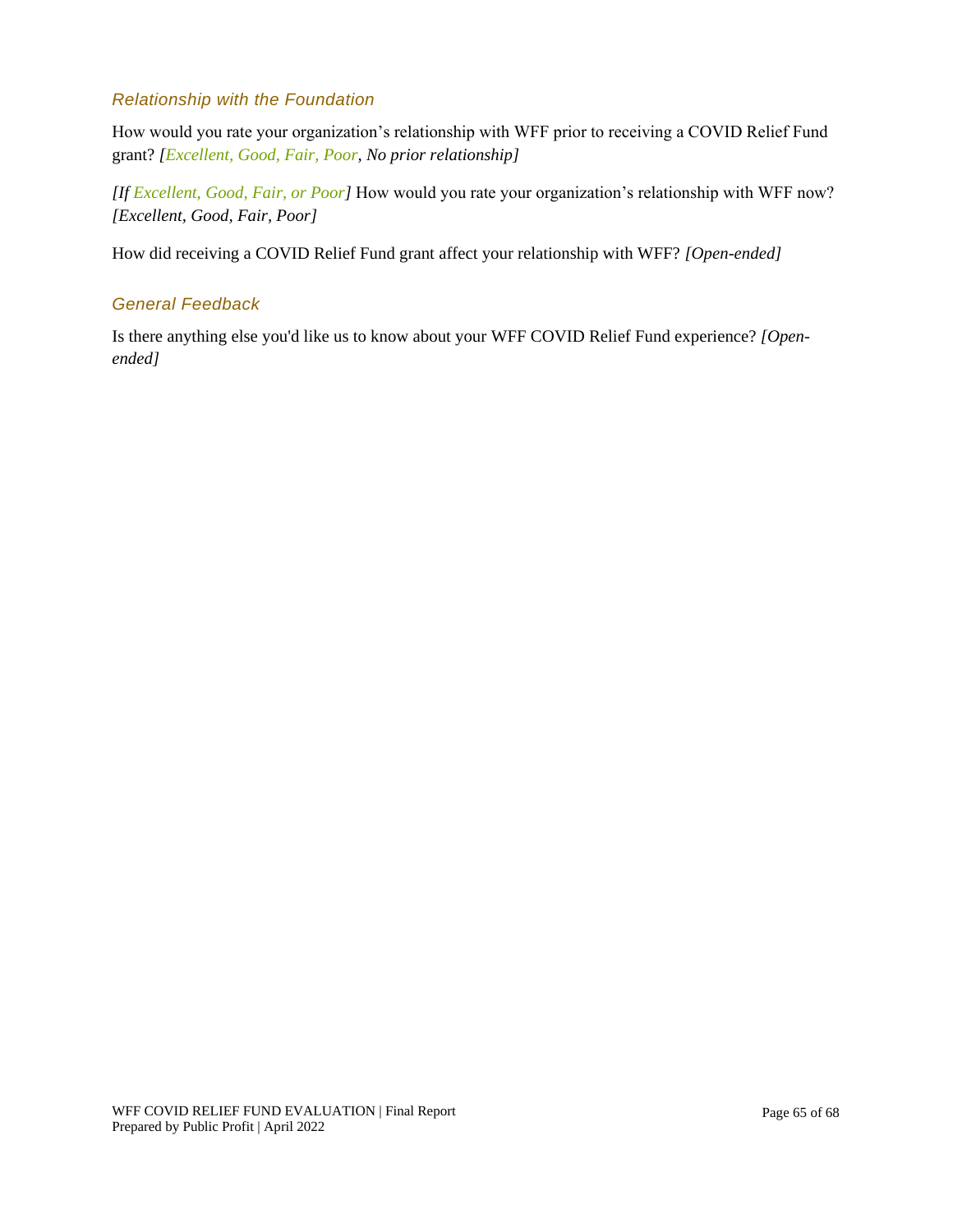### *Relationship with the Foundation*

How would you rate your organization's relationship with WFF prior to receiving a COVID Relief Fund grant? *[Excellent, Good, Fair, Poor, No prior relationship]*

*[If Excellent, Good, Fair, or Poor]* How would you rate your organization's relationship with WFF now? *[Excellent, Good, Fair, Poor]*

How did receiving a COVID Relief Fund grant affect your relationship with WFF? *[Open-ended]*

### *General Feedback*

Is there anything else you'd like us to know about your WFF COVID Relief Fund experience? *[Open-ended]*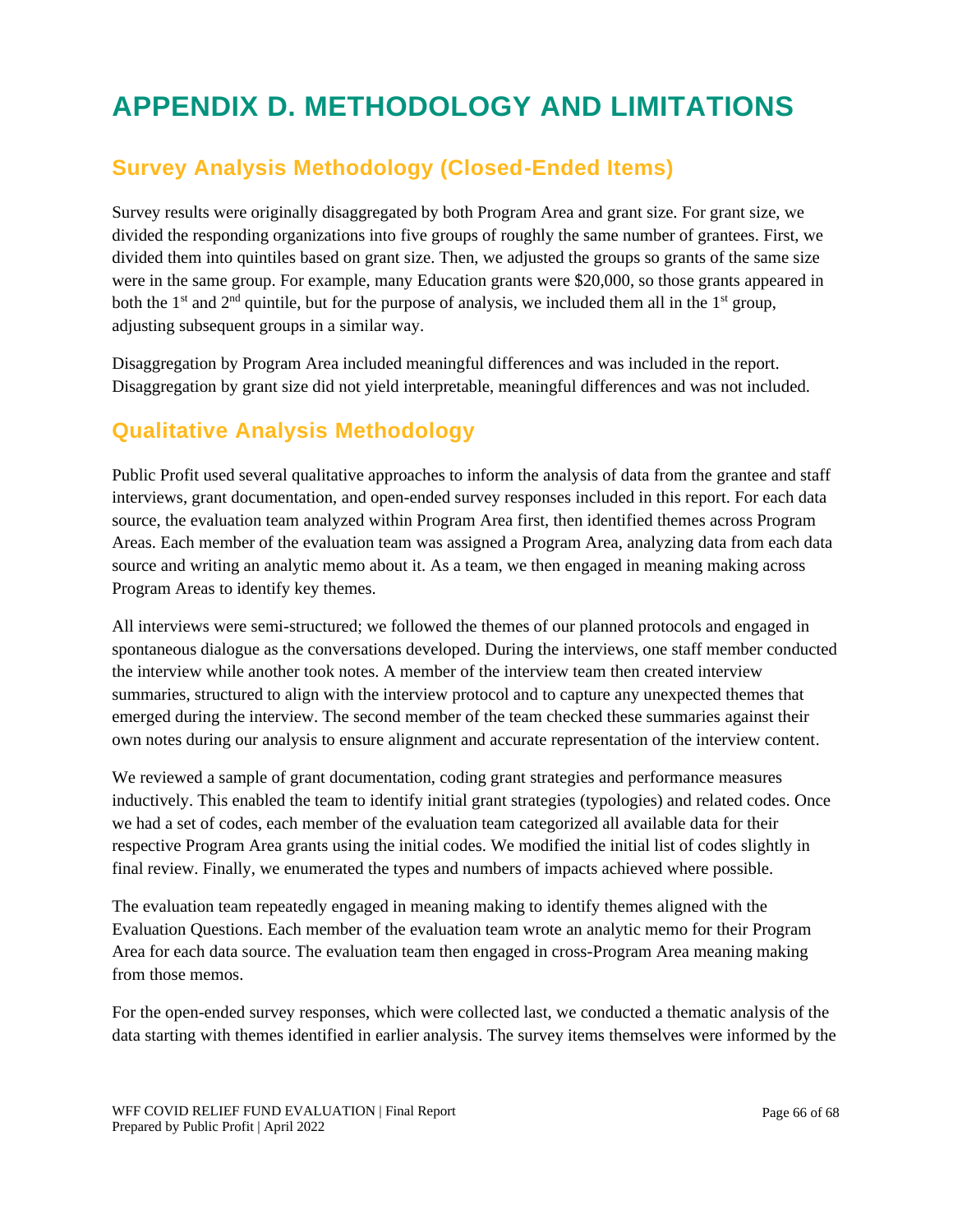# APPENDIX D. METHODOLOGY AND LIMITATIONS

## Survey Analysis Methodology (Closed-Ended Items)

Survey results were originally disaggregated by both Program Area and grant size. For grant size, we divided the responding organizations into five groups of roughly the same number of grantees. First, we divided them into quintiles based on grant size. Then, we adjusted the groups so grants of the same size were in the same group. For example, many Education grants were $20,000, so those grants appeared in both the 1st and 2nd quintile, but for the purpose of analysis, we included them all in the 1st group, adjusting subsequent groups in a similar way.

Disaggregation by Program Area included meaningful differences and was included in the report. Disaggregation by grant size did not yield interpretable, meaningful differences and was not included.

## Qualitative Analysis Methodology

Public Profit used several qualitative approaches to inform the analysis of data from the grantee and staff interviews, grant documentation, and open-ended survey responses included in this report. For each data source, the evaluation team analyzed within Program Area first, then identified themes across Program Areas. Each member of the evaluation team was assigned a Program Area, analyzing data from each data source and writing an analytic memo about it. As a team, we then engaged in meaning making across Program Areas to identify key themes.

All interviews were semi-structured; we followed the themes of our planned protocols and engaged in spontaneous dialogue as the conversations developed. During the interviews, one staff member conducted the interview while another took notes. A member of the interview team then created interview summaries, structured to align with the interview protocol and to capture any unexpected themes that emerged during the interview. The second member of the team checked these summaries against their own notes during our analysis to ensure alignment and accurate representation of the interview content.

We reviewed a sample of grant documentation, coding grant strategies and performance measures inductively. This enabled the team to identify initial grant strategies (typologies) and related codes. Once we had a set of codes, each member of the evaluation team categorized all available data for their respective Program Area grants using the initial codes. We modified the initial list of codes slightly in final review. Finally, we enumerated the types and numbers of impacts achieved where possible.

The evaluation team repeatedly engaged in meaning making to identify themes aligned with the Evaluation Questions. Each member of the evaluation team wrote an analytic memo for their Program Area for each data source. The evaluation team then engaged in cross-Program Area meaning making from those memos.

For the open-ended survey responses, which were collected last, we conducted a thematic analysis of the data starting with themes identified in earlier analysis. The survey items themselves were informed by the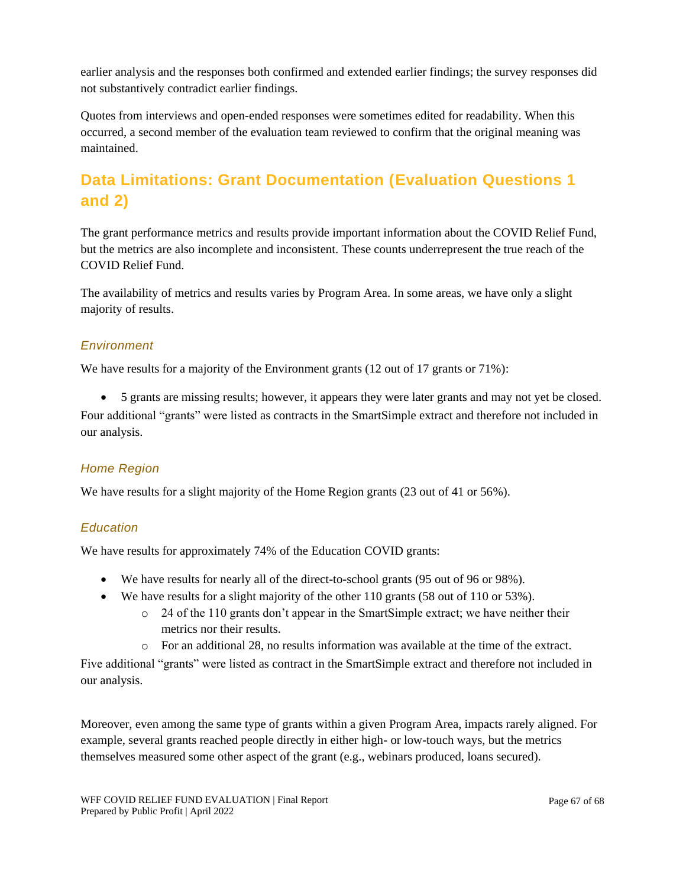earlier analysis and the responses both confirmed and extended earlier findings; the survey responses did not substantively contradict earlier findings.

Quotes from interviews and open-ended responses were sometimes edited for readability. When this occurred, a second member of the evaluation team reviewed to confirm that the original meaning was maintained.

## Data Limitations: Grant Documentation (Evaluation Questions 1 and 2)

The grant performance metrics and results provide important information about the COVID Relief Fund, but the metrics are also incomplete and inconsistent. These counts underrepresent the true reach of the COVID Relief Fund.

The availability of metrics and results varies by Program Area. In some areas, we have only a slight majority of results.

### *Environment*

We have results for a majority of the Environment grants (12 out of 17 grants or 71%):

- 5 grants are missing results; however, it appears they were later grants and may not yet be closed.

Four additional "grants" were listed as contracts in the SmartSimple extract and therefore not included in our analysis.

### *Home Region*

We have results for a slight majority of the Home Region grants (23 out of 41 or 56%).

### *Education*

We have results for approximately 74% of the Education COVID grants:

- We have results for nearly all of the direct-to-school grants (95 out of 96 or 98%).
- We have results for a slight majority of the other 110 grants (58 out of 110 or 53%).
  - 24 of the 110 grants don't appear in the SmartSimple extract; we have neither their metrics nor their results.
  - For an additional 28, no results information was available at the time of the extract.

Five additional "grants" were listed as contract in the SmartSimple extract and therefore not included in our analysis.

Moreover, even among the same type of grants within a given Program Area, impacts rarely aligned. For example, several grants reached people directly in either high- or low-touch ways, but the metrics themselves measured some other aspect of the grant (e.g., webinars produced, loans secured).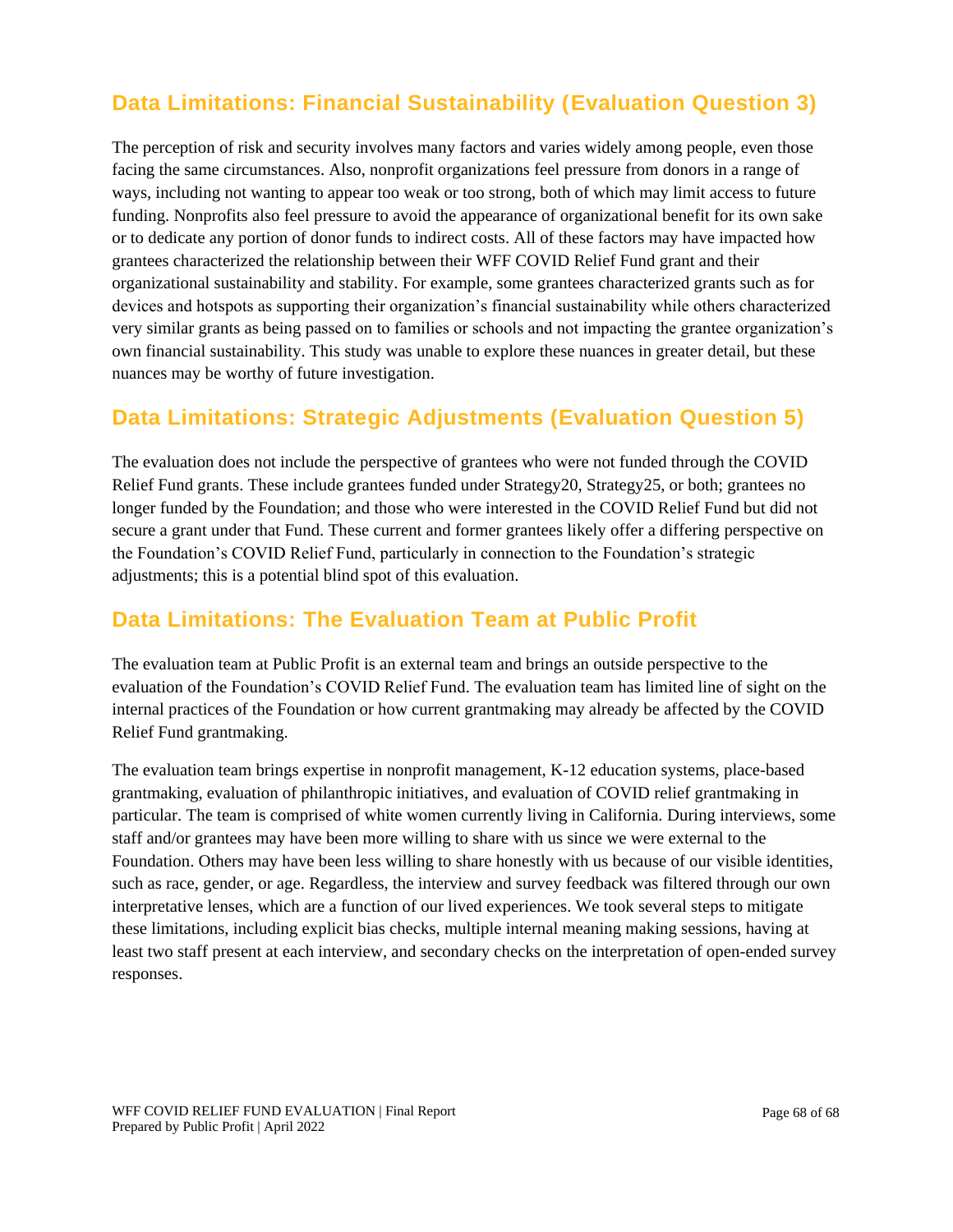## Data Limitations: Financial Sustainability (Evaluation Question 3)

The perception of risk and security involves many factors and varies widely among people, even those facing the same circumstances. Also, nonprofit organizations feel pressure from donors in a range of ways, including not wanting to appear too weak or too strong, both of which may limit access to future funding. Nonprofits also feel pressure to avoid the appearance of organizational benefit for its own sake or to dedicate any portion of donor funds to indirect costs. All of these factors may have impacted how grantees characterized the relationship between their WFF COVID Relief Fund grant and their organizational sustainability and stability. For example, some grantees characterized grants such as for devices and hotspots as supporting their organization's financial sustainability while others characterized very similar grants as being passed on to families or schools and not impacting the grantee organization's own financial sustainability. This study was unable to explore these nuances in greater detail, but these nuances may be worthy of future investigation.

## Data Limitations: Strategic Adjustments (Evaluation Question 5)

The evaluation does not include the perspective of grantees who were not funded through the COVID Relief Fund grants. These include grantees funded under Strategy20, Strategy25, or both; grantees no longer funded by the Foundation; and those who were interested in the COVID Relief Fund but did not secure a grant under that Fund. These current and former grantees likely offer a differing perspective on the Foundation's COVID Relief Fund, particularly in connection to the Foundation's strategic adjustments; this is a potential blind spot of this evaluation.

## Data Limitations: The Evaluation Team at Public Profit

The evaluation team at Public Profit is an external team and brings an outside perspective to the evaluation of the Foundation's COVID Relief Fund. The evaluation team has limited line of sight on the internal practices of the Foundation or how current grantmaking may already be affected by the COVID Relief Fund grantmaking.

The evaluation team brings expertise in nonprofit management, K-12 education systems, place-based grantmaking, evaluation of philanthropic initiatives, and evaluation of COVID relief grantmaking in particular. The team is comprised of white women currently living in California. During interviews, some staff and/or grantees may have been more willing to share with us since we were external to the Foundation. Others may have been less willing to share honestly with us because of our visible identities, such as race, gender, or age. Regardless, the interview and survey feedback was filtered through our own interpretative lenses, which are a function of our lived experiences. We took several steps to mitigate these limitations, including explicit bias checks, multiple internal meaning making sessions, having at least two staff present at each interview, and secondary checks on the interpretation of open-ended survey responses.